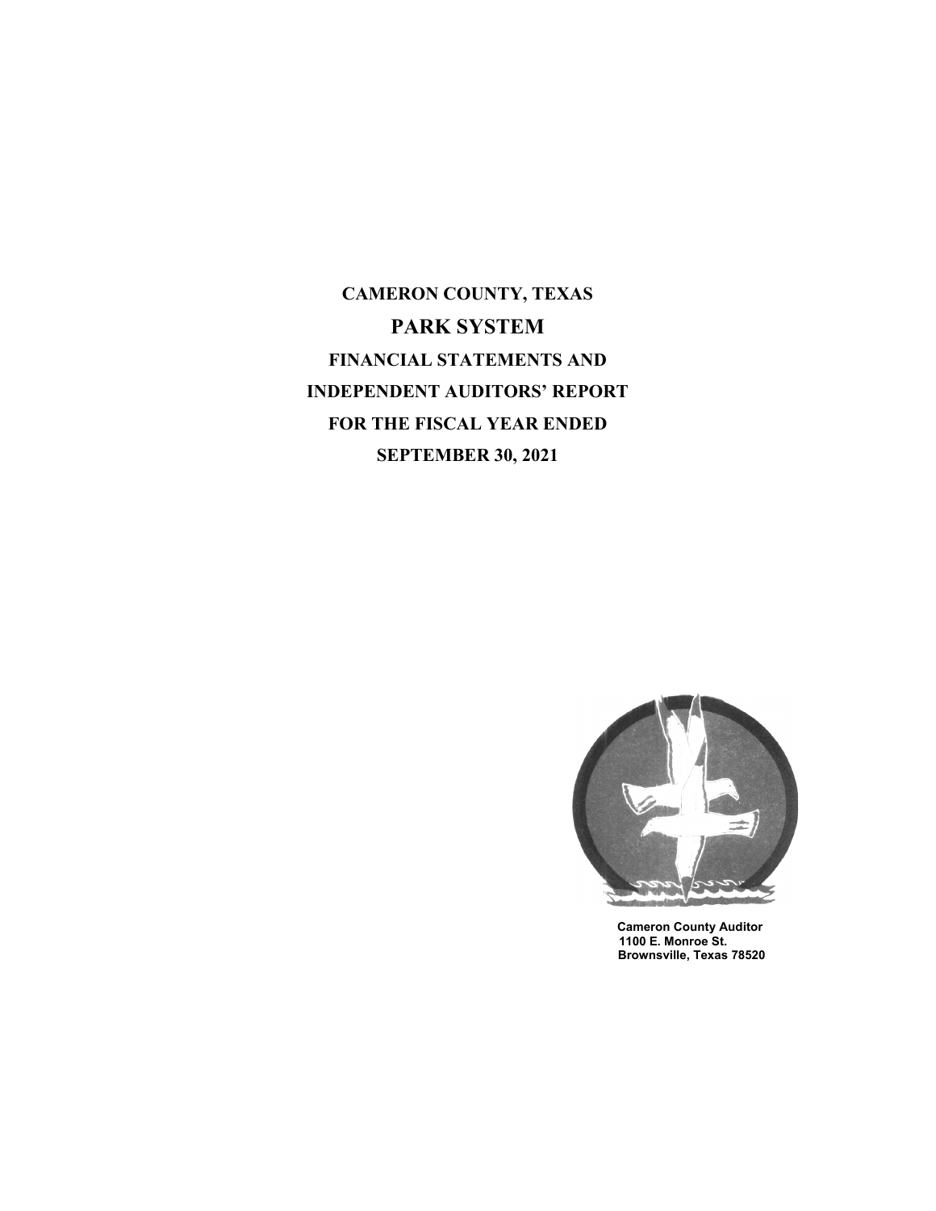# CAMERON COUNTY, TEXAS

## PARK SYSTEM

**FINANCIAL STATEMENTS AND**

**INDEPENDENT AUDITORS' REPORT**

**FOR THE FISCAL YEAR ENDED**

**SEPTEMBER 30, 2021**

**Cameron County Auditor**
**1100 E. Monroe St.**
**Brownsville, Texas 78520**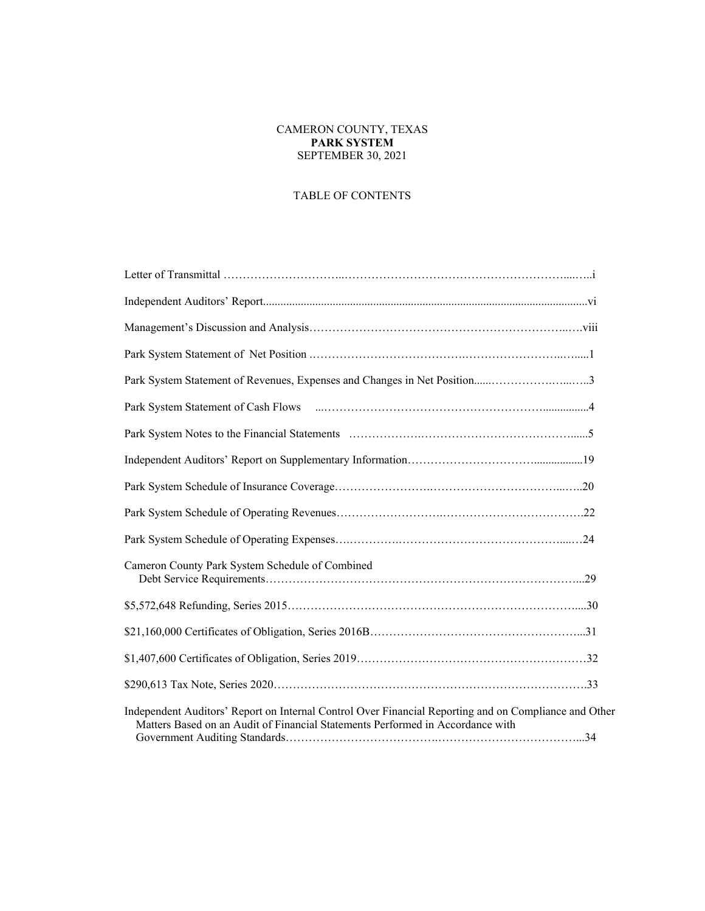CAMERON COUNTY, TEXAS
**PARK SYSTEM**
SEPTEMBER 30, 2021

TABLE OF CONTENTS

| | |
|---|---|
| Letter of Transmittal | i |
| Independent Auditors' Report | vi |
| Management's Discussion and Analysis | viii |
| Park System Statement of Net Position | 1 |
| Park System Statement of Revenues, Expenses and Changes in Net Position | 3 |
| Park System Statement of Cash Flows | 4 |
| Park System Notes to the Financial Statements | 5 |
| Independent Auditors' Report on Supplementary Information | 19 |
| Park System Schedule of Insurance Coverage | 20 |
| Park System Schedule of Operating Revenues | 22 |
| Park System Schedule of Operating Expenses | 24 |
| Cameron County Park System Schedule of Combined Debt Service Requirements | 29 |
| $5,572,648 Refunding, Series 2015 | 30 |
| $21,160,000 Certificates of Obligation, Series 2016B | 31 |
| $1,407,600 Certificates of Obligation, Series 2019 | 32 |
| $290,613 Tax Note, Series 2020 | 33 |
| Independent Auditors' Report on Internal Control Over Financial Reporting and on Compliance and Other Matters Based on an Audit of Financial Statements Performed in Accordance with Government Auditing Standards | 34 |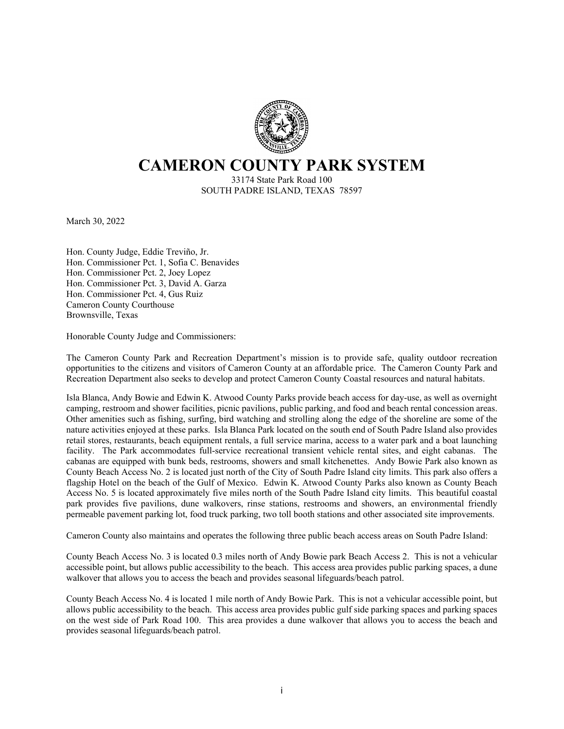# CAMERON COUNTY PARK SYSTEM

33174 State Park Road 100
SOUTH PADRE ISLAND, TEXAS 78597

March 30, 2022

Hon. County Judge, Eddie Treviño, Jr.
Hon. Commissioner Pct. 1, Sofia C. Benavides
Hon. Commissioner Pct. 2, Joey Lopez
Hon. Commissioner Pct. 3, David A. Garza
Hon. Commissioner Pct. 4, Gus Ruiz
Cameron County Courthouse
Brownsville, Texas

Honorable County Judge and Commissioners:

The Cameron County Park and Recreation Department's mission is to provide safe, quality outdoor recreation opportunities to the citizens and visitors of Cameron County at an affordable price. The Cameron County Park and Recreation Department also seeks to develop and protect Cameron County Coastal resources and natural habitats.

Isla Blanca, Andy Bowie and Edwin K. Atwood County Parks provide beach access for day-use, as well as overnight camping, restroom and shower facilities, picnic pavilions, public parking, and food and beach rental concession areas. Other amenities such as fishing, surfing, bird watching and strolling along the edge of the shoreline are some of the nature activities enjoyed at these parks. Isla Blanca Park located on the south end of South Padre Island also provides retail stores, restaurants, beach equipment rentals, a full service marina, access to a water park and a boat launching facility. The Park accommodates full-service recreational transient vehicle rental sites, and eight cabanas. The cabanas are equipped with bunk beds, restrooms, showers and small kitchenettes. Andy Bowie Park also known as County Beach Access No. 2 is located just north of the City of South Padre Island city limits. This park also offers a flagship Hotel on the beach of the Gulf of Mexico. Edwin K. Atwood County Parks also known as County Beach Access No. 5 is located approximately five miles north of the South Padre Island city limits. This beautiful coastal park provides five pavilions, dune walkovers, rinse stations, restrooms and showers, an environmental friendly permeable pavement parking lot, food truck parking, two toll booth stations and other associated site improvements.

Cameron County also maintains and operates the following three public beach access areas on South Padre Island:

County Beach Access No. 3 is located 0.3 miles north of Andy Bowie park Beach Access 2. This is not a vehicular accessible point, but allows public accessibility to the beach. This access area provides public parking spaces, a dune walkover that allows you to access the beach and provides seasonal lifeguards/beach patrol.

County Beach Access No. 4 is located 1 mile north of Andy Bowie Park. This is not a vehicular accessible point, but allows public accessibility to the beach. This access area provides public gulf side parking spaces and parking spaces on the west side of Park Road 100. This area provides a dune walkover that allows you to access the beach and provides seasonal lifeguards/beach patrol.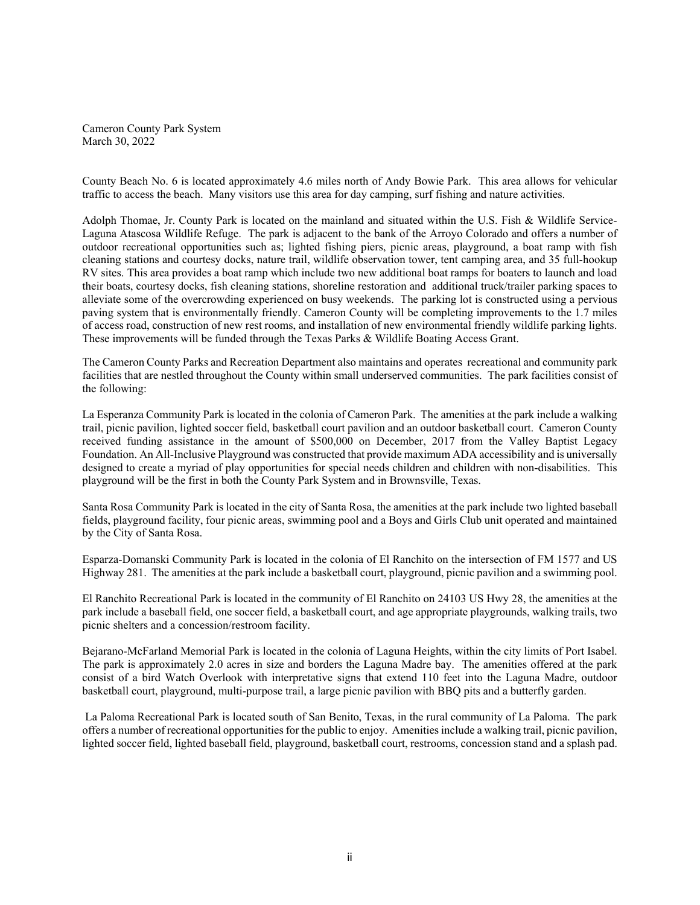Cameron County Park System
March 30, 2022

County Beach No. 6 is located approximately 4.6 miles north of Andy Bowie Park. This area allows for vehicular traffic to access the beach. Many visitors use this area for day camping, surf fishing and nature activities.

Adolph Thomae, Jr. County Park is located on the mainland and situated within the U.S. Fish & Wildlife Service-Laguna Atascosa Wildlife Refuge. The park is adjacent to the bank of the Arroyo Colorado and offers a number of outdoor recreational opportunities such as; lighted fishing piers, picnic areas, playground, a boat ramp with fish cleaning stations and courtesy docks, nature trail, wildlife observation tower, tent camping area, and 35 full-hookup RV sites. This area provides a boat ramp which include two new additional boat ramps for boaters to launch and load their boats, courtesy docks, fish cleaning stations, shoreline restoration and additional truck/trailer parking spaces to alleviate some of the overcrowding experienced on busy weekends. The parking lot is constructed using a pervious paving system that is environmentally friendly. Cameron County will be completing improvements to the 1.7 miles of access road, construction of new rest rooms, and installation of new environmental friendly wildlife parking lights. These improvements will be funded through the Texas Parks & Wildlife Boating Access Grant.

The Cameron County Parks and Recreation Department also maintains and operates recreational and community park facilities that are nestled throughout the County within small underserved communities. The park facilities consist of the following:

La Esperanza Community Park is located in the colonia of Cameron Park. The amenities at the park include a walking trail, picnic pavilion, lighted soccer field, basketball court pavilion and an outdoor basketball court. Cameron County received funding assistance in the amount of $500,000 on December, 2017 from the Valley Baptist Legacy Foundation. An All-Inclusive Playground was constructed that provide maximum ADA accessibility and is universally designed to create a myriad of play opportunities for special needs children and children with non-disabilities. This playground will be the first in both the County Park System and in Brownsville, Texas.

Santa Rosa Community Park is located in the city of Santa Rosa, the amenities at the park include two lighted baseball fields, playground facility, four picnic areas, swimming pool and a Boys and Girls Club unit operated and maintained by the City of Santa Rosa.

Esparza-Domanski Community Park is located in the colonia of El Ranchito on the intersection of FM 1577 and US Highway 281. The amenities at the park include a basketball court, playground, picnic pavilion and a swimming pool.

El Ranchito Recreational Park is located in the community of El Ranchito on 24103 US Hwy 28, the amenities at the park include a baseball field, one soccer field, a basketball court, and age appropriate playgrounds, walking trails, two picnic shelters and a concession/restroom facility.

Bejarano-McFarland Memorial Park is located in the colonia of Laguna Heights, within the city limits of Port Isabel. The park is approximately 2.0 acres in size and borders the Laguna Madre bay. The amenities offered at the park consist of a bird Watch Overlook with interpretative signs that extend 110 feet into the Laguna Madre, outdoor basketball court, playground, multi-purpose trail, a large picnic pavilion with BBQ pits and a butterfly garden.

La Paloma Recreational Park is located south of San Benito, Texas, in the rural community of La Paloma. The park offers a number of recreational opportunities for the public to enjoy. Amenities include a walking trail, picnic pavilion, lighted soccer field, lighted baseball field, playground, basketball court, restrooms, concession stand and a splash pad.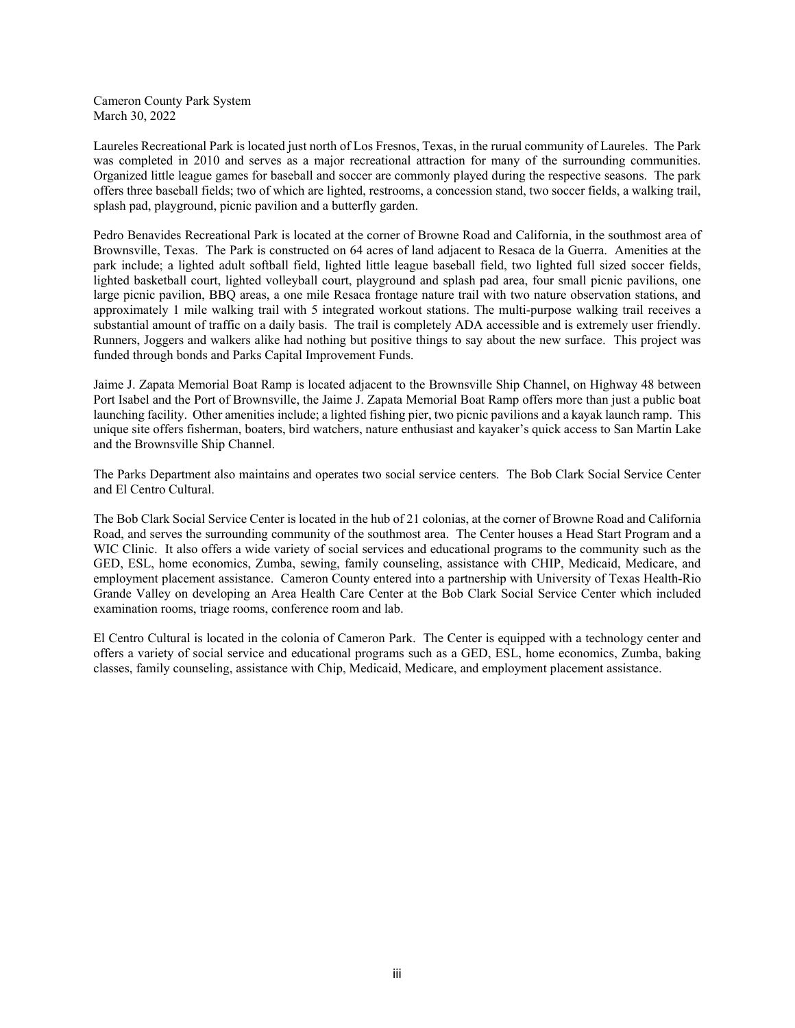Cameron County Park System
March 30, 2022

Laureles Recreational Park is located just north of Los Fresnos, Texas, in the rurual community of Laureles. The Park was completed in 2010 and serves as a major recreational attraction for many of the surrounding communities. Organized little league games for baseball and soccer are commonly played during the respective seasons. The park offers three baseball fields; two of which are lighted, restrooms, a concession stand, two soccer fields, a walking trail, splash pad, playground, picnic pavilion and a butterfly garden.

Pedro Benavides Recreational Park is located at the corner of Browne Road and California, in the southmost area of Brownsville, Texas. The Park is constructed on 64 acres of land adjacent to Resaca de la Guerra. Amenities at the park include; a lighted adult softball field, lighted little league baseball field, two lighted full sized soccer fields, lighted basketball court, lighted volleyball court, playground and splash pad area, four small picnic pavilions, one large picnic pavilion, BBQ areas, a one mile Resaca frontage nature trail with two nature observation stations, and approximately 1 mile walking trail with 5 integrated workout stations. The multi-purpose walking trail receives a substantial amount of traffic on a daily basis. The trail is completely ADA accessible and is extremely user friendly. Runners, Joggers and walkers alike had nothing but positive things to say about the new surface. This project was funded through bonds and Parks Capital Improvement Funds.

Jaime J. Zapata Memorial Boat Ramp is located adjacent to the Brownsville Ship Channel, on Highway 48 between Port Isabel and the Port of Brownsville, the Jaime J. Zapata Memorial Boat Ramp offers more than just a public boat launching facility. Other amenities include; a lighted fishing pier, two picnic pavilions and a kayak launch ramp. This unique site offers fisherman, boaters, bird watchers, nature enthusiast and kayaker's quick access to San Martin Lake and the Brownsville Ship Channel.

The Parks Department also maintains and operates two social service centers. The Bob Clark Social Service Center and El Centro Cultural.

The Bob Clark Social Service Center is located in the hub of 21 colonias, at the corner of Browne Road and California Road, and serves the surrounding community of the southmost area. The Center houses a Head Start Program and a WIC Clinic. It also offers a wide variety of social services and educational programs to the community such as the GED, ESL, home economics, Zumba, sewing, family counseling, assistance with CHIP, Medicaid, Medicare, and employment placement assistance. Cameron County entered into a partnership with University of Texas Health-Rio Grande Valley on developing an Area Health Care Center at the Bob Clark Social Service Center which included examination rooms, triage rooms, conference room and lab.

El Centro Cultural is located in the colonia of Cameron Park. The Center is equipped with a technology center and offers a variety of social service and educational programs such as a GED, ESL, home economics, Zumba, baking classes, family counseling, assistance with Chip, Medicaid, Medicare, and employment placement assistance.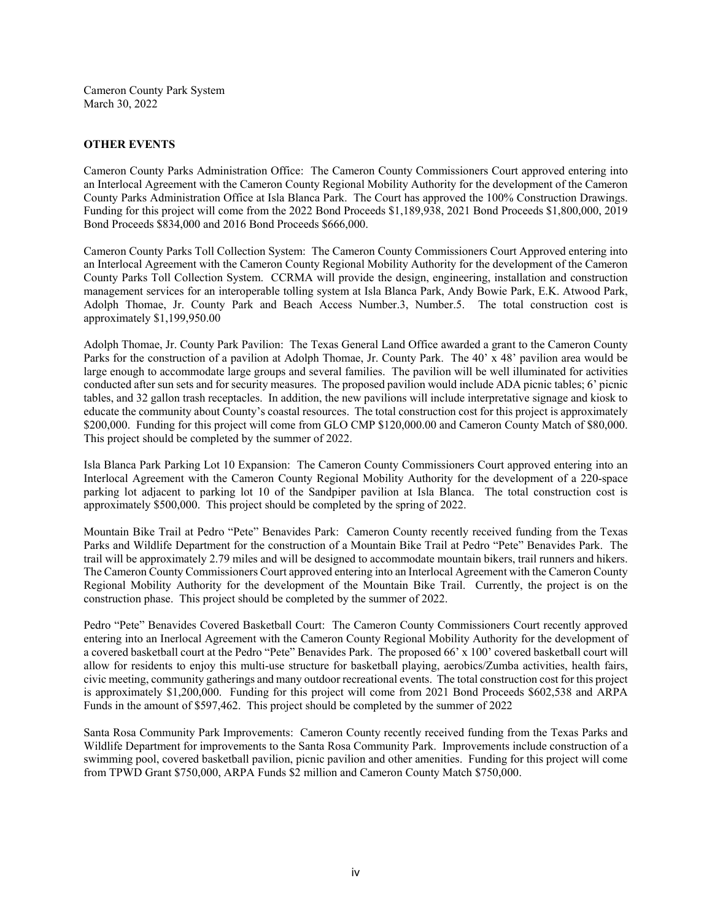Cameron County Park System
March 30, 2022

**OTHER EVENTS**

Cameron County Parks Administration Office: The Cameron County Commissioners Court approved entering into an Interlocal Agreement with the Cameron County Regional Mobility Authority for the development of the Cameron County Parks Administration Office at Isla Blanca Park. The Court has approved the 100% Construction Drawings. Funding for this project will come from the 2022 Bond Proceeds $1,189,938, 2021 Bond Proceeds $1,800,000, 2019 Bond Proceeds $834,000 and 2016 Bond Proceeds $666,000.

Cameron County Parks Toll Collection System: The Cameron County Commissioners Court Approved entering into an Interlocal Agreement with the Cameron County Regional Mobility Authority for the development of the Cameron County Parks Toll Collection System. CCRMA will provide the design, engineering, installation and construction management services for an interoperable tolling system at Isla Blanca Park, Andy Bowie Park, E.K. Atwood Park, Adolph Thomae, Jr. County Park and Beach Access Number.3, Number.5. The total construction cost is approximately $1,199,950.00

Adolph Thomae, Jr. County Park Pavilion: The Texas General Land Office awarded a grant to the Cameron County Parks for the construction of a pavilion at Adolph Thomae, Jr. County Park. The 40' x 48' pavilion area would be large enough to accommodate large groups and several families. The pavilion will be well illuminated for activities conducted after sun sets and for security measures. The proposed pavilion would include ADA picnic tables; 6' picnic tables, and 32 gallon trash receptacles. In addition, the new pavilions will include interpretative signage and kiosk to educate the community about County's coastal resources. The total construction cost for this project is approximately $200,000. Funding for this project will come from GLO CMP $120,000.00 and Cameron County Match of $80,000. This project should be completed by the summer of 2022.

Isla Blanca Park Parking Lot 10 Expansion: The Cameron County Commissioners Court approved entering into an Interlocal Agreement with the Cameron County Regional Mobility Authority for the development of a 220-space parking lot adjacent to parking lot 10 of the Sandpiper pavilion at Isla Blanca. The total construction cost is approximately $500,000. This project should be completed by the spring of 2022.

Mountain Bike Trail at Pedro "Pete" Benavides Park: Cameron County recently received funding from the Texas Parks and Wildlife Department for the construction of a Mountain Bike Trail at Pedro "Pete" Benavides Park. The trail will be approximately 2.79 miles and will be designed to accommodate mountain bikers, trail runners and hikers. The Cameron County Commissioners Court approved entering into an Interlocal Agreement with the Cameron County Regional Mobility Authority for the development of the Mountain Bike Trail. Currently, the project is on the construction phase. This project should be completed by the summer of 2022.

Pedro "Pete" Benavides Covered Basketball Court: The Cameron County Commissioners Court recently approved entering into an Inerlocal Agreement with the Cameron County Regional Mobility Authority for the development of a covered basketball court at the Pedro "Pete" Benavides Park. The proposed 66' x 100' covered basketball court will allow for residents to enjoy this multi-use structure for basketball playing, aerobics/Zumba activities, health fairs, civic meeting, community gatherings and many outdoor recreational events. The total construction cost for this project is approximately $1,200,000. Funding for this project will come from 2021 Bond Proceeds $602,538 and ARPA Funds in the amount of $597,462. This project should be completed by the summer of 2022

Santa Rosa Community Park Improvements: Cameron County recently received funding from the Texas Parks and Wildlife Department for improvements to the Santa Rosa Community Park. Improvements include construction of a swimming pool, covered basketball pavilion, picnic pavilion and other amenities. Funding for this project will come from TPWD Grant $750,000, ARPA Funds $2 million and Cameron County Match $750,000.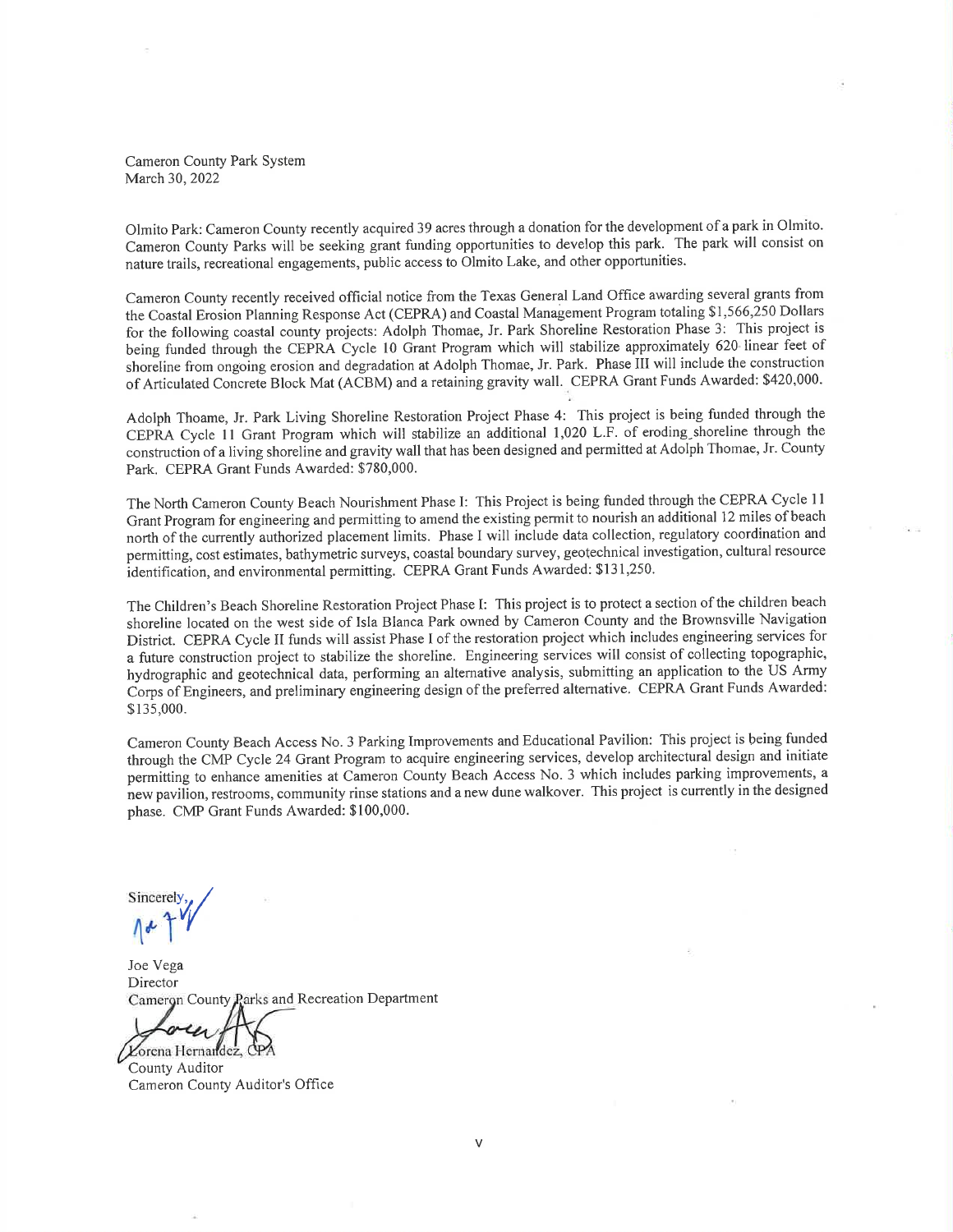Cameron County Park System
March 30, 2022

Olmito Park: Cameron County recently acquired 39 acres through a donation for the development of a park in Olmito. Cameron County Parks will be seeking grant funding opportunities to develop this park. The park will consist on nature trails, recreational engagements, public access to Olmito Lake, and other opportunities.

Cameron County recently received official notice from the Texas General Land Office awarding several grants from the Coastal Erosion Planning Response Act (CEPRA) and Coastal Management Program totaling $1,566,250 Dollars for the following coastal county projects: Adolph Thomae, Jr. Park Shoreline Restoration Phase 3: This project is being funded through the CEPRA Cycle 10 Grant Program which will stabilize approximately 620 linear feet of shoreline from ongoing erosion and degradation at Adolph Thomae, Jr. Park. Phase III will include the construction of Articulated Concrete Block Mat (ACBM) and a retaining gravity wall. CEPRA Grant Funds Awarded: $420,000.

Adolph Thoame, Jr. Park Living Shoreline Restoration Project Phase 4: This project is being funded through the CEPRA Cycle 11 Grant Program which will stabilize an additional 1,020 L.F. of eroding shoreline through the construction of a living shoreline and gravity wall that has been designed and permitted at Adolph Thomae, Jr. County Park. CEPRA Grant Funds Awarded: $780,000.

The North Cameron County Beach Nourishment Phase I: This Project is being funded through the CEPRA Cycle 11 Grant Program for engineering and permitting to amend the existing permit to nourish an additional 12 miles of beach north of the currently authorized placement limits. Phase I will include data collection, regulatory coordination and permitting, cost estimates, bathymetric surveys, coastal boundary survey, geotechnical investigation, cultural resource identification, and environmental permitting. CEPRA Grant Funds Awarded: $131,250.

The Children's Beach Shoreline Restoration Project Phase I: This project is to protect a section of the children beach shoreline located on the west side of Isla Blanca Park owned by Cameron County and the Brownsville Navigation District. CEPRA Cycle II funds will assist Phase I of the restoration project which includes engineering services for a future construction project to stabilize the shoreline. Engineering services will consist of collecting topographic, hydrographic and geotechnical data, performing an alternative analysis, submitting an application to the US Army Corps of Engineers, and preliminary engineering design of the preferred alternative. CEPRA Grant Funds Awarded: $135,000.

Cameron County Beach Access No. 3 Parking Improvements and Educational Pavilion: This project is being funded through the CMP Cycle 24 Grant Program to acquire engineering services, develop architectural design and initiate permitting to enhance amenities at Cameron County Beach Access No. 3 which includes parking improvements, a new pavilion, restrooms, community rinse stations and a new dune walkover. This project is currently in the designed phase. CMP Grant Funds Awarded: $100,000.

Sincerely,

Joe Vega
Director
Cameron County Parks and Recreation Department

Lorena Hernandez, CPA
County Auditor
Cameron County Auditor's Office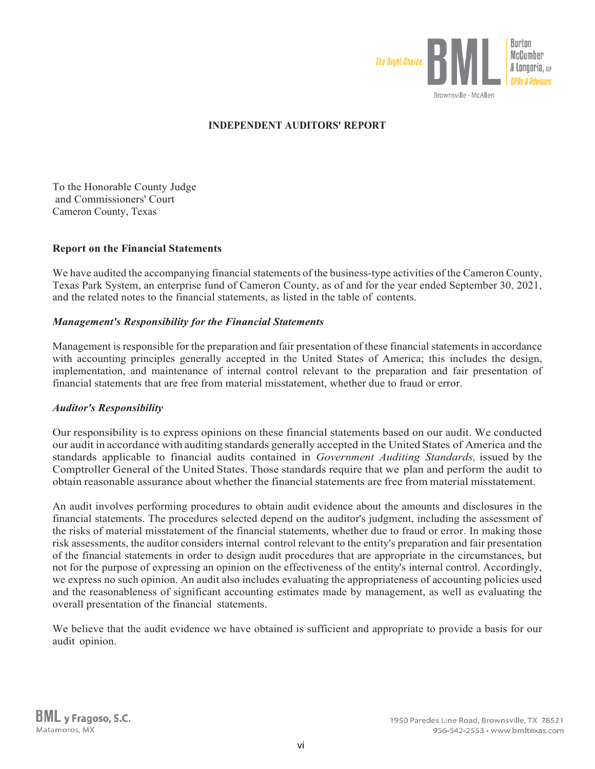**INDEPENDENT AUDITORS' REPORT**

To the Honorable County Judge
and Commissioners' Court
Cameron County, Texas

**Report on the Financial Statements**

We have audited the accompanying financial statements of the business-type activities of the Cameron County, Texas Park System, an enterprise fund of Cameron County, as of and for the year ended September 30, 2021, and the related notes to the financial statements, as listed in the table of contents.

***Management's Responsibility for the Financial Statements***

Management is responsible for the preparation and fair presentation of these financial statements in accordance with accounting principles generally accepted in the United States of America; this includes the design, implementation, and maintenance of internal control relevant to the preparation and fair presentation of financial statements that are free from material misstatement, whether due to fraud or error.

***Auditor's Responsibility***

Our responsibility is to express opinions on these financial statements based on our audit. We conducted our audit in accordance with auditing standards generally accepted in the United States of America and the standards applicable to financial audits contained in *Government Auditing Standards,* issued by the Comptroller General of the United States. Those standards require that we plan and perform the audit to obtain reasonable assurance about whether the financial statements are free from material misstatement.

An audit involves performing procedures to obtain audit evidence about the amounts and disclosures in the financial statements. The procedures selected depend on the auditor's judgment, including the assessment of the risks of material misstatement of the financial statements, whether due to fraud or error. In making those risk assessments, the auditor considers internal control relevant to the entity's preparation and fair presentation of the financial statements in order to design audit procedures that are appropriate in the circumstances, but not for the purpose of expressing an opinion on the effectiveness of the entity's internal control. Accordingly, we express no such opinion. An audit also includes evaluating the appropriateness of accounting policies used and the reasonableness of significant accounting estimates made by management, as well as evaluating the overall presentation of the financial statements.

We believe that the audit evidence we have obtained is sufficient and appropriate to provide a basis for our audit opinion.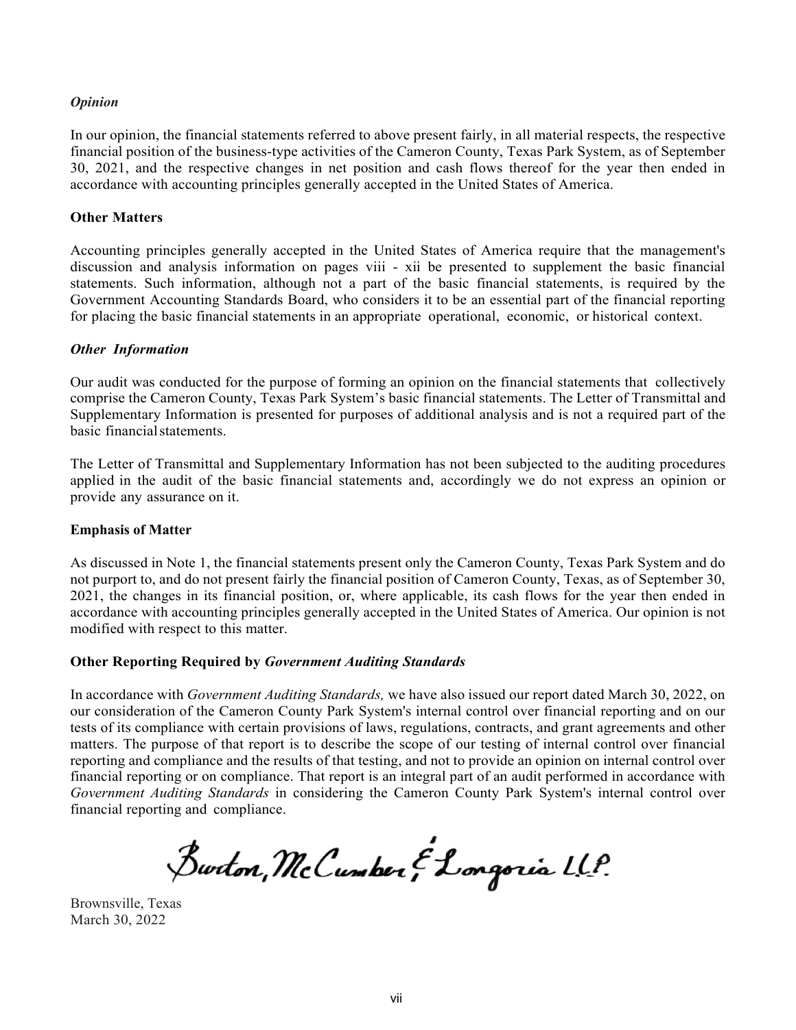*Opinion*

In our opinion, the financial statements referred to above present fairly, in all material respects, the respective financial position of the business-type activities of the Cameron County, Texas Park System, as of September 30, 2021, and the respective changes in net position and cash flows thereof for the year then ended in accordance with accounting principles generally accepted in the United States of America.

**Other Matters**

Accounting principles generally accepted in the United States of America require that the management's discussion and analysis information on pages viii - xii be presented to supplement the basic financial statements. Such information, although not a part of the basic financial statements, is required by the Government Accounting Standards Board, who considers it to be an essential part of the financial reporting for placing the basic financial statements in an appropriate operational, economic, or historical context.

***Other Information***

Our audit was conducted for the purpose of forming an opinion on the financial statements that collectively comprise the Cameron County, Texas Park System's basic financial statements. The Letter of Transmittal and Supplementary Information is presented for purposes of additional analysis and is not a required part of the basic financial statements.

The Letter of Transmittal and Supplementary Information has not been subjected to the auditing procedures applied in the audit of the basic financial statements and, accordingly we do not express an opinion or provide any assurance on it.

**Emphasis of Matter**

As discussed in Note 1, the financial statements present only the Cameron County, Texas Park System and do not purport to, and do not present fairly the financial position of Cameron County, Texas, as of September 30, 2021, the changes in its financial position, or, where applicable, its cash flows for the year then ended in accordance with accounting principles generally accepted in the United States of America. Our opinion is not modified with respect to this matter.

**Other Reporting Required by *Government Auditing Standards***

In accordance with *Government Auditing Standards,* we have also issued our report dated March 30, 2022, on our consideration of the Cameron County Park System's internal control over financial reporting and on our tests of its compliance with certain provisions of laws, regulations, contracts, and grant agreements and other matters. The purpose of that report is to describe the scope of our testing of internal control over financial reporting and compliance and the results of that testing, and not to provide an opinion on internal control over financial reporting or on compliance. That report is an integral part of an audit performed in accordance with *Government Auditing Standards* in considering the Cameron County Park System's internal control over financial reporting and compliance.

Burton, McCumber & Longoria L.L.P.

Brownsville, Texas
March 30, 2022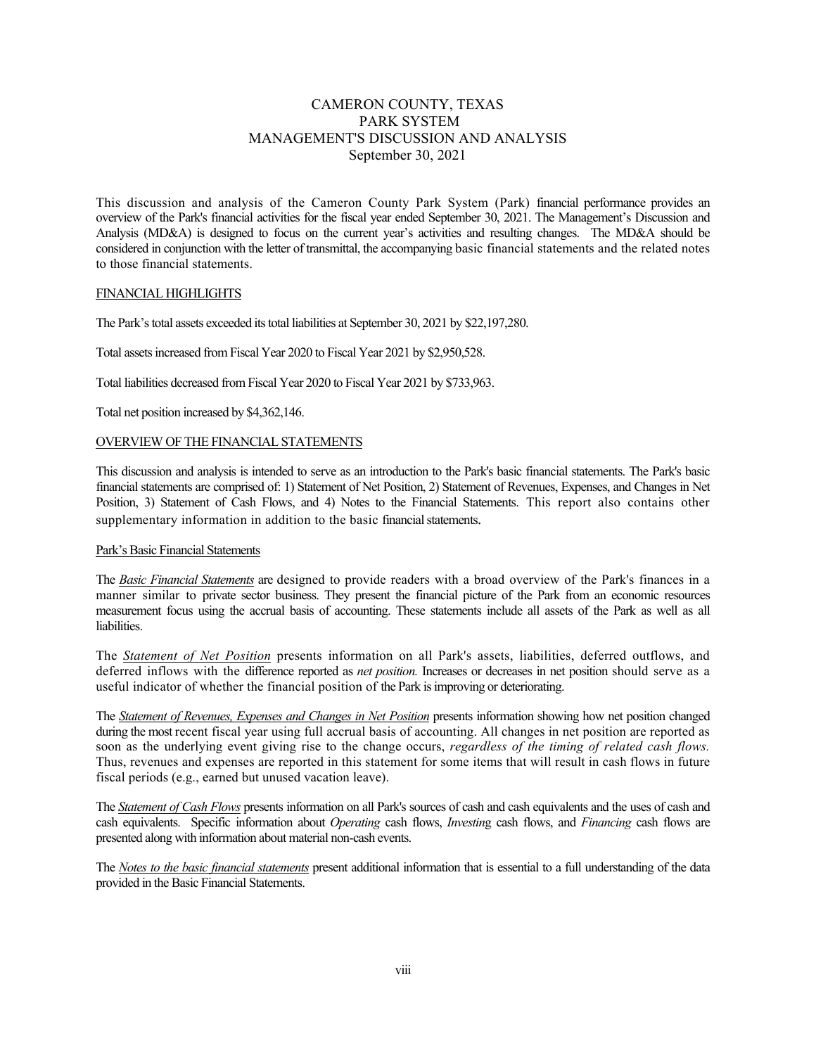# CAMERON COUNTY, TEXAS
# PARK SYSTEM
# MANAGEMENT'S DISCUSSION AND ANALYSIS
# September 30, 2021

This discussion and analysis of the Cameron County Park System (Park) financial performance provides an overview of the Park's financial activities for the fiscal year ended September 30, 2021. The Management's Discussion and Analysis (MD&A) is designed to focus on the current year's activities and resulting changes. The MD&A should be considered in conjunction with the letter of transmittal, the accompanying basic financial statements and the related notes to those financial statements.

## FINANCIAL HIGHLIGHTS

The Park's total assets exceeded its total liabilities at September 30, 2021 by $22,197,280.

Total assets increased from Fiscal Year 2020 to Fiscal Year 2021 by $2,950,528.

Total liabilities decreased from Fiscal Year 2020 to Fiscal Year 2021 by $733,963.

Total net position increased by $4,362,146.

## OVERVIEW OF THE FINANCIAL STATEMENTS

This discussion and analysis is intended to serve as an introduction to the Park's basic financial statements. The Park's basic financial statements are comprised of: 1) Statement of Net Position, 2) Statement of Revenues, Expenses, and Changes in Net Position, 3) Statement of Cash Flows, and 4) Notes to the Financial Statements. This report also contains other supplementary information in addition to the basic financial statements.

### Park's Basic Financial Statements

The ***Basic Financial Statements*** are designed to provide readers with a broad overview of the Park's finances in a manner similar to private sector business. They present the financial picture of the Park from an economic resources measurement focus using the accrual basis of accounting. These statements include all assets of the Park as well as all liabilities.

The ***Statement of Net Position*** presents information on all Park's assets, liabilities, deferred outflows, and deferred inflows with the difference reported as *net position.* Increases or decreases in net position should serve as a useful indicator of whether the financial position of the Park is improving or deteriorating.

The ***Statement of Revenues, Expenses and Changes in Net Position*** presents information showing how net position changed during the most recent fiscal year using full accrual basis of accounting. All changes in net position are reported as soon as the underlying event giving rise to the change occurs, *regardless of the timing of related cash flows.* Thus, revenues and expenses are reported in this statement for some items that will result in cash flows in future fiscal periods (e.g., earned but unused vacation leave).

The ***Statement of Cash Flows*** presents information on all Park's sources of cash and cash equivalents and the uses of cash and cash equivalents. Specific information about *Operating* cash flows, *Investing* cash flows, and *Financing* cash flows are presented along with information about material non-cash events.

The ***Notes to the basic financial statements*** present additional information that is essential to a full understanding of the data provided in the Basic Financial Statements.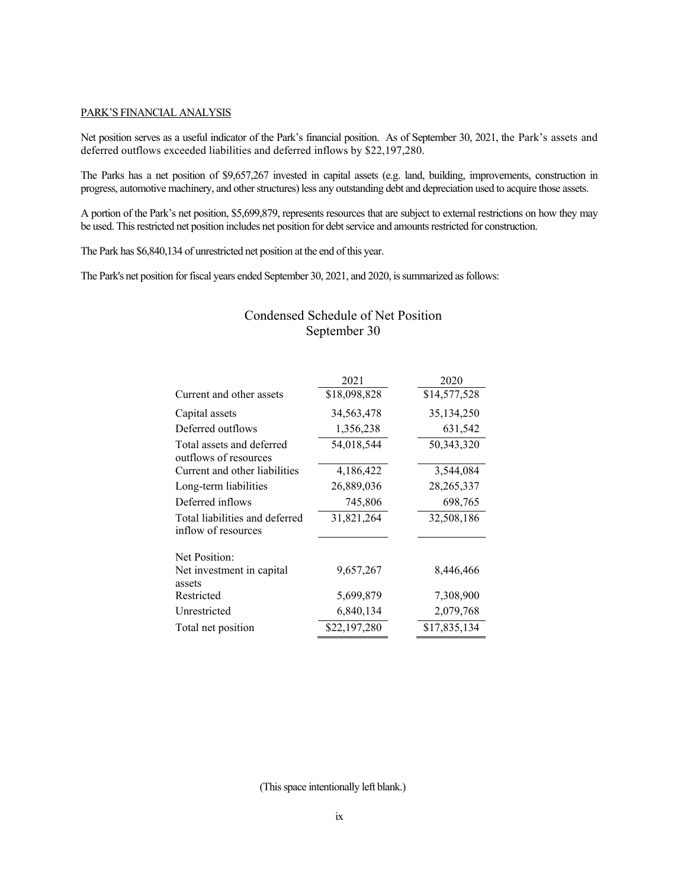PARK'S FINANCIAL ANALYSIS

Net position serves as a useful indicator of the Park's financial position. As of September 30, 2021, the Park's assets and deferred outflows exceeded liabilities and deferred inflows by $22,197,280.

The Parks has a net position of $9,657,267 invested in capital assets (e.g. land, building, improvements, construction in progress, automotive machinery, and other structures) less any outstanding debt and depreciation used to acquire those assets.

A portion of the Park's net position, $5,699,879, represents resources that are subject to external restrictions on how they may be used. This restricted net position includes net position for debt service and amounts restricted for construction.

The Park has $6,840,134 of unrestricted net position at the end of this year.

The Park's net position for fiscal years ended September 30, 2021, and 2020, is summarized as follows:

## Condensed Schedule of Net Position
## September 30

| | 2021 | 2020 |
|---|---|---|
| Current and other assets | $18,098,828 | $14,577,528 |
| Capital assets | 34,563,478 | 35,134,250 |
| Deferred outflows | 1,356,238 | 631,542 |
| Total assets and deferred outflows of resources | 54,018,544 | 50,343,320 |
| Current and other liabilities | 4,186,422 | 3,544,084 |
| Long-term liabilities | 26,889,036 | 28,265,337 |
| Deferred inflows | 745,806 | 698,765 |
| Total liabilities and deferred inflow of resources | 31,821,264 | 32,508,186 |
| Net Position: | | |
| Net investment in capital assets | 9,657,267 | 8,446,466 |
| Restricted | 5,699,879 | 7,308,900 |
| Unrestricted | 6,840,134 | 2,079,768 |
| Total net position | $22,197,280 | $17,835,134 |

(This space intentionally left blank.)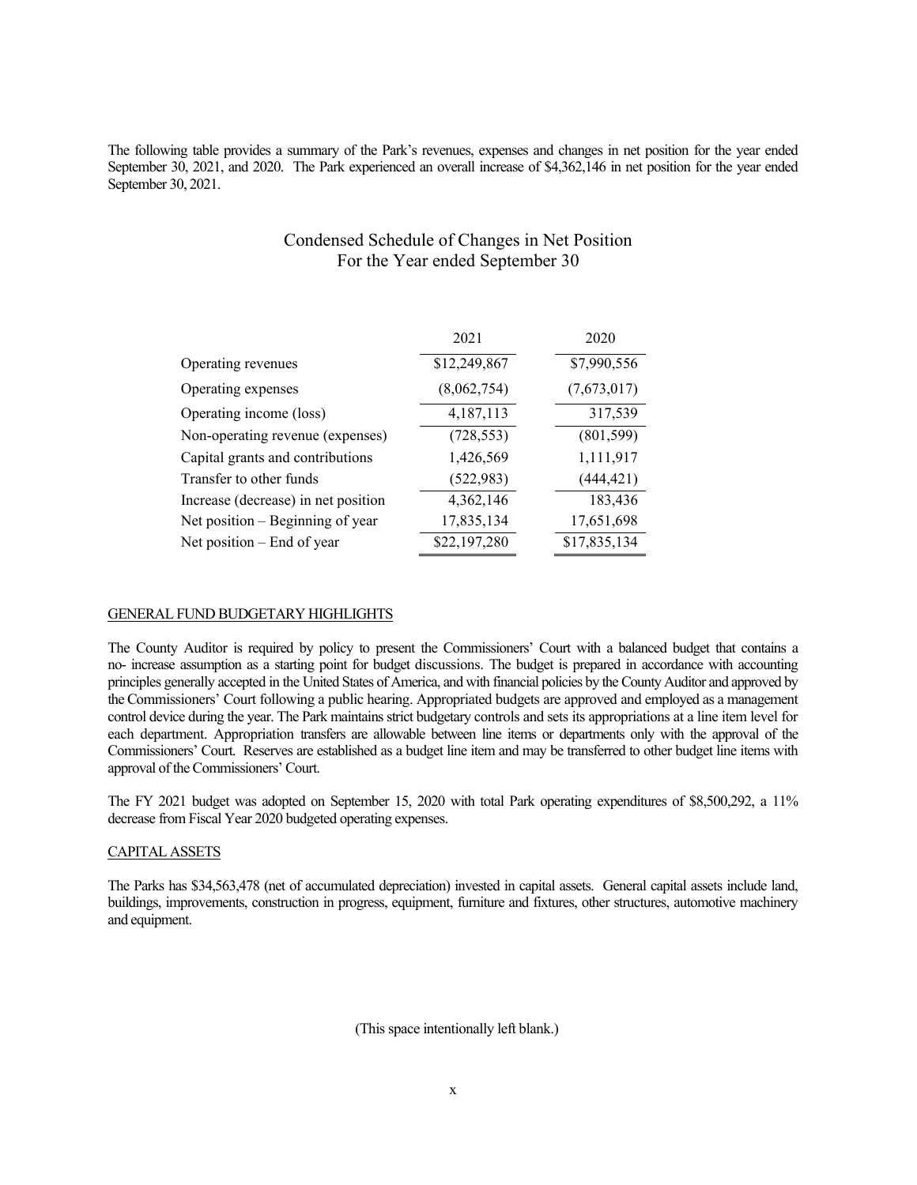The following table provides a summary of the Park's revenues, expenses and changes in net position for the year ended September 30, 2021, and 2020. The Park experienced an overall increase of $4,362,146 in net position for the year ended September 30, 2021.

## Condensed Schedule of Changes in Net Position
## For the Year ended September 30

| | 2021 | 2020 |
|---|---|---|
| Operating revenues | $12,249,867 | $7,990,556 |
| Operating expenses | (8,062,754) | (7,673,017) |
| Operating income (loss) | 4,187,113 | 317,539 |
| Non-operating revenue (expenses) | (728,553) | (801,599) |
| Capital grants and contributions | 1,426,569 | 1,111,917 |
| Transfer to other funds | (522,983) | (444,421) |
| Increase (decrease) in net position | 4,362,146 | 183,436 |
| Net position – Beginning of year | 17,835,134 | 17,651,698 |
| Net position – End of year | $22,197,280 | $17,835,134 |

GENERAL FUND BUDGETARY HIGHLIGHTS

The County Auditor is required by policy to present the Commissioners' Court with a balanced budget that contains a no- increase assumption as a starting point for budget discussions. The budget is prepared in accordance with accounting principles generally accepted in the United States of America, and with financial policies by the County Auditor and approved by the Commissioners' Court following a public hearing. Appropriated budgets are approved and employed as a management control device during the year. The Park maintains strict budgetary controls and sets its appropriations at a line item level for each department. Appropriation transfers are allowable between line items or departments only with the approval of the Commissioners' Court. Reserves are established as a budget line item and may be transferred to other budget line items with approval of the Commissioners' Court.

The FY 2021 budget was adopted on September 15, 2020 with total Park operating expenditures of $8,500,292, a 11% decrease from Fiscal Year 2020 budgeted operating expenses.

CAPITAL ASSETS

The Parks has $34,563,478 (net of accumulated depreciation) invested in capital assets. General capital assets include land, buildings, improvements, construction in progress, equipment, furniture and fixtures, other structures, automotive machinery and equipment.

(This space intentionally left blank.)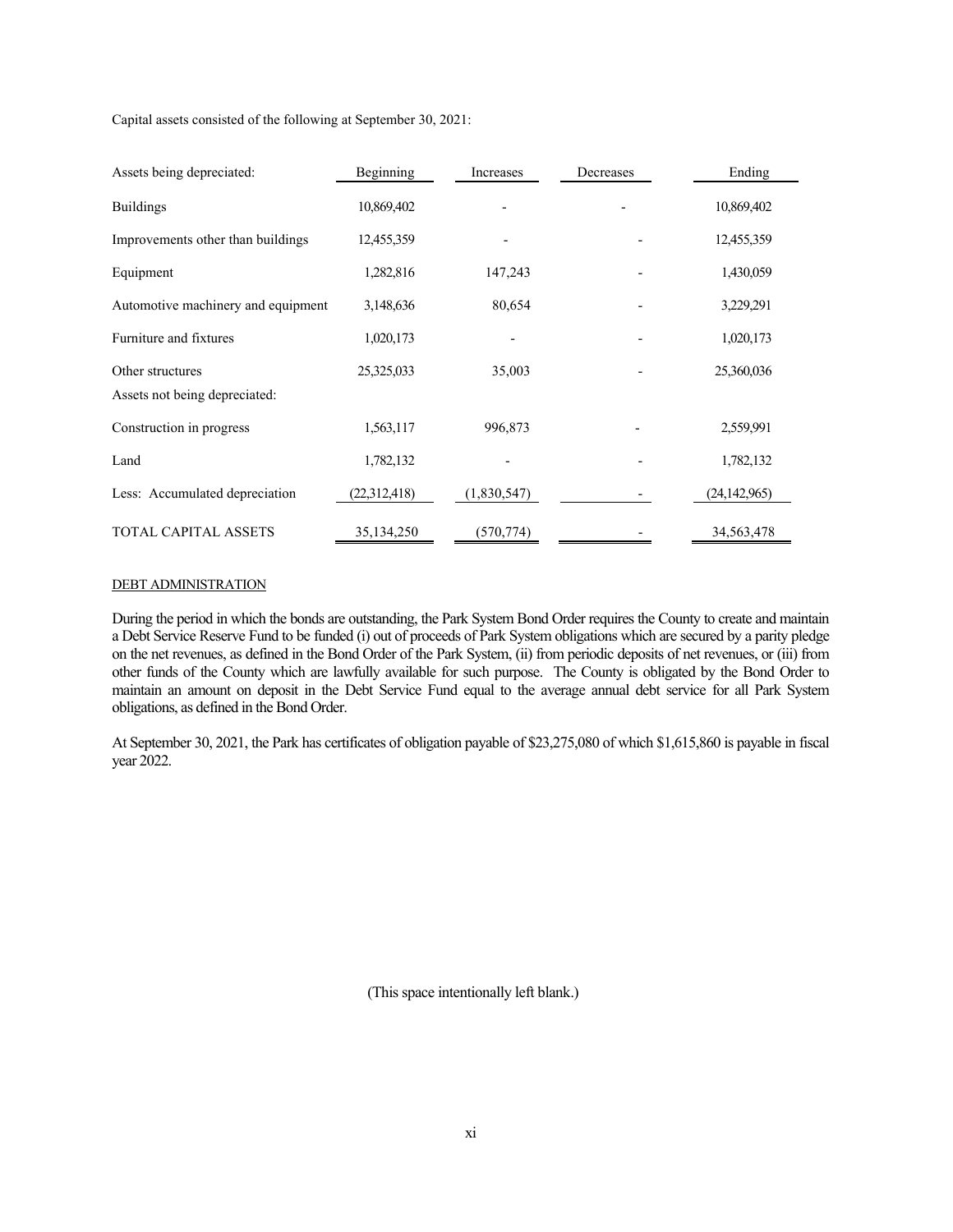Capital assets consisted of the following at September 30, 2021:

| Assets being depreciated: | Beginning | Increases | Decreases | Ending |
|---|---|---|---|---|
| Buildings | 10,869,402 | - | - | 10,869,402 |
| Improvements other than buildings | 12,455,359 | - | - | 12,455,359 |
| Equipment | 1,282,816 | 147,243 | - | 1,430,059 |
| Automotive machinery and equipment | 3,148,636 | 80,654 | - | 3,229,291 |
| Furniture and fixtures | 1,020,173 | - | - | 1,020,173 |
| Other structures | 25,325,033 | 35,003 | - | 25,360,036 |
| Assets not being depreciated: | | | | |
| Construction in progress | 1,563,117 | 996,873 | - | 2,559,991 |
| Land | 1,782,132 | - | - | 1,782,132 |
| Less: Accumulated depreciation | (22,312,418) | (1,830,547) | - | (24,142,965) |
| TOTAL CAPITAL ASSETS | 35,134,250 | (570,774) | - | 34,563,478 |

DEBT ADMINISTRATION

During the period in which the bonds are outstanding, the Park System Bond Order requires the County to create and maintain a Debt Service Reserve Fund to be funded (i) out of proceeds of Park System obligations which are secured by a parity pledge on the net revenues, as defined in the Bond Order of the Park System, (ii) from periodic deposits of net revenues, or (iii) from other funds of the County which are lawfully available for such purpose. The County is obligated by the Bond Order to maintain an amount on deposit in the Debt Service Fund equal to the average annual debt service for all Park System obligations, as defined in the Bond Order.

At September 30, 2021, the Park has certificates of obligation payable of $23,275,080 of which $1,615,860 is payable in fiscal year 2022.

(This space intentionally left blank.)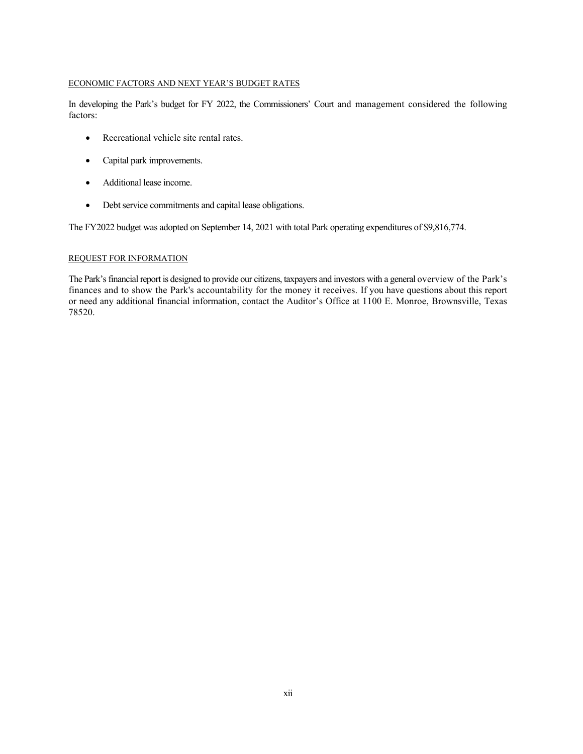## ECONOMIC FACTORS AND NEXT YEAR'S BUDGET RATES

In developing the Park's budget for FY 2022, the Commissioners' Court and management considered the following factors:

- Recreational vehicle site rental rates.
- Capital park improvements.
- Additional lease income.
- Debt service commitments and capital lease obligations.

The FY2022 budget was adopted on September 14, 2021 with total Park operating expenditures of $9,816,774.

## REQUEST FOR INFORMATION

The Park's financial report is designed to provide our citizens, taxpayers and investors with a general overview of the Park's finances and to show the Park's accountability for the money it receives. If you have questions about this report or need any additional financial information, contact the Auditor's Office at 1100 E. Monroe, Brownsville, Texas 78520.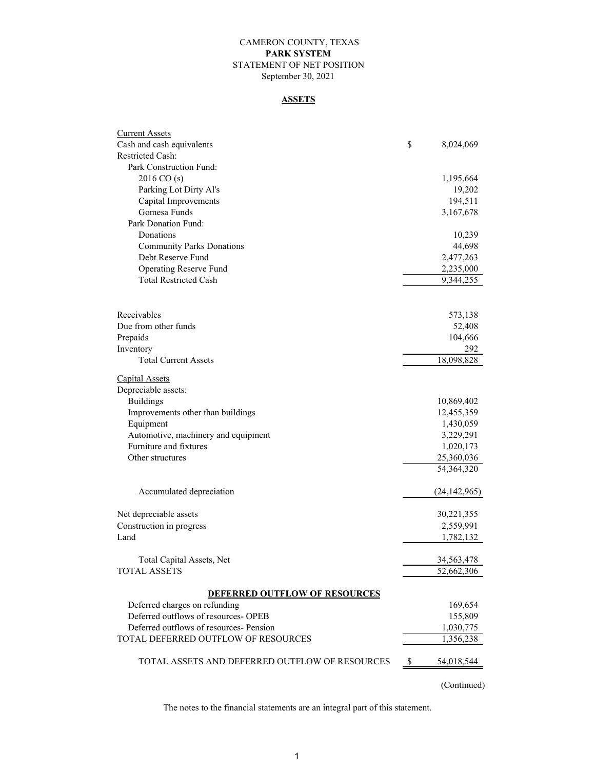CAMERON COUNTY, TEXAS
**PARK SYSTEM**
STATEMENT OF NET POSITION
September 30, 2021

**ASSETS**

| | |
|---|---|
| Current Assets | |
| Cash and cash equivalents | $ 8,024,069 |
| Restricted Cash: | |
| Park Construction Fund: | |
| 2016 CO (s) | 1,195,664 |
| Parking Lot Dirty Al's | 19,202 |
| Capital Improvements | 194,511 |
| Gomesa Funds | 3,167,678 |
| Park Donation Fund: | |
| Donations | 10,239 |
| Community Parks Donations | 44,698 |
| Debt Reserve Fund | 2,477,263 |
| Operating Reserve Fund | 2,235,000 |
| Total Restricted Cash | 9,344,255 |
| | |
| Receivables | 573,138 |
| Due from other funds | 52,408 |
| Prepaids | 104,666 |
| Inventory | 292 |
| Total Current Assets | 18,098,828 |
| Capital Assets | |
| Depreciable assets: | |
| Buildings | 10,869,402 |
| Improvements other than buildings | 12,455,359 |
| Equipment | 1,430,059 |
| Automotive, machinery and equipment | 3,229,291 |
| Furniture and fixtures | 1,020,173 |
| Other structures | 25,360,036 |
| | 54,364,320 |
| Accumulated depreciation | (24,142,965) |
| Net depreciable assets | 30,221,355 |
| Construction in progress | 2,559,991 |
| Land | 1,782,132 |
| Total Capital Assets, Net | 34,563,478 |
| TOTAL ASSETS | 52,662,306 |
| **DEFERRED OUTFLOW OF RESOURCES** | |
| Deferred charges on refunding | 169,654 |
| Deferred outflows of resources- OPEB | 155,809 |
| Deferred outflows of resources- Pension | 1,030,775 |
| TOTAL DEFERRED OUTFLOW OF RESOURCES | 1,356,238 |
| TOTAL ASSETS AND DEFERRED OUTFLOW OF RESOURCES | $ 54,018,544 |

(Continued)

The notes to the financial statements are an integral part of this statement.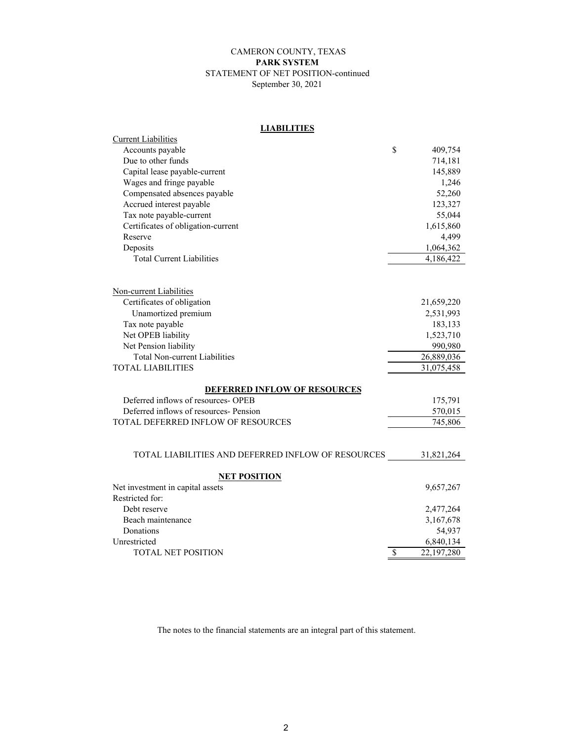CAMERON COUNTY, TEXAS

**PARK SYSTEM**

STATEMENT OF NET POSITION-continued

September 30, 2021

**LIABILITIES**

| | |
|---|---|
| Current Liabilities | |
| Accounts payable | $ 409,754 |
| Due to other funds | 714,181 |
| Capital lease payable-current | 145,889 |
| Wages and fringe payable | 1,246 |
| Compensated absences payable | 52,260 |
| Accrued interest payable | 123,327 |
| Tax note payable-current | 55,044 |
| Certificates of obligation-current | 1,615,860 |
| Reserve | 4,499 |
| Deposits | 1,064,362 |
| Total Current Liabilities | 4,186,422 |
| | |
| Non-current Liabilities | |
| Certificates of obligation | 21,659,220 |
| Unamortized premium | 2,531,993 |
| Tax note payable | 183,133 |
| Net OPEB liability | 1,523,710 |
| Net Pension liability | 990,980 |
| Total Non-current Liabilities | 26,889,036 |
| TOTAL LIABILITIES | 31,075,458 |
| **DEFERRED INFLOW OF RESOURCES** | |
| Deferred inflows of resources- OPEB | 175,791 |
| Deferred inflows of resources- Pension | 570,015 |
| TOTAL DEFERRED INFLOW OF RESOURCES | 745,806 |
| | |
| TOTAL LIABILITIES AND DEFERRED INFLOW OF RESOURCES | 31,821,264 |
| **NET POSITION** | |
| Net investment in capital assets | 9,657,267 |
| Restricted for: | |
| Debt reserve | 2,477,264 |
| Beach maintenance | 3,167,678 |
| Donations | 54,937 |
| Unrestricted | 6,840,134 |
| TOTAL NET POSITION | $ 22,197,280 |

The notes to the financial statements are an integral part of this statement.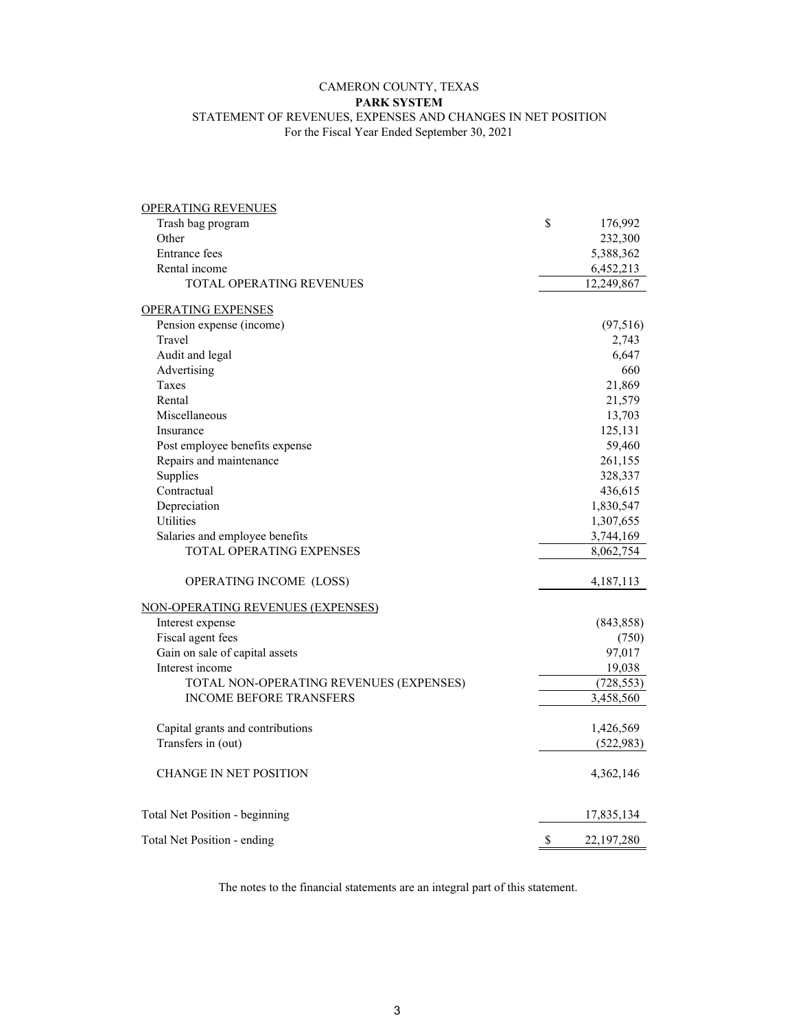# CAMERON COUNTY, TEXAS

## PARK SYSTEM

### STATEMENT OF REVENUES, EXPENSES AND CHANGES IN NET POSITION

For the Fiscal Year Ended September 30, 2021

| | |
|---|---|
| OPERATING REVENUES | |
| Trash bag program | $ 176,992 |
| Other | 232,300 |
| Entrance fees | 5,388,362 |
| Rental income | 6,452,213 |
| TOTAL OPERATING REVENUES | 12,249,867 |
| OPERATING EXPENSES | |
| Pension expense (income) | (97,516) |
| Travel | 2,743 |
| Audit and legal | 6,647 |
| Advertising | 660 |
| Taxes | 21,869 |
| Rental | 21,579 |
| Miscellaneous | 13,703 |
| Insurance | 125,131 |
| Post employee benefits expense | 59,460 |
| Repairs and maintenance | 261,155 |
| Supplies | 328,337 |
| Contractual | 436,615 |
| Depreciation | 1,830,547 |
| Utilities | 1,307,655 |
| Salaries and employee benefits | 3,744,169 |
| TOTAL OPERATING EXPENSES | 8,062,754 |
| OPERATING INCOME (LOSS) | 4,187,113 |
| NON-OPERATING REVENUES (EXPENSES) | |
| Interest expense | (843,858) |
| Fiscal agent fees | (750) |
| Gain on sale of capital assets | 97,017 |
| Interest income | 19,038 |
| TOTAL NON-OPERATING REVENUES (EXPENSES) | (728,553) |
| INCOME BEFORE TRANSFERS | 3,458,560 |
| Capital grants and contributions | 1,426,569 |
| Transfers in (out) | (522,983) |
| CHANGE IN NET POSITION | 4,362,146 |
| Total Net Position - beginning | 17,835,134 |
| Total Net Position - ending | $ 22,197,280 |

The notes to the financial statements are an integral part of this statement.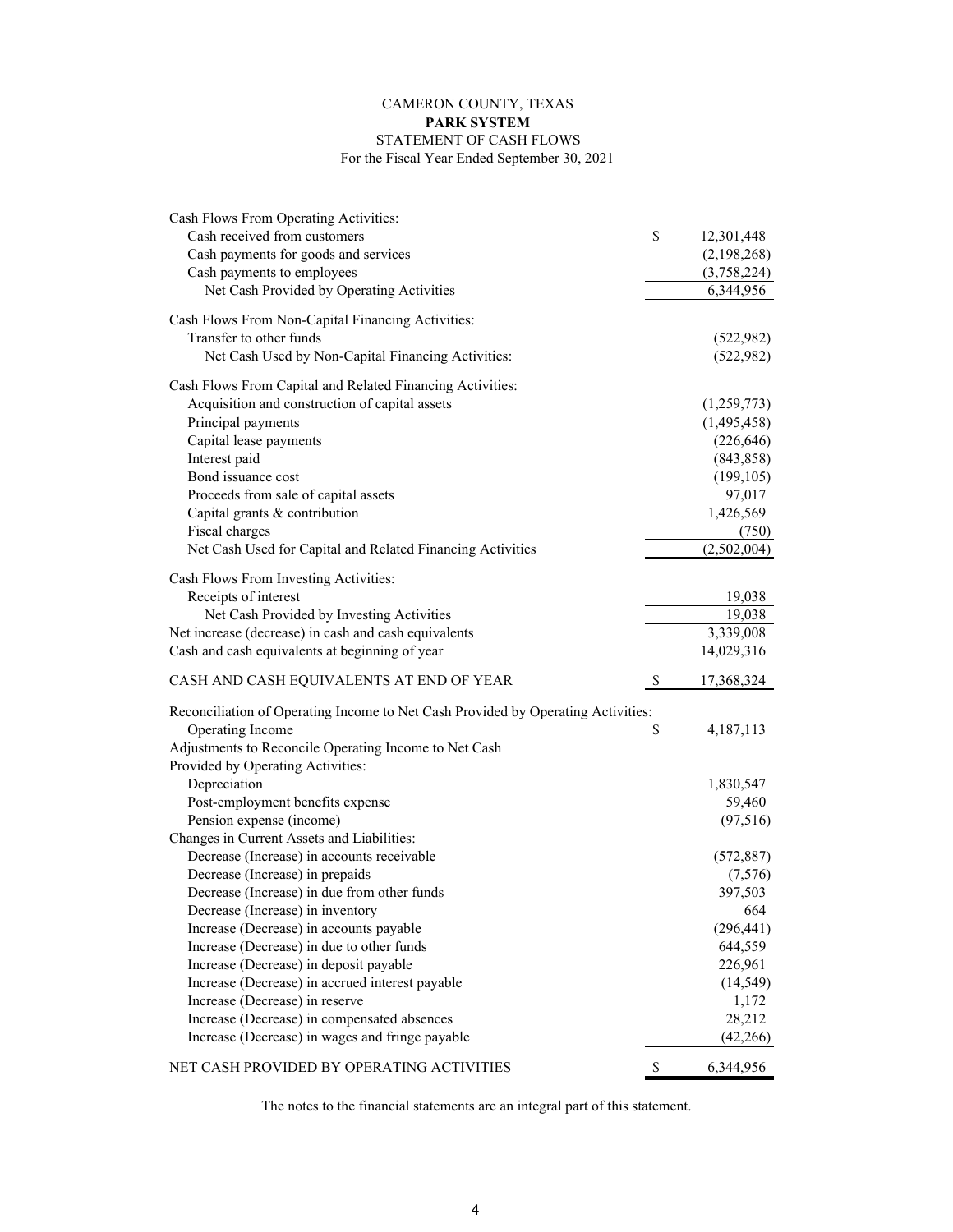# CAMERON COUNTY, TEXAS
## PARK SYSTEM
### STATEMENT OF CASH FLOWS
For the Fiscal Year Ended September 30, 2021

| | | |
|---|---|---|
| Cash Flows From Operating Activities: | | |
| Cash received from customers | $ | 12,301,448 |
| Cash payments for goods and services | | (2,198,268) |
| Cash payments to employees | | (3,758,224) |
| Net Cash Provided by Operating Activities | | 6,344,956 |
| Cash Flows From Non-Capital Financing Activities: | | |
| Transfer to other funds | | (522,982) |
| Net Cash Used by Non-Capital Financing Activities: | | (522,982) |
| Cash Flows From Capital and Related Financing Activities: | | |
| Acquisition and construction of capital assets | | (1,259,773) |
| Principal payments | | (1,495,458) |
| Capital lease payments | | (226,646) |
| Interest paid | | (843,858) |
| Bond issuance cost | | (199,105) |
| Proceeds from sale of capital assets | | 97,017 |
| Capital grants & contribution | | 1,426,569 |
| Fiscal charges | | (750) |
| Net Cash Used for Capital and Related Financing Activities | | (2,502,004) |
| Cash Flows From Investing Activities: | | |
| Receipts of interest | | 19,038 |
| Net Cash Provided by Investing Activities | | 19,038 |
| Net increase (decrease) in cash and cash equivalents | | 3,339,008 |
| Cash and cash equivalents at beginning of year | | 14,029,316 |
| CASH AND CASH EQUIVALENTS AT END OF YEAR | $ | 17,368,324 |
| Reconciliation of Operating Income to Net Cash Provided by Operating Activities: | | |
| Operating Income | $ | 4,187,113 |
| Adjustments to Reconcile Operating Income to Net Cash Provided by Operating Activities: | | |
| Depreciation | | 1,830,547 |
| Post-employment benefits expense | | 59,460 |
| Pension expense (income) | | (97,516) |
| Changes in Current Assets and Liabilities: | | |
| Decrease (Increase) in accounts receivable | | (572,887) |
| Decrease (Increase) in prepaids | | (7,576) |
| Decrease (Increase) in due from other funds | | 397,503 |
| Decrease (Increase) in inventory | | 664 |
| Increase (Decrease) in accounts payable | | (296,441) |
| Increase (Decrease) in due to other funds | | 644,559 |
| Increase (Decrease) in deposit payable | | 226,961 |
| Increase (Decrease) in accrued interest payable | | (14,549) |
| Increase (Decrease) in reserve | | 1,172 |
| Increase (Decrease) in compensated absences | | 28,212 |
| Increase (Decrease) in wages and fringe payable | | (42,266) |
| NET CASH PROVIDED BY OPERATING ACTIVITIES | $ | 6,344,956 |

The notes to the financial statements are an integral part of this statement.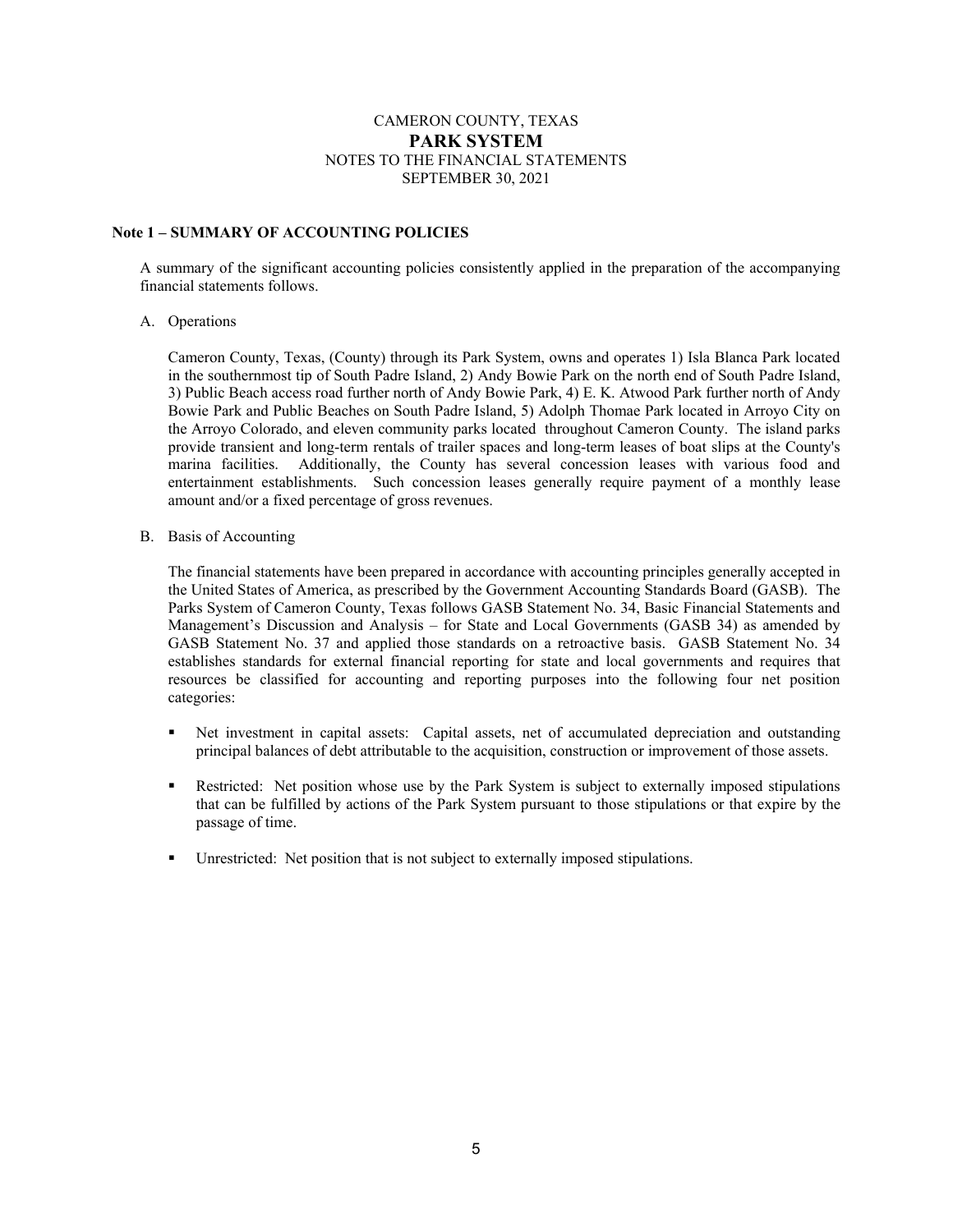# CAMERON COUNTY, TEXAS

## PARK SYSTEM

NOTES TO THE FINANCIAL STATEMENTS
SEPTEMBER 30, 2021

### Note 1 – SUMMARY OF ACCOUNTING POLICIES

A summary of the significant accounting policies consistently applied in the preparation of the accompanying financial statements follows.

A. Operations

Cameron County, Texas, (County) through its Park System, owns and operates 1) Isla Blanca Park located in the southernmost tip of South Padre Island, 2) Andy Bowie Park on the north end of South Padre Island, 3) Public Beach access road further north of Andy Bowie Park, 4) E. K. Atwood Park further north of Andy Bowie Park and Public Beaches on South Padre Island, 5) Adolph Thomae Park located in Arroyo City on the Arroyo Colorado, and eleven community parks located throughout Cameron County. The island parks provide transient and long-term rentals of trailer spaces and long-term leases of boat slips at the County's marina facilities. Additionally, the County has several concession leases with various food and entertainment establishments. Such concession leases generally require payment of a monthly lease amount and/or a fixed percentage of gross revenues.

B. Basis of Accounting

The financial statements have been prepared in accordance with accounting principles generally accepted in the United States of America, as prescribed by the Government Accounting Standards Board (GASB). The Parks System of Cameron County, Texas follows GASB Statement No. 34, Basic Financial Statements and Management's Discussion and Analysis – for State and Local Governments (GASB 34) as amended by GASB Statement No. 37 and applied those standards on a retroactive basis. GASB Statement No. 34 establishes standards for external financial reporting for state and local governments and requires that resources be classified for accounting and reporting purposes into the following four net position categories:

- Net investment in capital assets: Capital assets, net of accumulated depreciation and outstanding principal balances of debt attributable to the acquisition, construction or improvement of those assets.
- Restricted: Net position whose use by the Park System is subject to externally imposed stipulations that can be fulfilled by actions of the Park System pursuant to those stipulations or that expire by the passage of time.
- Unrestricted: Net position that is not subject to externally imposed stipulations.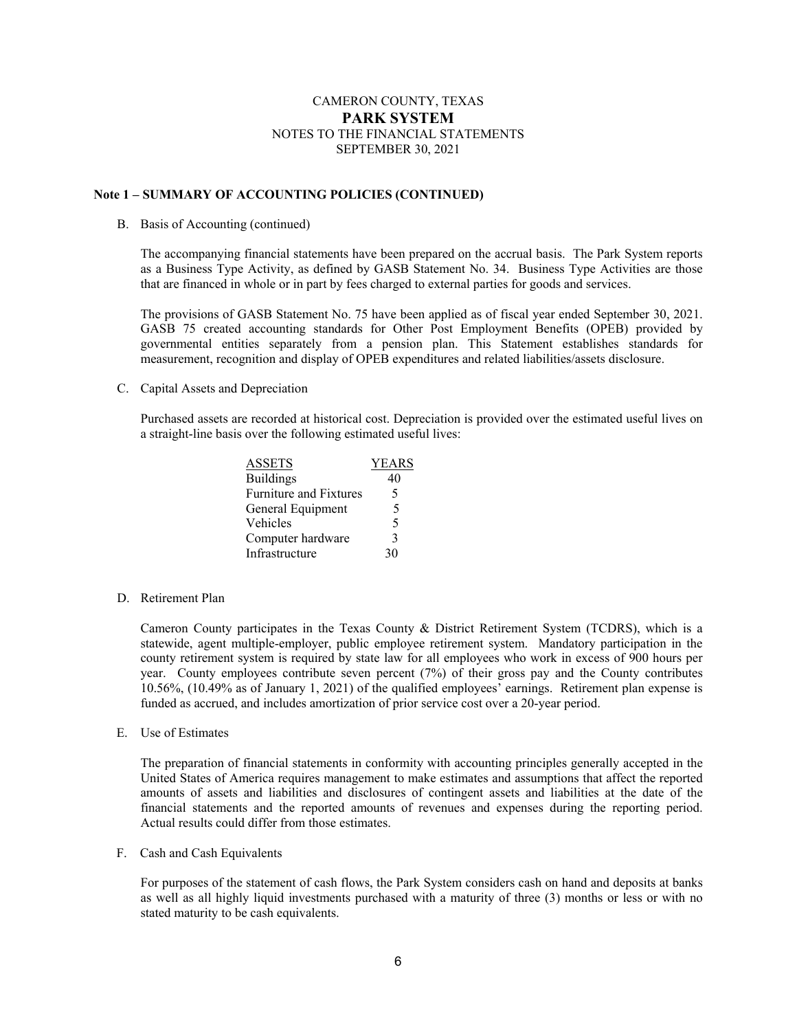# CAMERON COUNTY, TEXAS
## PARK SYSTEM
NOTES TO THE FINANCIAL STATEMENTS
SEPTEMBER 30, 2021

### Note 1 – SUMMARY OF ACCOUNTING POLICIES (CONTINUED)

B. Basis of Accounting (continued)

The accompanying financial statements have been prepared on the accrual basis. The Park System reports as a Business Type Activity, as defined by GASB Statement No. 34. Business Type Activities are those that are financed in whole or in part by fees charged to external parties for goods and services.

The provisions of GASB Statement No. 75 have been applied as of fiscal year ended September 30, 2021. GASB 75 created accounting standards for Other Post Employment Benefits (OPEB) provided by governmental entities separately from a pension plan. This Statement establishes standards for measurement, recognition and display of OPEB expenditures and related liabilities/assets disclosure.

C. Capital Assets and Depreciation

Purchased assets are recorded at historical cost. Depreciation is provided over the estimated useful lives on a straight-line basis over the following estimated useful lives:

| ASSETS | YEARS |
|---|---|
| Buildings | 40 |
| Furniture and Fixtures | 5 |
| General Equipment | 5 |
| Vehicles | 5 |
| Computer hardware | 3 |
| Infrastructure | 30 |

D. Retirement Plan

Cameron County participates in the Texas County & District Retirement System (TCDRS), which is a statewide, agent multiple-employer, public employee retirement system. Mandatory participation in the county retirement system is required by state law for all employees who work in excess of 900 hours per year. County employees contribute seven percent (7%) of their gross pay and the County contributes 10.56%, (10.49% as of January 1, 2021) of the qualified employees' earnings. Retirement plan expense is funded as accrued, and includes amortization of prior service cost over a 20-year period.

E. Use of Estimates

The preparation of financial statements in conformity with accounting principles generally accepted in the United States of America requires management to make estimates and assumptions that affect the reported amounts of assets and liabilities and disclosures of contingent assets and liabilities at the date of the financial statements and the reported amounts of revenues and expenses during the reporting period. Actual results could differ from those estimates.

F. Cash and Cash Equivalents

For purposes of the statement of cash flows, the Park System considers cash on hand and deposits at banks as well as all highly liquid investments purchased with a maturity of three (3) months or less or with no stated maturity to be cash equivalents.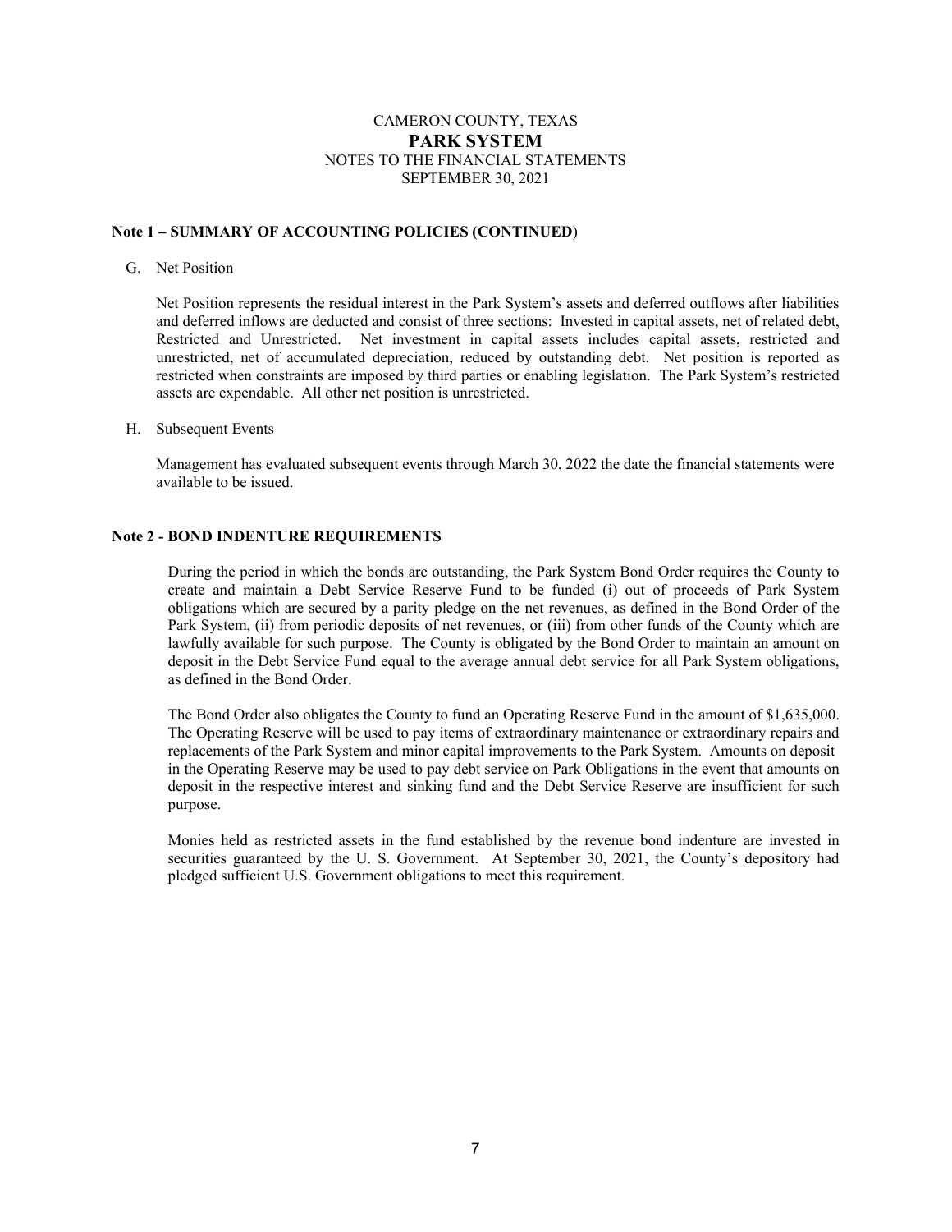CAMERON COUNTY, TEXAS
**PARK SYSTEM**
NOTES TO THE FINANCIAL STATEMENTS
SEPTEMBER 30, 2021

**Note 1 – SUMMARY OF ACCOUNTING POLICIES (CONTINUED)**

G. Net Position

Net Position represents the residual interest in the Park System's assets and deferred outflows after liabilities and deferred inflows are deducted and consist of three sections: Invested in capital assets, net of related debt, Restricted and Unrestricted. Net investment in capital assets includes capital assets, restricted and unrestricted, net of accumulated depreciation, reduced by outstanding debt. Net position is reported as restricted when constraints are imposed by third parties or enabling legislation. The Park System's restricted assets are expendable. All other net position is unrestricted.

H. Subsequent Events

Management has evaluated subsequent events through March 30, 2022 the date the financial statements were available to be issued.

**Note 2 - BOND INDENTURE REQUIREMENTS**

During the period in which the bonds are outstanding, the Park System Bond Order requires the County to create and maintain a Debt Service Reserve Fund to be funded (i) out of proceeds of Park System obligations which are secured by a parity pledge on the net revenues, as defined in the Bond Order of the Park System, (ii) from periodic deposits of net revenues, or (iii) from other funds of the County which are lawfully available for such purpose. The County is obligated by the Bond Order to maintain an amount on deposit in the Debt Service Fund equal to the average annual debt service for all Park System obligations, as defined in the Bond Order.

The Bond Order also obligates the County to fund an Operating Reserve Fund in the amount of $1,635,000. The Operating Reserve will be used to pay items of extraordinary maintenance or extraordinary repairs and replacements of the Park System and minor capital improvements to the Park System. Amounts on deposit in the Operating Reserve may be used to pay debt service on Park Obligations in the event that amounts on deposit in the respective interest and sinking fund and the Debt Service Reserve are insufficient for such purpose.

Monies held as restricted assets in the fund established by the revenue bond indenture are invested in securities guaranteed by the U. S. Government. At September 30, 2021, the County's depository had pledged sufficient U.S. Government obligations to meet this requirement.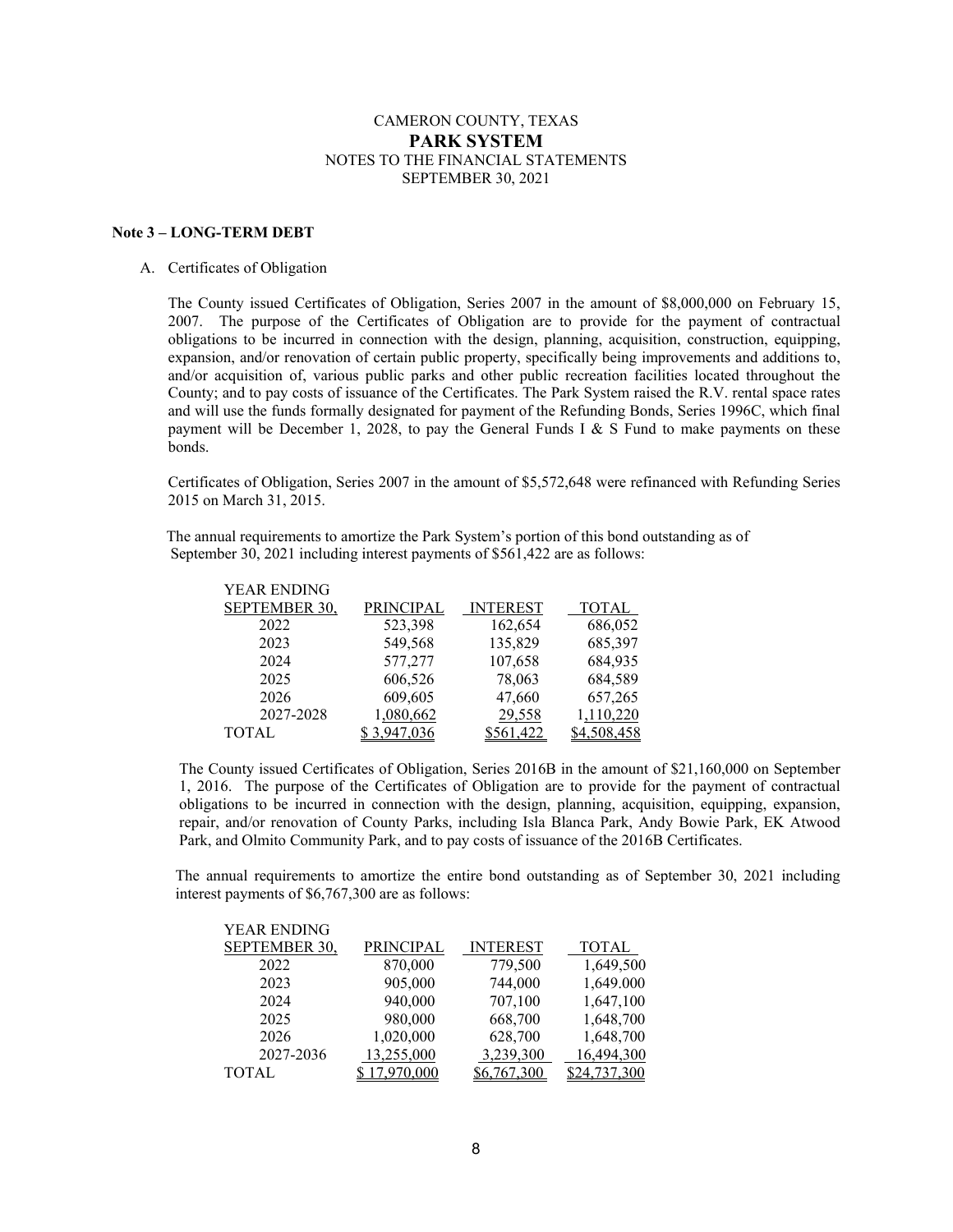CAMERON COUNTY, TEXAS
**PARK SYSTEM**
NOTES TO THE FINANCIAL STATEMENTS
SEPTEMBER 30, 2021

**Note 3 – LONG-TERM DEBT**

A. Certificates of Obligation

The County issued Certificates of Obligation, Series 2007 in the amount of $8,000,000 on February 15, 2007. The purpose of the Certificates of Obligation are to provide for the payment of contractual obligations to be incurred in connection with the design, planning, acquisition, construction, equipping, expansion, and/or renovation of certain public property, specifically being improvements and additions to, and/or acquisition of, various public parks and other public recreation facilities located throughout the County; and to pay costs of issuance of the Certificates. The Park System raised the R.V. rental space rates and will use the funds formally designated for payment of the Refunding Bonds, Series 1996C, which final payment will be December 1, 2028, to pay the General Funds I & S Fund to make payments on these bonds.

Certificates of Obligation, Series 2007 in the amount of $5,572,648 were refinanced with Refunding Series 2015 on March 31, 2015.

The annual requirements to amortize the Park System's portion of this bond outstanding as of September 30, 2021 including interest payments of $561,422 are as follows:

| YEAR ENDING SEPTEMBER 30, | PRINCIPAL | INTEREST | TOTAL |
|---|---|---|---|
| 2022 | 523,398 | 162,654 | 686,052 |
| 2023 | 549,568 | 135,829 | 685,397 |
| 2024 | 577,277 | 107,658 | 684,935 |
| 2025 | 606,526 | 78,063 | 684,589 |
| 2026 | 609,605 | 47,660 | 657,265 |
| 2027-2028 | 1,080,662 | 29,558 | 1,110,220 |
| TOTAL | $ 3,947,036 | $561,422 | $4,508,458 |

The County issued Certificates of Obligation, Series 2016B in the amount of $21,160,000 on September 1, 2016. The purpose of the Certificates of Obligation are to provide for the payment of contractual obligations to be incurred in connection with the design, planning, acquisition, equipping, expansion, repair, and/or renovation of County Parks, including Isla Blanca Park, Andy Bowie Park, EK Atwood Park, and Olmito Community Park, and to pay costs of issuance of the 2016B Certificates.

The annual requirements to amortize the entire bond outstanding as of September 30, 2021 including interest payments of $6,767,300 are as follows:

| YEAR ENDING SEPTEMBER 30, | PRINCIPAL | INTEREST | TOTAL |
|---|---|---|---|
| 2022 | 870,000 | 779,500 | 1,649,500 |
| 2023 | 905,000 | 744,000 | 1,649.000 |
| 2024 | 940,000 | 707,100 | 1,647,100 |
| 2025 | 980,000 | 668,700 | 1,648,700 |
| 2026 | 1,020,000 | 628,700 | 1,648,700 |
| 2027-2036 | 13,255,000 | 3,239,300 | 16,494,300 |
| TOTAL | $ 17,970,000 | $6,767,300 | $24,737,300 |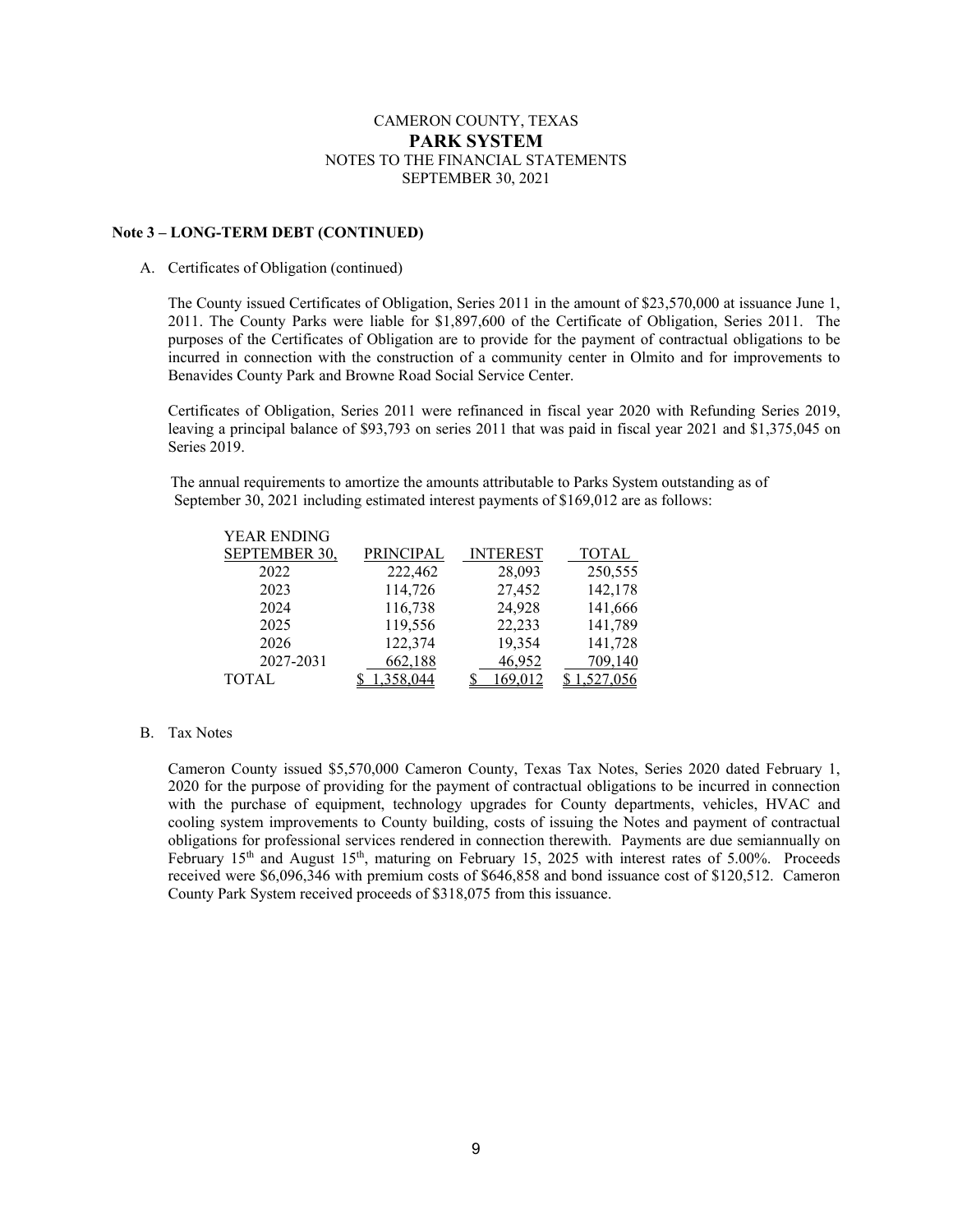CAMERON COUNTY, TEXAS
**PARK SYSTEM**
NOTES TO THE FINANCIAL STATEMENTS
SEPTEMBER 30, 2021

**Note 3 – LONG-TERM DEBT (CONTINUED)**

A. Certificates of Obligation (continued)

The County issued Certificates of Obligation, Series 2011 in the amount of $23,570,000 at issuance June 1, 2011. The County Parks were liable for $1,897,600 of the Certificate of Obligation, Series 2011. The purposes of the Certificates of Obligation are to provide for the payment of contractual obligations to be incurred in connection with the construction of a community center in Olmito and for improvements to Benavides County Park and Browne Road Social Service Center.

Certificates of Obligation, Series 2011 were refinanced in fiscal year 2020 with Refunding Series 2019, leaving a principal balance of $93,793 on series 2011 that was paid in fiscal year 2021 and $1,375,045 on Series 2019.

The annual requirements to amortize the amounts attributable to Parks System outstanding as of September 30, 2021 including estimated interest payments of $169,012 are as follows:

| YEAR ENDING SEPTEMBER 30, | PRINCIPAL | INTEREST | TOTAL |
|---|---|---|---|
| 2022 | 222,462 | 28,093 | 250,555 |
| 2023 | 114,726 | 27,452 | 142,178 |
| 2024 | 116,738 | 24,928 | 141,666 |
| 2025 | 119,556 | 22,233 | 141,789 |
| 2026 | 122,374 | 19,354 | 141,728 |
| 2027-2031 | 662,188 | 46,952 | 709,140 |
| TOTAL | $ 1,358,044 | $ 169,012 | $ 1,527,056 |

B. Tax Notes

Cameron County issued $5,570,000 Cameron County, Texas Tax Notes, Series 2020 dated February 1, 2020 for the purpose of providing for the payment of contractual obligations to be incurred in connection with the purchase of equipment, technology upgrades for County departments, vehicles, HVAC and cooling system improvements to County building, costs of issuing the Notes and payment of contractual obligations for professional services rendered in connection therewith. Payments are due semiannually on February 15th and August 15th, maturing on February 15, 2025 with interest rates of 5.00%. Proceeds received were $6,096,346 with premium costs of $646,858 and bond issuance cost of $120,512. Cameron County Park System received proceeds of $318,075 from this issuance.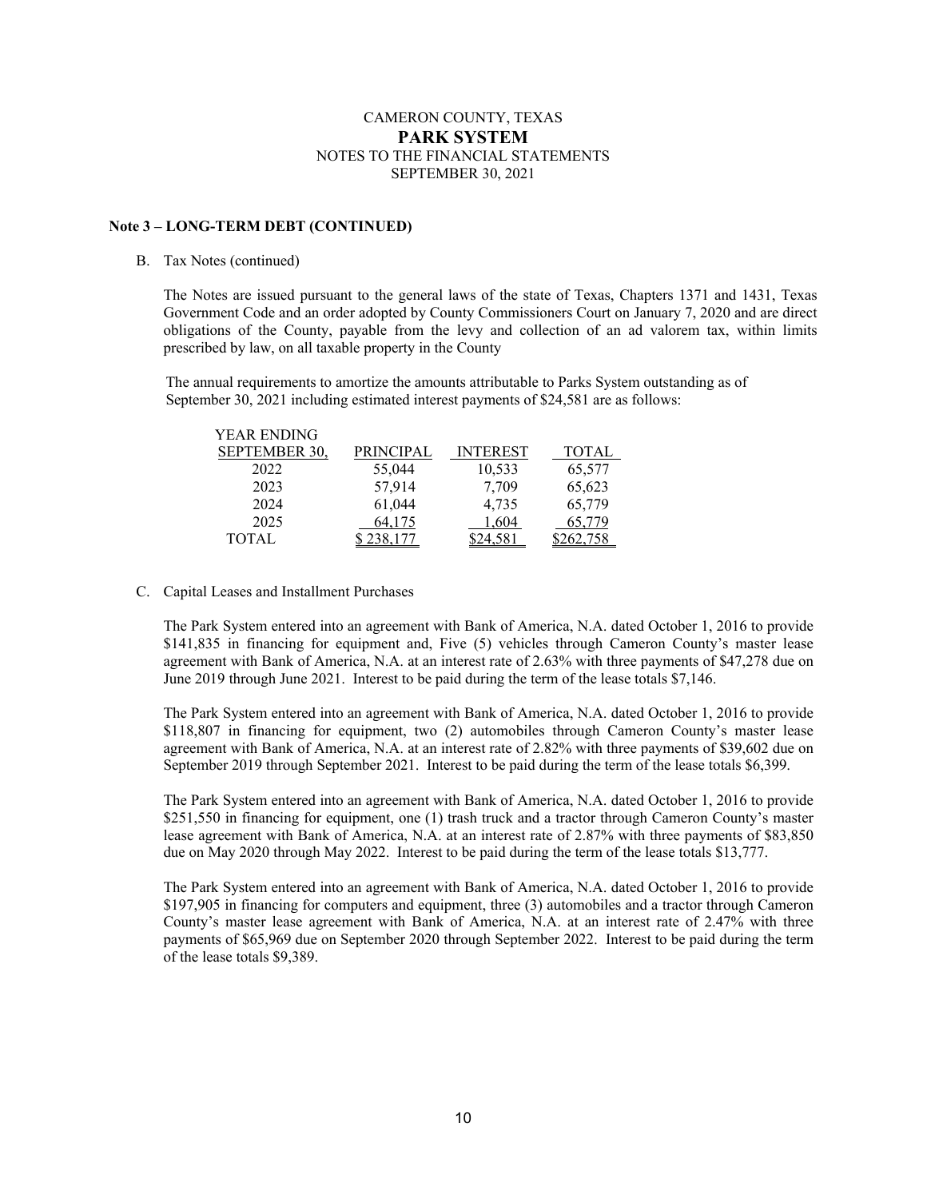CAMERON COUNTY, TEXAS
**PARK SYSTEM**
NOTES TO THE FINANCIAL STATEMENTS
SEPTEMBER 30, 2021

**Note 3 – LONG-TERM DEBT (CONTINUED)**

B. Tax Notes (continued)

The Notes are issued pursuant to the general laws of the state of Texas, Chapters 1371 and 1431, Texas Government Code and an order adopted by County Commissioners Court on January 7, 2020 and are direct obligations of the County, payable from the levy and collection of an ad valorem tax, within limits prescribed by law, on all taxable property in the County

The annual requirements to amortize the amounts attributable to Parks System outstanding as of September 30, 2021 including estimated interest payments of $24,581 are as follows:

| YEAR ENDING SEPTEMBER 30, | PRINCIPAL | INTEREST | TOTAL |
|---|---|---|---|
| 2022 | 55,044 | 10,533 | 65,577 |
| 2023 | 57,914 | 7,709 | 65,623 |
| 2024 | 61,044 | 4,735 | 65,779 |
| 2025 | 64,175 | 1,604 | 65,779 |
| TOTAL | $ 238,177 | $24,581 | $262,758 |

C. Capital Leases and Installment Purchases

The Park System entered into an agreement with Bank of America, N.A. dated October 1, 2016 to provide $141,835 in financing for equipment and, Five (5) vehicles through Cameron County's master lease agreement with Bank of America, N.A. at an interest rate of 2.63% with three payments of $47,278 due on June 2019 through June 2021. Interest to be paid during the term of the lease totals $7,146.

The Park System entered into an agreement with Bank of America, N.A. dated October 1, 2016 to provide $118,807 in financing for equipment, two (2) automobiles through Cameron County's master lease agreement with Bank of America, N.A. at an interest rate of 2.82% with three payments of $39,602 due on September 2019 through September 2021. Interest to be paid during the term of the lease totals $6,399.

The Park System entered into an agreement with Bank of America, N.A. dated October 1, 2016 to provide $251,550 in financing for equipment, one (1) trash truck and a tractor through Cameron County's master lease agreement with Bank of America, N.A. at an interest rate of 2.87% with three payments of $83,850 due on May 2020 through May 2022. Interest to be paid during the term of the lease totals $13,777.

The Park System entered into an agreement with Bank of America, N.A. dated October 1, 2016 to provide $197,905 in financing for computers and equipment, three (3) automobiles and a tractor through Cameron County's master lease agreement with Bank of America, N.A. at an interest rate of 2.47% with three payments of $65,969 due on September 2020 through September 2022. Interest to be paid during the term of the lease totals $9,389.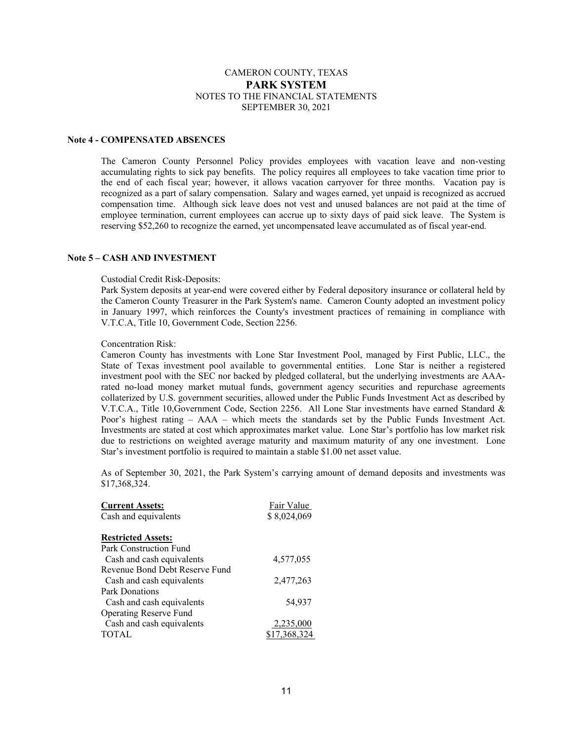# CAMERON COUNTY, TEXAS
## PARK SYSTEM
### NOTES TO THE FINANCIAL STATEMENTS
### SEPTEMBER 30, 2021

**Note 4 - COMPENSATED ABSENCES**

The Cameron County Personnel Policy provides employees with vacation leave and non-vesting accumulating rights to sick pay benefits. The policy requires all employees to take vacation time prior to the end of each fiscal year; however, it allows vacation carryover for three months. Vacation pay is recognized as a part of salary compensation. Salary and wages earned, yet unpaid is recognized as accrued compensation time. Although sick leave does not vest and unused balances are not paid at the time of employee termination, current employees can accrue up to sixty days of paid sick leave. The System is reserving $52,260 to recognize the earned, yet uncompensated leave accumulated as of fiscal year-end.

**Note 5 – CASH AND INVESTMENT**

Custodial Credit Risk-Deposits:
Park System deposits at year-end were covered either by Federal depository insurance or collateral held by the Cameron County Treasurer in the Park System's name. Cameron County adopted an investment policy in January 1997, which reinforces the County's investment practices of remaining in compliance with V.T.C.A, Title 10, Government Code, Section 2256.

Concentration Risk:
Cameron County has investments with Lone Star Investment Pool, managed by First Public, LLC., the State of Texas investment pool available to governmental entities. Lone Star is neither a registered investment pool with the SEC nor backed by pledged collateral, but the underlying investments are AAA-rated no-load money market mutual funds, government agency securities and repurchase agreements collaterized by U.S. government securities, allowed under the Public Funds Investment Act as described by V.T.C.A., Title 10,Government Code, Section 2256. All Lone Star investments have earned Standard & Poor's highest rating – AAA – which meets the standards set by the Public Funds Investment Act. Investments are stated at cost which approximates market value. Lone Star's portfolio has low market risk due to restrictions on weighted average maturity and maximum maturity of any one investment. Lone Star's investment portfolio is required to maintain a stable $1.00 net asset value.

As of September 30, 2021, the Park System's carrying amount of demand deposits and investments was $17,368,324.

| **Current Assets:** | Fair Value |
|---|---|
| Cash and equivalents | $ 8,024,069 |
| | |
| **Restricted Assets:** | |
| Park Construction Fund | |
| Cash and cash equivalents | 4,577,055 |
| Revenue Bond Debt Reserve Fund | |
| Cash and cash equivalents | 2,477,263 |
| Park Donations | |
| Cash and cash equivalents | 54,937 |
| Operating Reserve Fund | |
| Cash and cash equivalents | 2,235,000 |
| TOTAL | $17,368,324 |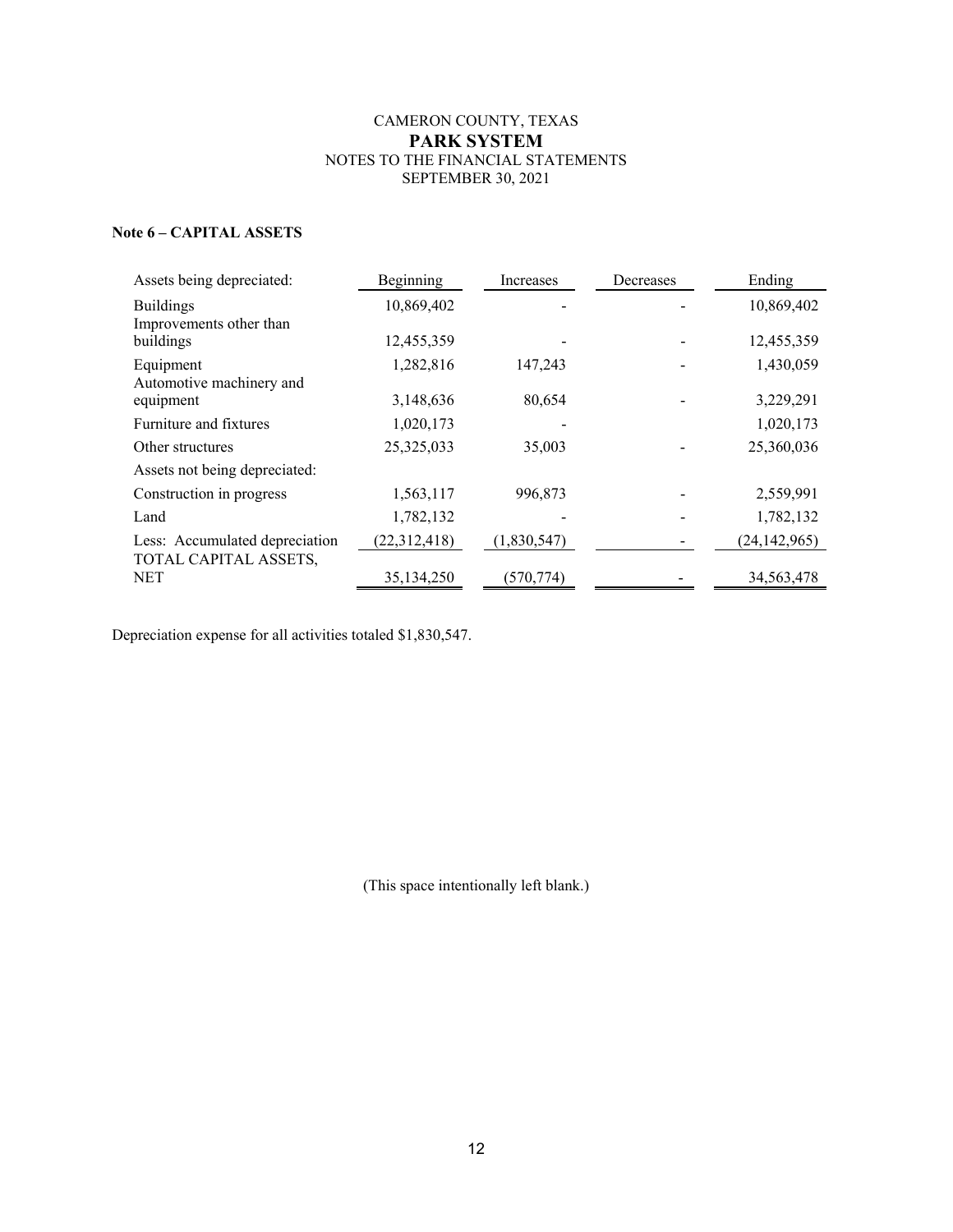CAMERON COUNTY, TEXAS

**PARK SYSTEM**

NOTES TO THE FINANCIAL STATEMENTS

SEPTEMBER 30, 2021

**Note 6 – CAPITAL ASSETS**

| Assets being depreciated: | Beginning | Increases | Decreases | Ending |
|---|---|---|---|---|
| Buildings | 10,869,402 | - | - | 10,869,402 |
| Improvements other than buildings | 12,455,359 | - | - | 12,455,359 |
| Equipment | 1,282,816 | 147,243 | - | 1,430,059 |
| Automotive machinery and equipment | 3,148,636 | 80,654 | - | 3,229,291 |
| Furniture and fixtures | 1,020,173 | - | | 1,020,173 |
| Other structures | 25,325,033 | 35,003 | - | 25,360,036 |
| Assets not being depreciated: | | | | |
| Construction in progress | 1,563,117 | 996,873 | - | 2,559,991 |
| Land | 1,782,132 | - | - | 1,782,132 |
| Less: Accumulated depreciation | (22,312,418) | (1,830,547) | - | (24,142,965) |
| TOTAL CAPITAL ASSETS, NET | 35,134,250 | (570,774) | - | 34,563,478 |

Depreciation expense for all activities totaled $1,830,547.

(This space intentionally left blank.)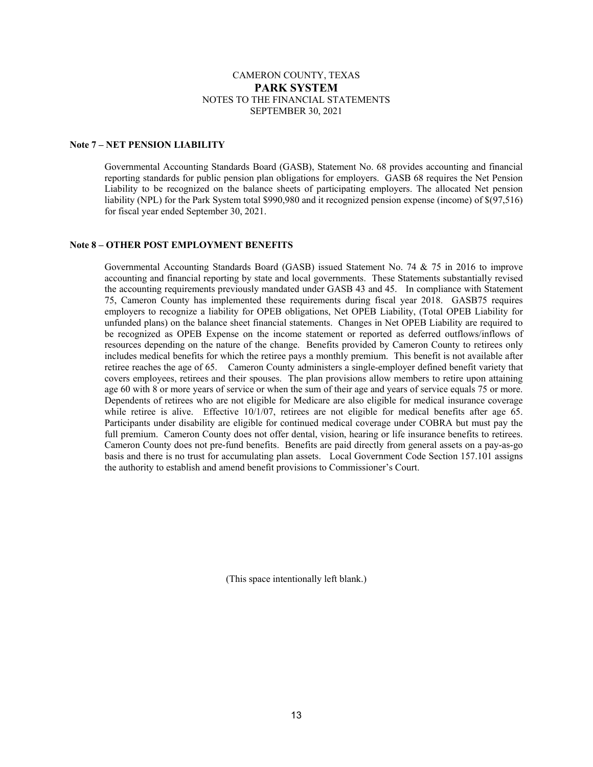CAMERON COUNTY, TEXAS
**PARK SYSTEM**
NOTES TO THE FINANCIAL STATEMENTS
SEPTEMBER 30, 2021

**Note 7 – NET PENSION LIABILITY**

Governmental Accounting Standards Board (GASB), Statement No. 68 provides accounting and financial reporting standards for public pension plan obligations for employers. GASB 68 requires the Net Pension Liability to be recognized on the balance sheets of participating employers. The allocated Net pension liability (NPL) for the Park System total $990,980 and it recognized pension expense (income) of $(97,516) for fiscal year ended September 30, 2021.

**Note 8 – OTHER POST EMPLOYMENT BENEFITS**

Governmental Accounting Standards Board (GASB) issued Statement No. 74 & 75 in 2016 to improve accounting and financial reporting by state and local governments. These Statements substantially revised the accounting requirements previously mandated under GASB 43 and 45. In compliance with Statement 75, Cameron County has implemented these requirements during fiscal year 2018. GASB75 requires employers to recognize a liability for OPEB obligations, Net OPEB Liability, (Total OPEB Liability for unfunded plans) on the balance sheet financial statements. Changes in Net OPEB Liability are required to be recognized as OPEB Expense on the income statement or reported as deferred outflows/inflows of resources depending on the nature of the change. Benefits provided by Cameron County to retirees only includes medical benefits for which the retiree pays a monthly premium. This benefit is not available after retiree reaches the age of 65. Cameron County administers a single-employer defined benefit variety that covers employees, retirees and their spouses. The plan provisions allow members to retire upon attaining age 60 with 8 or more years of service or when the sum of their age and years of service equals 75 or more. Dependents of retirees who are not eligible for Medicare are also eligible for medical insurance coverage while retiree is alive. Effective 10/1/07, retirees are not eligible for medical benefits after age 65. Participants under disability are eligible for continued medical coverage under COBRA but must pay the full premium. Cameron County does not offer dental, vision, hearing or life insurance benefits to retirees. Cameron County does not pre-fund benefits. Benefits are paid directly from general assets on a pay-as-go basis and there is no trust for accumulating plan assets. Local Government Code Section 157.101 assigns the authority to establish and amend benefit provisions to Commissioner's Court.

(This space intentionally left blank.)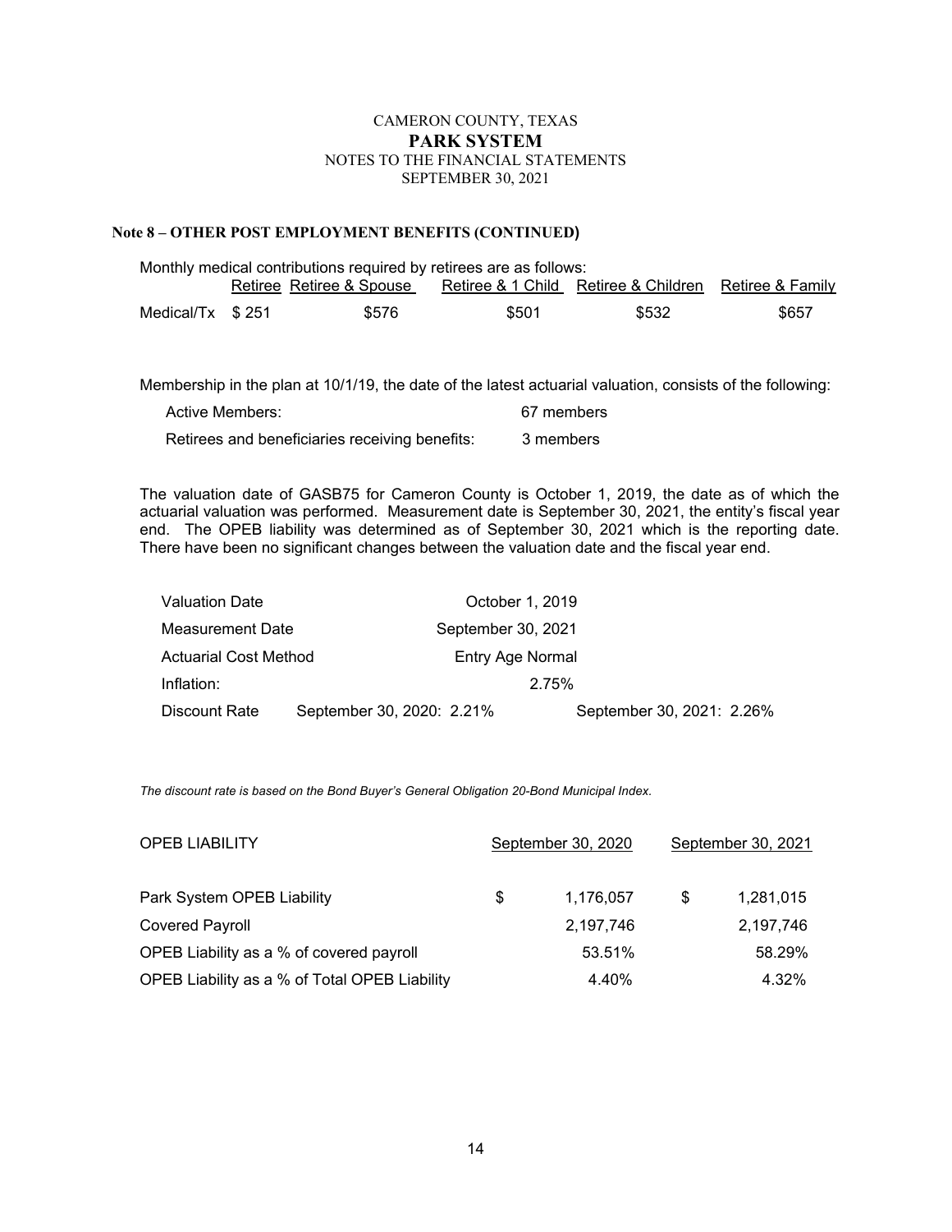CAMERON COUNTY, TEXAS
**PARK SYSTEM**
NOTES TO THE FINANCIAL STATEMENTS
SEPTEMBER 30, 2021

### Note 8 – OTHER POST EMPLOYMENT BENEFITS (CONTINUED)

Monthly medical contributions required by retirees are as follows:

| | Retiree | Retiree & Spouse | Retiree & 1 Child | Retiree & Children | Retiree & Family |
|---|---|---|---|---|---|
| Medical/Tx | $ 251 | $576 | $501 | $532 | $657 |

Membership in the plan at 10/1/19, the date of the latest actuarial valuation, consists of the following:

| | |
|---|---|
| Active Members: | 67 members |
| Retirees and beneficiaries receiving benefits: | 3 members |

The valuation date of GASB75 for Cameron County is October 1, 2019, the date as of which the actuarial valuation was performed. Measurement date is September 30, 2021, the entity's fiscal year end. The OPEB liability was determined as of September 30, 2021 which is the reporting date. There have been no significant changes between the valuation date and the fiscal year end.

| | | |
|---|---|---|
| Valuation Date | October 1, 2019 | |
| Measurement Date | September 30, 2021 | |
| Actuarial Cost Method | Entry Age Normal | |
| Inflation: | 2.75% | |
| Discount Rate | September 30, 2020: 2.21% | September 30, 2021: 2.26% |

*The discount rate is based on the Bond Buyer's General Obligation 20-Bond Municipal Index.*

| OPEB LIABILITY | September 30, 2020 | September 30, 2021 |
|---|---|---|
| Park System OPEB Liability | $ 1,176,057 | $ 1,281,015 |
| Covered Payroll | 2,197,746 | 2,197,746 |
| OPEB Liability as a % of covered payroll | 53.51% | 58.29% |
| OPEB Liability as a % of Total OPEB Liability | 4.40% | 4.32% |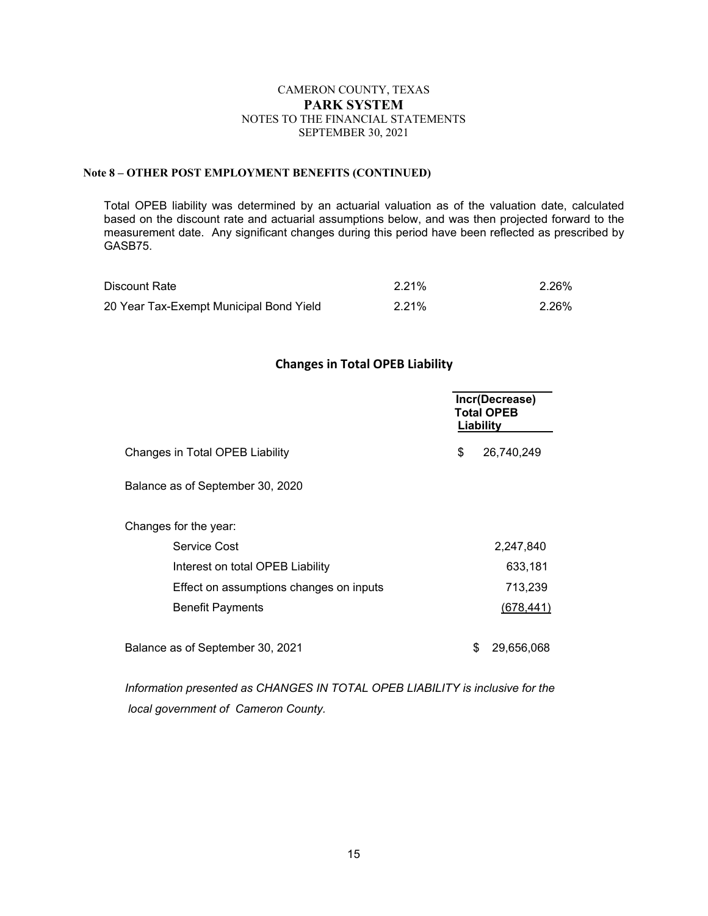CAMERON COUNTY, TEXAS
**PARK SYSTEM**
NOTES TO THE FINANCIAL STATEMENTS
SEPTEMBER 30, 2021

**Note 8 – OTHER POST EMPLOYMENT BENEFITS (CONTINUED)**

Total OPEB liability was determined by an actuarial valuation as of the valuation date, calculated based on the discount rate and actuarial assumptions below, and was then projected forward to the measurement date. Any significant changes during this period have been reflected as prescribed by GASB75.

| | | |
|---|---|---|
| Discount Rate | 2.21% | 2.26% |
| 20 Year Tax-Exempt Municipal Bond Yield | 2.21% | 2.26% |

## Changes in Total OPEB Liability

| | Incr(Decrease) Total OPEB Liability |
|---|---|
| Changes in Total OPEB Liability | $ 26,740,249 |
| Balance as of September 30, 2020 | |
| Changes for the year: | |
| Service Cost | 2,247,840 |
| Interest on total OPEB Liability | 633,181 |
| Effect on assumptions changes on inputs | 713,239 |
| Benefit Payments | (678,441) |
| Balance as of September 30, 2021 | $ 29,656,068 |

*Information presented as CHANGES IN TOTAL OPEB LIABILITY is inclusive for the local government of Cameron County.*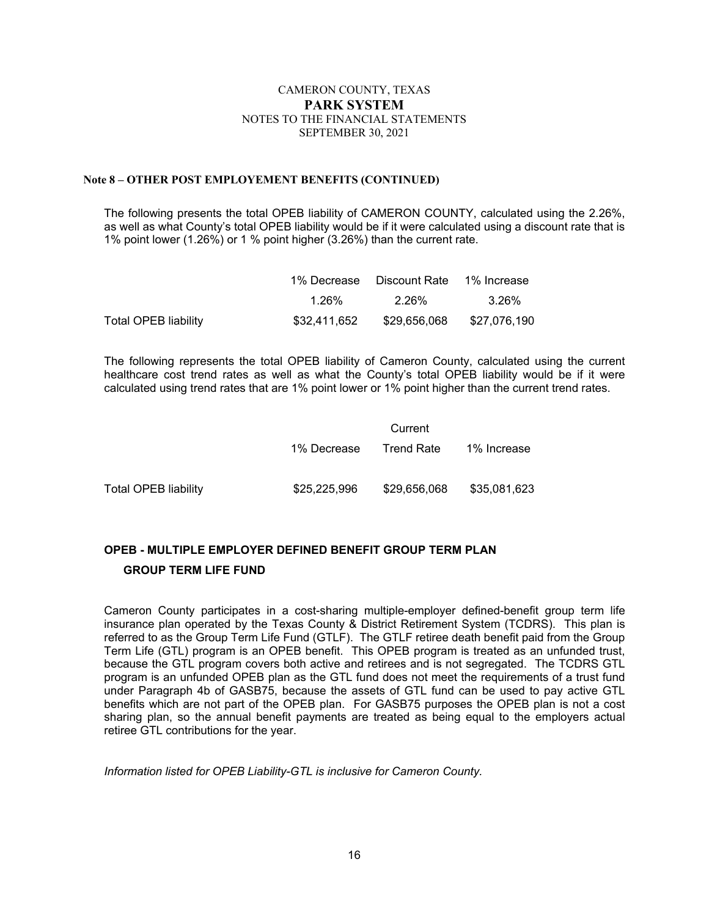**Note 8 – OTHER POST EMPLOYEMENT BENEFITS (CONTINUED)**

The following presents the total OPEB liability of CAMERON COUNTY, calculated using the 2.26%, as well as what County's total OPEB liability would be if it were calculated using a discount rate that is 1% point lower (1.26%) or 1 % point higher (3.26%) than the current rate.

| | 1% Decrease | Discount Rate | 1% Increase |
|---|---|---|---|
| | 1.26% | 2.26% | 3.26% |
| Total OPEB liability | \$32,411,652 | \$29,656,068 | \$27,076,190 |

The following represents the total OPEB liability of Cameron County, calculated using the current healthcare cost trend rates as well as what the County's total OPEB liability would be if it were calculated using trend rates that are 1% point lower or 1% point higher than the current trend rates.

| | | Current | |
|---|---|---|---|
| | 1% Decrease | Trend Rate | 1% Increase |
| Total OPEB liability | \$25,225,996 | \$29,656,068 | \$35,081,623 |

**OPEB - MULTIPLE EMPLOYER DEFINED BENEFIT GROUP TERM PLAN**

**GROUP TERM LIFE FUND**

Cameron County participates in a cost-sharing multiple-employer defined-benefit group term life insurance plan operated by the Texas County & District Retirement System (TCDRS). This plan is referred to as the Group Term Life Fund (GTLF). The GTLF retiree death benefit paid from the Group Term Life (GTL) program is an OPEB benefit. This OPEB program is treated as an unfunded trust, because the GTL program covers both active and retirees and is not segregated. The TCDRS GTL program is an unfunded OPEB plan as the GTL fund does not meet the requirements of a trust fund under Paragraph 4b of GASB75, because the assets of GTL fund can be used to pay active GTL benefits which are not part of the OPEB plan. For GASB75 purposes the OPEB plan is not a cost sharing plan, so the annual benefit payments are treated as being equal to the employers actual retiree GTL contributions for the year.

*Information listed for OPEB Liability-GTL is inclusive for Cameron County.*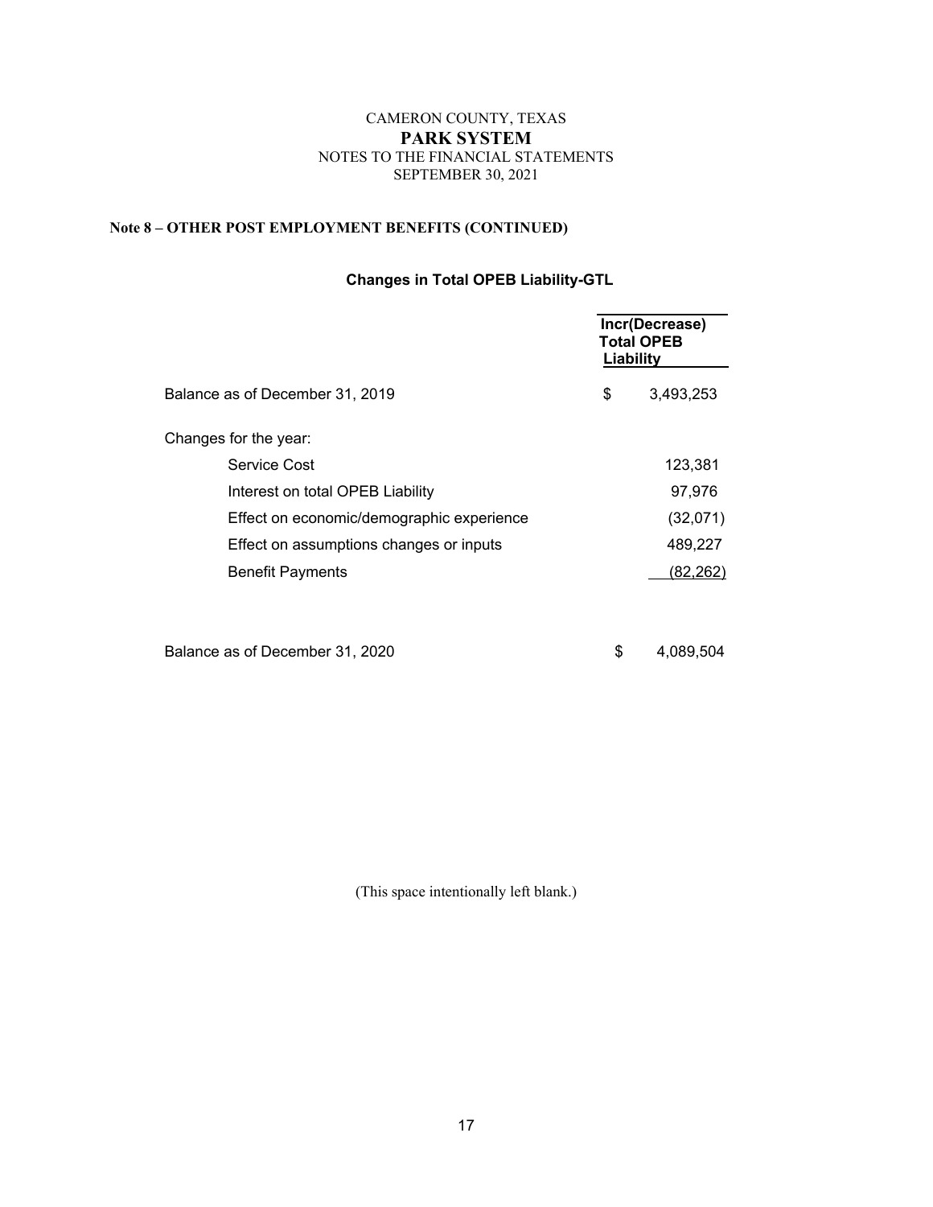CAMERON COUNTY, TEXAS
**PARK SYSTEM**
NOTES TO THE FINANCIAL STATEMENTS
SEPTEMBER 30, 2021

**Note 8 – OTHER POST EMPLOYMENT BENEFITS (CONTINUED)**

**Changes in Total OPEB Liability-GTL**

| | Incr(Decrease) Total OPEB Liability |
|---|---|
| Balance as of December 31, 2019 | $ 3,493,253 |
| Changes for the year: | |
| Service Cost | 123,381 |
| Interest on total OPEB Liability | 97,976 |
| Effect on economic/demographic experience | (32,071) |
| Effect on assumptions changes or inputs | 489,227 |
| Benefit Payments | (82,262) |
| Balance as of December 31, 2020 | $ 4,089,504 |

(This space intentionally left blank.)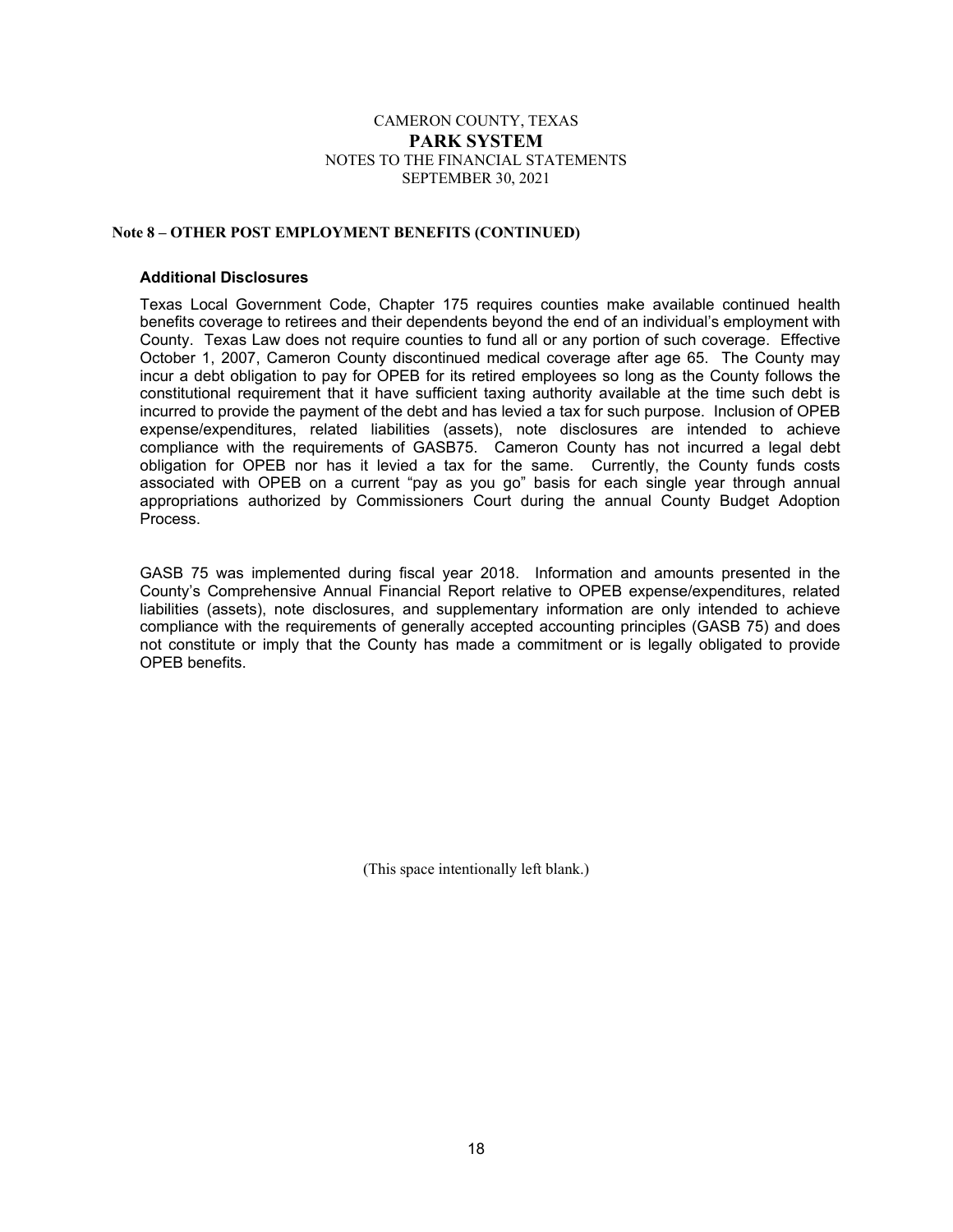CAMERON COUNTY, TEXAS

**PARK SYSTEM**

NOTES TO THE FINANCIAL STATEMENTS

SEPTEMBER 30, 2021

**Note 8 – OTHER POST EMPLOYMENT BENEFITS (CONTINUED)**

### Additional Disclosures

Texas Local Government Code, Chapter 175 requires counties make available continued health benefits coverage to retirees and their dependents beyond the end of an individual's employment with County. Texas Law does not require counties to fund all or any portion of such coverage. Effective October 1, 2007, Cameron County discontinued medical coverage after age 65. The County may incur a debt obligation to pay for OPEB for its retired employees so long as the County follows the constitutional requirement that it have sufficient taxing authority available at the time such debt is incurred to provide the payment of the debt and has levied a tax for such purpose. Inclusion of OPEB expense/expenditures, related liabilities (assets), note disclosures are intended to achieve compliance with the requirements of GASB75. Cameron County has not incurred a legal debt obligation for OPEB nor has it levied a tax for the same. Currently, the County funds costs associated with OPEB on a current "pay as you go" basis for each single year through annual appropriations authorized by Commissioners Court during the annual County Budget Adoption Process.

GASB 75 was implemented during fiscal year 2018. Information and amounts presented in the County's Comprehensive Annual Financial Report relative to OPEB expense/expenditures, related liabilities (assets), note disclosures, and supplementary information are only intended to achieve compliance with the requirements of generally accepted accounting principles (GASB 75) and does not constitute or imply that the County has made a commitment or is legally obligated to provide OPEB benefits.

(This space intentionally left blank.)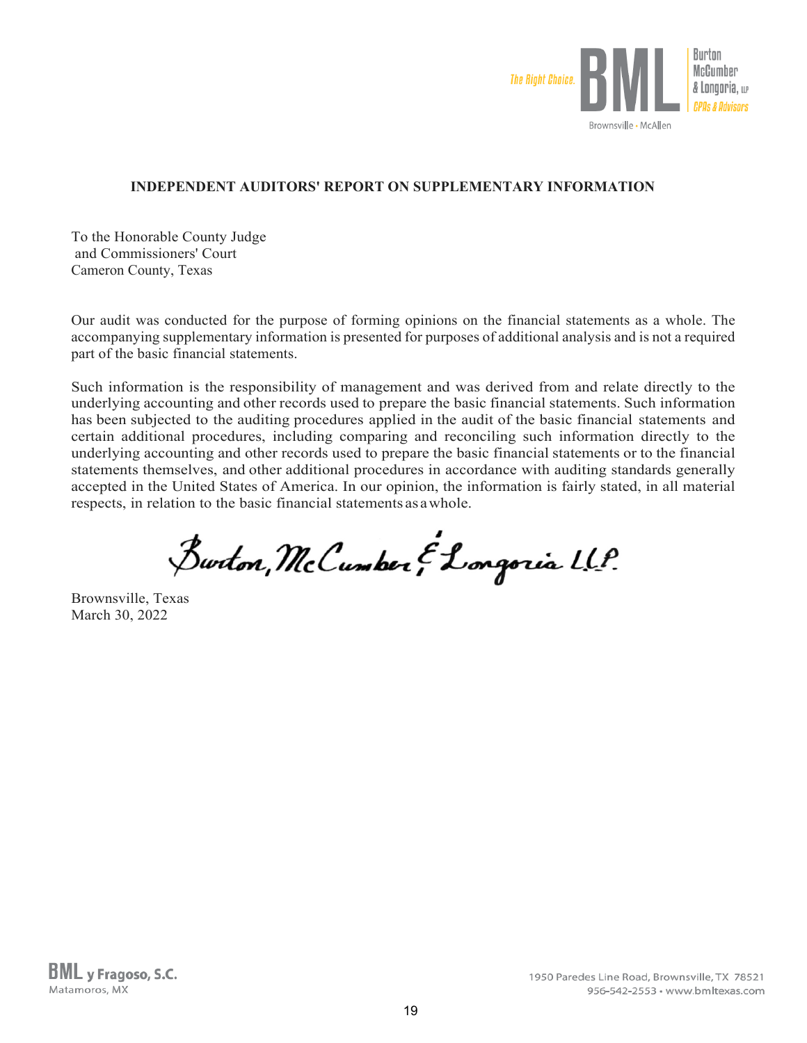# INDEPENDENT AUDITORS' REPORT ON SUPPLEMENTARY INFORMATION

To the Honorable County Judge
and Commissioners' Court
Cameron County, Texas

Our audit was conducted for the purpose of forming opinions on the financial statements as a whole. The accompanying supplementary information is presented for purposes of additional analysis and is not a required part of the basic financial statements.

Such information is the responsibility of management and was derived from and relate directly to the underlying accounting and other records used to prepare the basic financial statements. Such information has been subjected to the auditing procedures applied in the audit of the basic financial statements and certain additional procedures, including comparing and reconciling such information directly to the underlying accounting and other records used to prepare the basic financial statements or to the financial statements themselves, and other additional procedures in accordance with auditing standards generally accepted in the United States of America. In our opinion, the information is fairly stated, in all material respects, in relation to the basic financial statements as a whole.

Burton, McCumber & Longoria LLP

Brownsville, Texas
March 30, 2022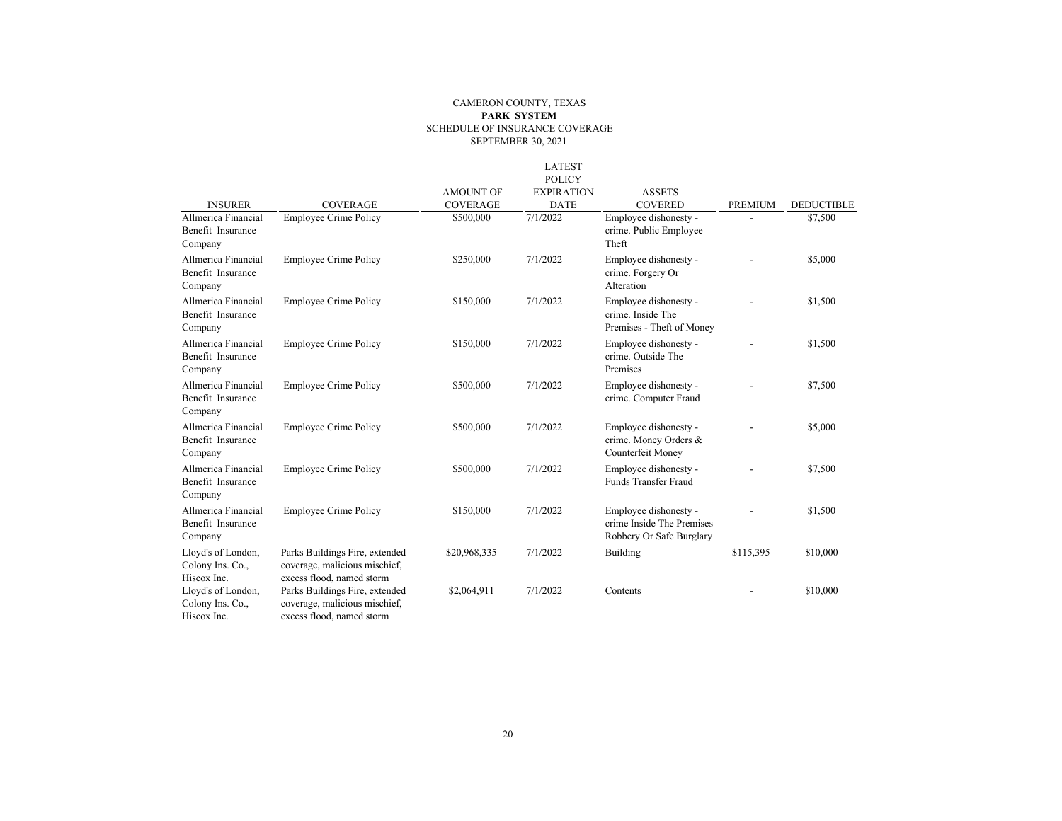CAMERON COUNTY, TEXAS

**PARK SYSTEM**

SCHEDULE OF INSURANCE COVERAGE

SEPTEMBER 30, 2021

| INSURER | COVERAGE | AMOUNT OF COVERAGE | LATEST POLICY EXPIRATION DATE | ASSETS COVERED | PREMIUM | DEDUCTIBLE |
|---|---|---|---|---|---|---|
| Allmerica Financial Benefit Insurance Company | Employee Crime Policy | $500,000 | 7/1/2022 | Employee dishonesty - crime. Public Employee Theft | - | $7,500 |
| Allmerica Financial Benefit Insurance Company | Employee Crime Policy | $250,000 | 7/1/2022 | Employee dishonesty - crime. Forgery Or Alteration | - | $5,000 |
| Allmerica Financial Benefit Insurance Company | Employee Crime Policy | $150,000 | 7/1/2022 | Employee dishonesty - crime. Inside The Premises - Theft of Money | - | $1,500 |
| Allmerica Financial Benefit Insurance Company | Employee Crime Policy | $150,000 | 7/1/2022 | Employee dishonesty - crime. Outside The Premises | - | $1,500 |
| Allmerica Financial Benefit Insurance Company | Employee Crime Policy | $500,000 | 7/1/2022 | Employee dishonesty - crime. Computer Fraud | - | $7,500 |
| Allmerica Financial Benefit Insurance Company | Employee Crime Policy | $500,000 | 7/1/2022 | Employee dishonesty - crime. Money Orders & Counterfeit Money | - | $5,000 |
| Allmerica Financial Benefit Insurance Company | Employee Crime Policy | $500,000 | 7/1/2022 | Employee dishonesty - Funds Transfer Fraud | - | $7,500 |
| Allmerica Financial Benefit Insurance Company | Employee Crime Policy | $150,000 | 7/1/2022 | Employee dishonesty - crime Inside The Premises Robbery Or Safe Burglary | - | $1,500 |
| Lloyd's of London, Colony Ins. Co., Hiscox Inc. | Parks Buildings Fire, extended coverage, malicious mischief, excess flood, named storm | $20,968,335 | 7/1/2022 | Building | $115,395 | $10,000 |
| Lloyd's of London, Colony Ins. Co., Hiscox Inc. | Parks Buildings Fire, extended coverage, malicious mischief, excess flood, named storm | $2,064,911 | 7/1/2022 | Contents | - | $10,000 |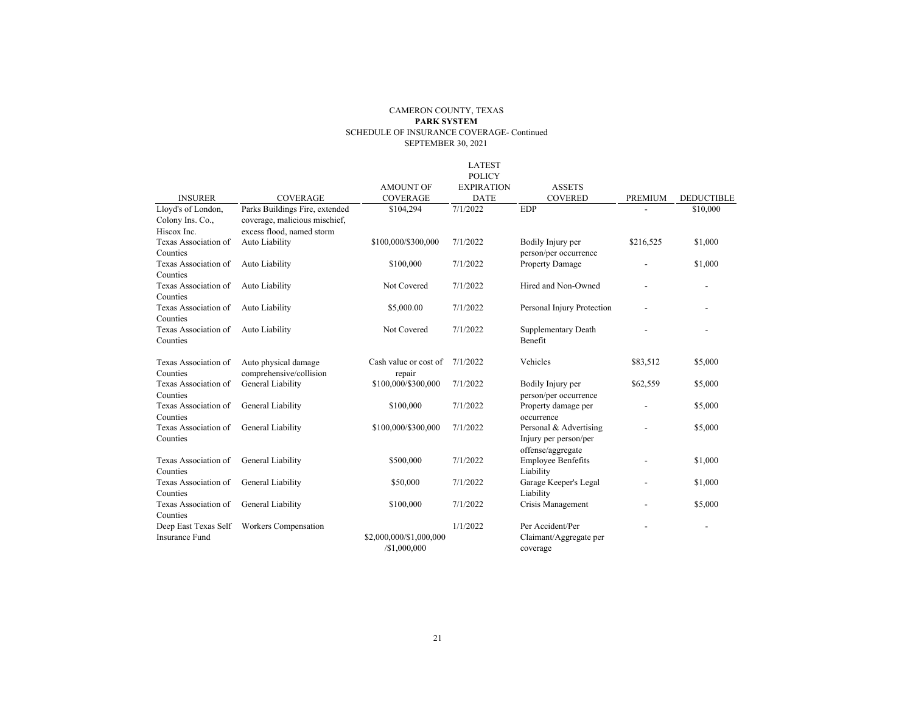CAMERON COUNTY, TEXAS

**PARK SYSTEM**

SCHEDULE OF INSURANCE COVERAGE- Continued

SEPTEMBER 30, 2021

| INSURER | COVERAGE | AMOUNT OF COVERAGE | LATEST POLICY EXPIRATION DATE | ASSETS COVERED | PREMIUM | DEDUCTIBLE |
|---|---|---|---|---|---|---|
| Lloyd's of London, Colony Ins. Co., Hiscox Inc. | Parks Buildings Fire, extended coverage, malicious mischief, excess flood, named storm | \$104,294 | 7/1/2022 | EDP | - | \$10,000 |
| Texas Association of Counties | Auto Liability | \$100,000/\$300,000 | 7/1/2022 | Bodily Injury per person/per occurrence | \$216,525 | \$1,000 |
| Texas Association of Counties | Auto Liability | \$100,000 | 7/1/2022 | Property Damage | - | \$1,000 |
| Texas Association of Counties | Auto Liability | Not Covered | 7/1/2022 | Hired and Non-Owned | - | - |
| Texas Association of Counties | Auto Liability | \$5,000.00 | 7/1/2022 | Personal Injury Protection | - | - |
| Texas Association of Counties | Auto Liability | Not Covered | 7/1/2022 | Supplementary Death Benefit | - | - |
| Texas Association of Counties | Auto physical damage comprehensive/collision | Cash value or cost of repair | 7/1/2022 | Vehicles | \$83,512 | \$5,000 |
| Texas Association of Counties | General Liability | \$100,000/\$300,000 | 7/1/2022 | Bodily Injury per person/per occurrence | \$62,559 | \$5,000 |
| Texas Association of Counties | General Liability | \$100,000 | 7/1/2022 | Property damage per occurrence | - | \$5,000 |
| Texas Association of Counties | General Liability | \$100,000/\$300,000 | 7/1/2022 | Personal & Advertising Injury per person/per offense/aggregate | - | \$5,000 |
| Texas Association of Counties | General Liability | \$500,000 | 7/1/2022 | Employee Benfefits Liability | - | \$1,000 |
| Texas Association of Counties | General Liability | \$50,000 | 7/1/2022 | Garage Keeper's Legal Liability | - | \$1,000 |
| Texas Association of Counties | General Liability | \$100,000 | 7/1/2022 | Crisis Management | - | \$5,000 |
| Deep East Texas Self Insurance Fund | Workers Compensation | \$2,000,000/\$1,000,000 /\$1,000,000 | 1/1/2022 | Per Accident/Per Claimant/Aggregate per coverage | - | - |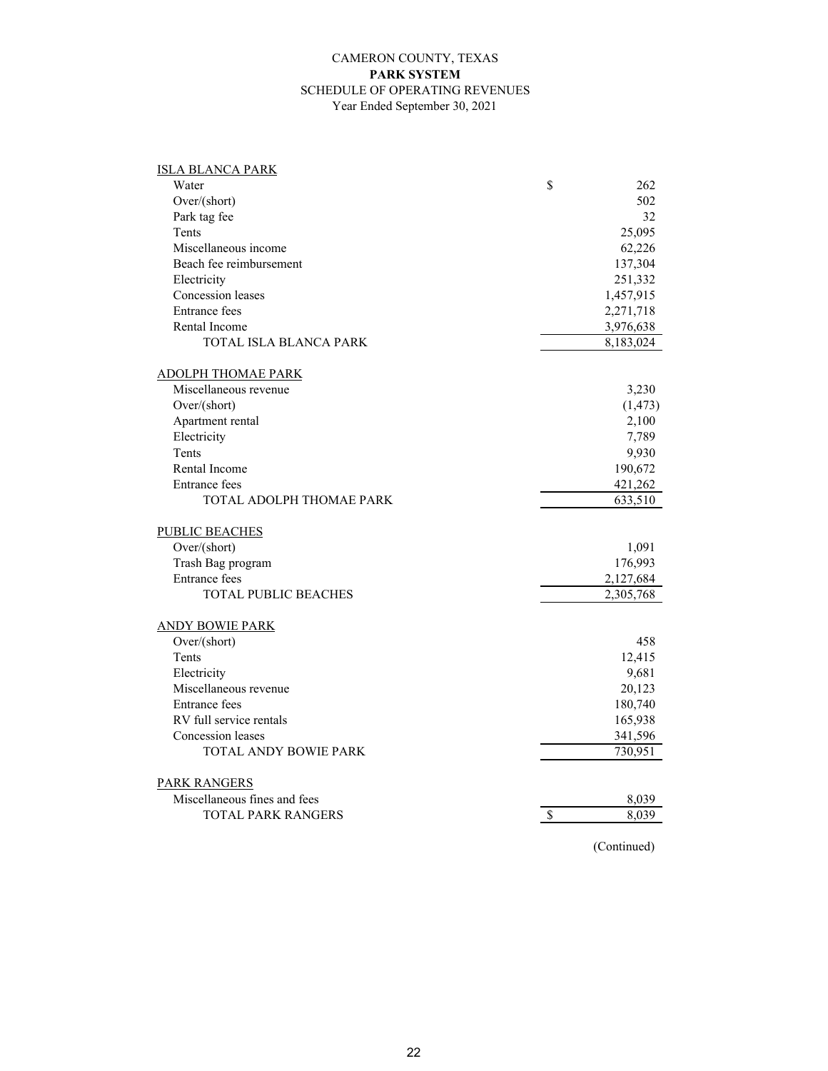# CAMERON COUNTY, TEXAS
## PARK SYSTEM
### SCHEDULE OF OPERATING REVENUES
Year Ended September 30, 2021

| | |
|---|---|
| ISLA BLANCA PARK | |
| Water | $ 262 |
| Over/(short) | 502 |
| Park tag fee | 32 |
| Tents | 25,095 |
| Miscellaneous income | 62,226 |
| Beach fee reimbursement | 137,304 |
| Electricity | 251,332 |
| Concession leases | 1,457,915 |
| Entrance fees | 2,271,718 |
| Rental Income | 3,976,638 |
| TOTAL ISLA BLANCA PARK | 8,183,024 |
| ADOLPH THOMAE PARK | |
| Miscellaneous revenue | 3,230 |
| Over/(short) | (1,473) |
| Apartment rental | 2,100 |
| Electricity | 7,789 |
| Tents | 9,930 |
| Rental Income | 190,672 |
| Entrance fees | 421,262 |
| TOTAL ADOLPH THOMAE PARK | 633,510 |
| PUBLIC BEACHES | |
| Over/(short) | 1,091 |
| Trash Bag program | 176,993 |
| Entrance fees | 2,127,684 |
| TOTAL PUBLIC BEACHES | 2,305,768 |
| ANDY BOWIE PARK | |
| Over/(short) | 458 |
| Tents | 12,415 |
| Electricity | 9,681 |
| Miscellaneous revenue | 20,123 |
| Entrance fees | 180,740 |
| RV full service rentals | 165,938 |
| Concession leases | 341,596 |
| TOTAL ANDY BOWIE PARK | 730,951 |
| PARK RANGERS | |
| Miscellaneous fines and fees | 8,039 |
| TOTAL PARK RANGERS | $ 8,039 |

(Continued)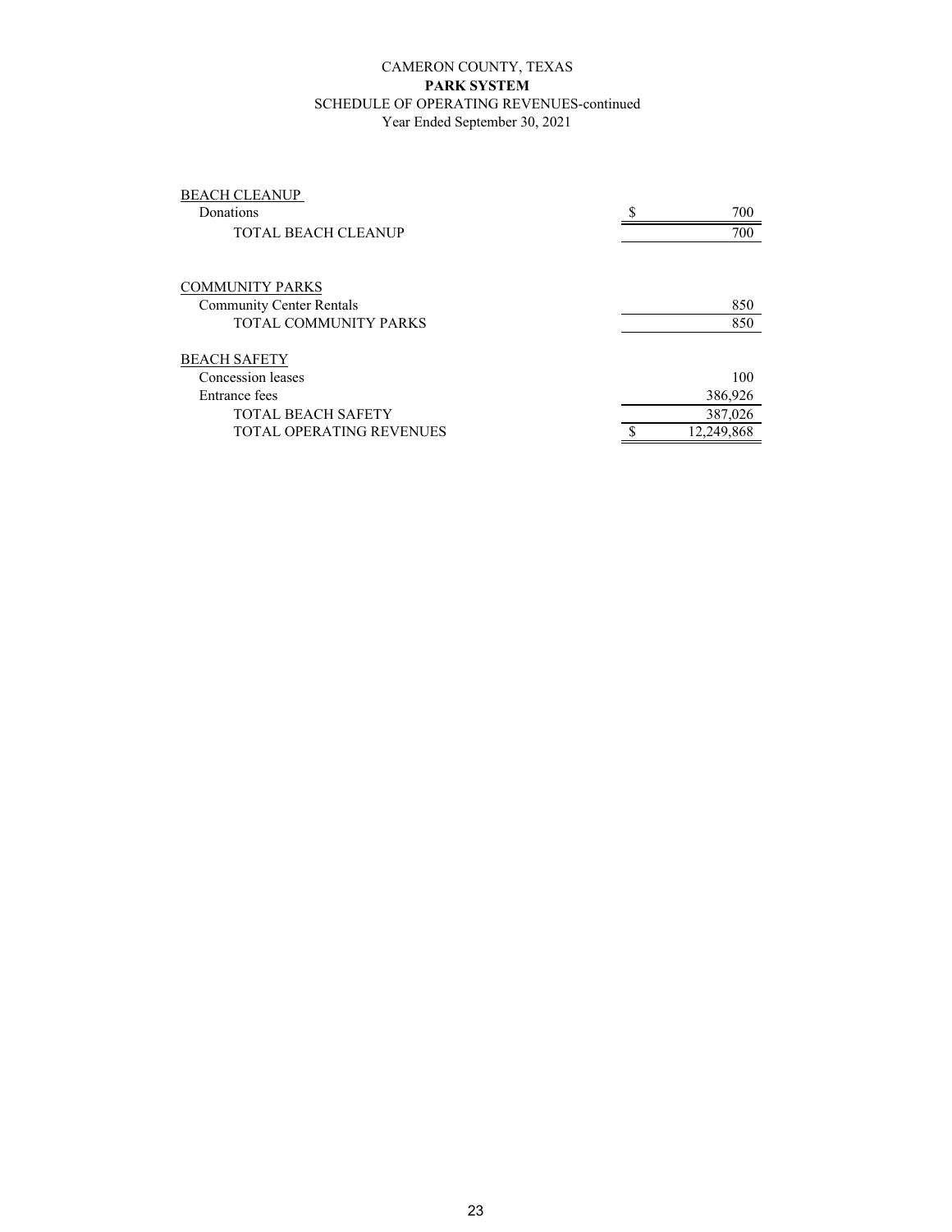CAMERON COUNTY, TEXAS
**PARK SYSTEM**
SCHEDULE OF OPERATING REVENUES-continued
Year Ended September 30, 2021

| | |
|---|---|
| BEACH CLEANUP | |
| Donations | $ 700 |
| TOTAL BEACH CLEANUP | 700 |
| | |
| COMMUNITY PARKS | |
| Community Center Rentals | 850 |
| TOTAL COMMUNITY PARKS | 850 |
| | |
| BEACH SAFETY | |
| Concession leases | 100 |
| Entrance fees | 386,926 |
| TOTAL BEACH SAFETY | 387,026 |
| TOTAL OPERATING REVENUES | $ 12,249,868 |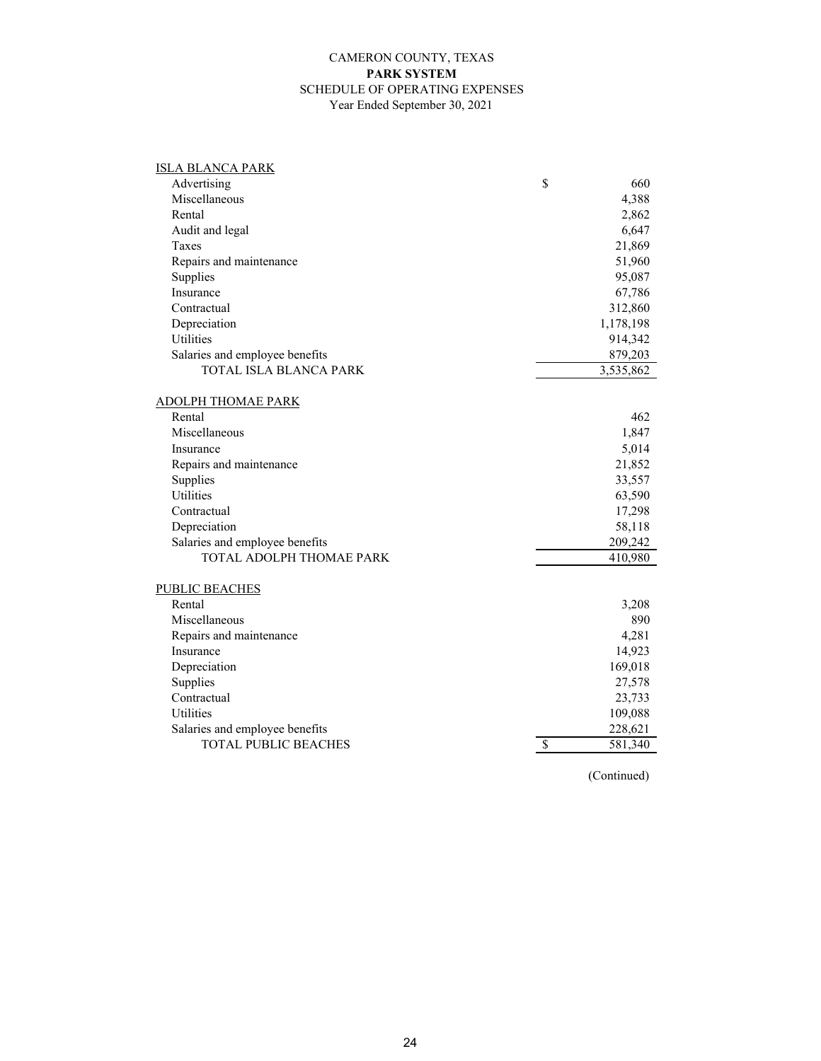CAMERON COUNTY, TEXAS
**PARK SYSTEM**
SCHEDULE OF OPERATING EXPENSES
Year Ended September 30, 2021

| | |
|---|---|
| ISLA BLANCA PARK | |
| Advertising | $ 660 |
| Miscellaneous | 4,388 |
| Rental | 2,862 |
| Audit and legal | 6,647 |
| Taxes | 21,869 |
| Repairs and maintenance | 51,960 |
| Supplies | 95,087 |
| Insurance | 67,786 |
| Contractual | 312,860 |
| Depreciation | 1,178,198 |
| Utilities | 914,342 |
| Salaries and employee benefits | 879,203 |
| TOTAL ISLA BLANCA PARK | 3,535,862 |
| | |
| ADOLPH THOMAE PARK | |
| Rental | 462 |
| Miscellaneous | 1,847 |
| Insurance | 5,014 |
| Repairs and maintenance | 21,852 |
| Supplies | 33,557 |
| Utilities | 63,590 |
| Contractual | 17,298 |
| Depreciation | 58,118 |
| Salaries and employee benefits | 209,242 |
| TOTAL ADOLPH THOMAE PARK | 410,980 |
| | |
| PUBLIC BEACHES | |
| Rental | 3,208 |
| Miscellaneous | 890 |
| Repairs and maintenance | 4,281 |
| Insurance | 14,923 |
| Depreciation | 169,018 |
| Supplies | 27,578 |
| Contractual | 23,733 |
| Utilities | 109,088 |
| Salaries and employee benefits | 228,621 |
| TOTAL PUBLIC BEACHES | $ 581,340 |

(Continued)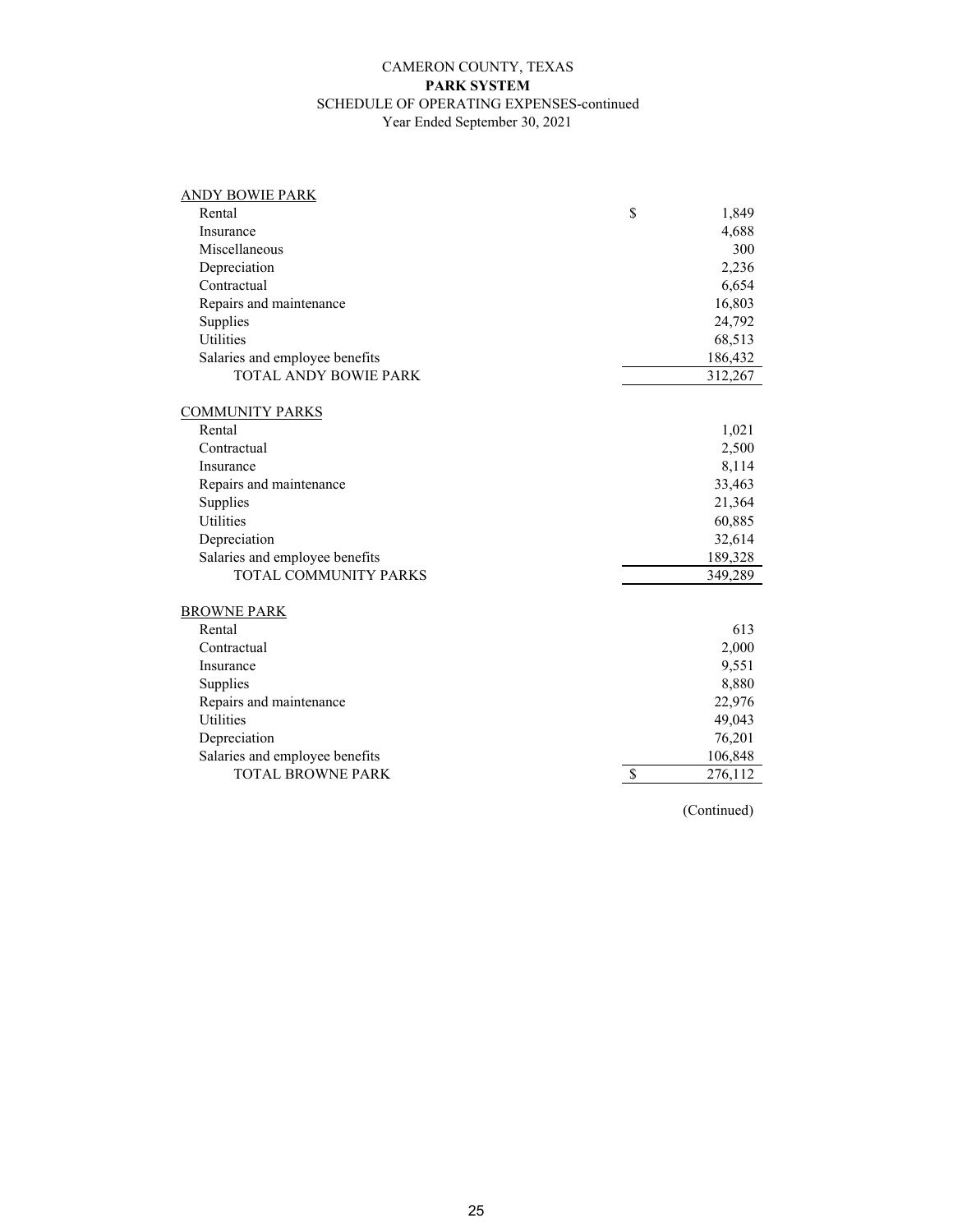CAMERON COUNTY, TEXAS

**PARK SYSTEM**

SCHEDULE OF OPERATING EXPENSES-continued

Year Ended September 30, 2021

| | |
|---|---|
| ANDY BOWIE PARK | |
| Rental | $ 1,849 |
| Insurance | 4,688 |
| Miscellaneous | 300 |
| Depreciation | 2,236 |
| Contractual | 6,654 |
| Repairs and maintenance | 16,803 |
| Supplies | 24,792 |
| Utilities | 68,513 |
| Salaries and employee benefits | 186,432 |
| TOTAL ANDY BOWIE PARK | 312,267 |
| COMMUNITY PARKS | |
| Rental | 1,021 |
| Contractual | 2,500 |
| Insurance | 8,114 |
| Repairs and maintenance | 33,463 |
| Supplies | 21,364 |
| Utilities | 60,885 |
| Depreciation | 32,614 |
| Salaries and employee benefits | 189,328 |
| TOTAL COMMUNITY PARKS | 349,289 |
| BROWNE PARK | |
| Rental | 613 |
| Contractual | 2,000 |
| Insurance | 9,551 |
| Supplies | 8,880 |
| Repairs and maintenance | 22,976 |
| Utilities | 49,043 |
| Depreciation | 76,201 |
| Salaries and employee benefits | 106,848 |
| TOTAL BROWNE PARK | $ 276,112 |

(Continued)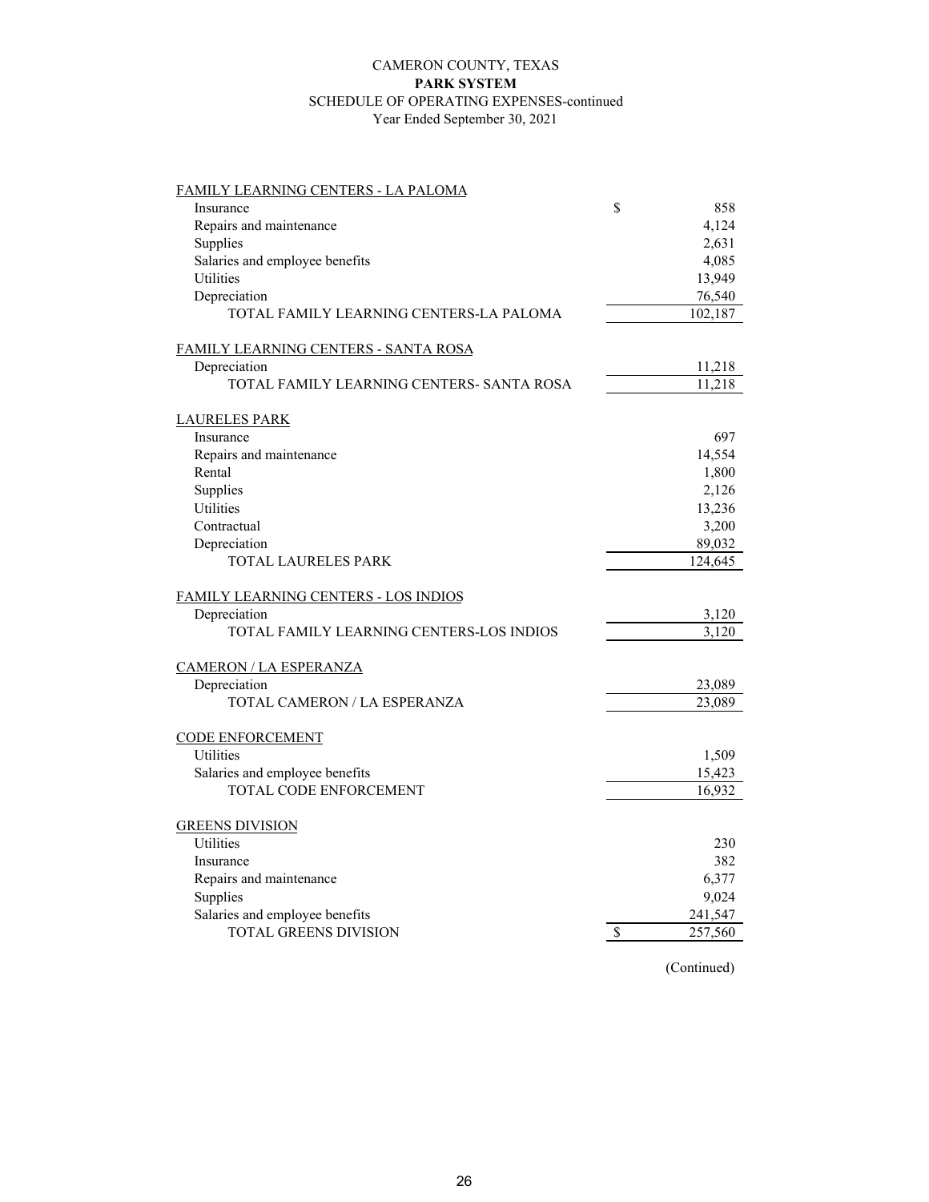CAMERON COUNTY, TEXAS
**PARK SYSTEM**
SCHEDULE OF OPERATING EXPENSES-continued
Year Ended September 30, 2021

| | |
|---|---|
| FAMILY LEARNING CENTERS - LA PALOMA | |
| Insurance | $ 858 |
| Repairs and maintenance | 4,124 |
| Supplies | 2,631 |
| Salaries and employee benefits | 4,085 |
| Utilities | 13,949 |
| Depreciation | 76,540 |
| TOTAL FAMILY LEARNING CENTERS-LA PALOMA | 102,187 |
| | |
| FAMILY LEARNING CENTERS - SANTA ROSA | |
| Depreciation | 11,218 |
| TOTAL FAMILY LEARNING CENTERS- SANTA ROSA | 11,218 |
| | |
| LAURELES PARK | |
| Insurance | 697 |
| Repairs and maintenance | 14,554 |
| Rental | 1,800 |
| Supplies | 2,126 |
| Utilities | 13,236 |
| Contractual | 3,200 |
| Depreciation | 89,032 |
| TOTAL LAURELES PARK | 124,645 |
| | |
| FAMILY LEARNING CENTERS - LOS INDIOS | |
| Depreciation | 3,120 |
| TOTAL FAMILY LEARNING CENTERS-LOS INDIOS | 3,120 |
| | |
| CAMERON / LA ESPERANZA | |
| Depreciation | 23,089 |
| TOTAL CAMERON / LA ESPERANZA | 23,089 |
| | |
| CODE ENFORCEMENT | |
| Utilities | 1,509 |
| Salaries and employee benefits | 15,423 |
| TOTAL CODE ENFORCEMENT | 16,932 |
| | |
| GREENS DIVISION | |
| Utilities | 230 |
| Insurance | 382 |
| Repairs and maintenance | 6,377 |
| Supplies | 9,024 |
| Salaries and employee benefits | 241,547 |
| TOTAL GREENS DIVISION | $ 257,560 |

(Continued)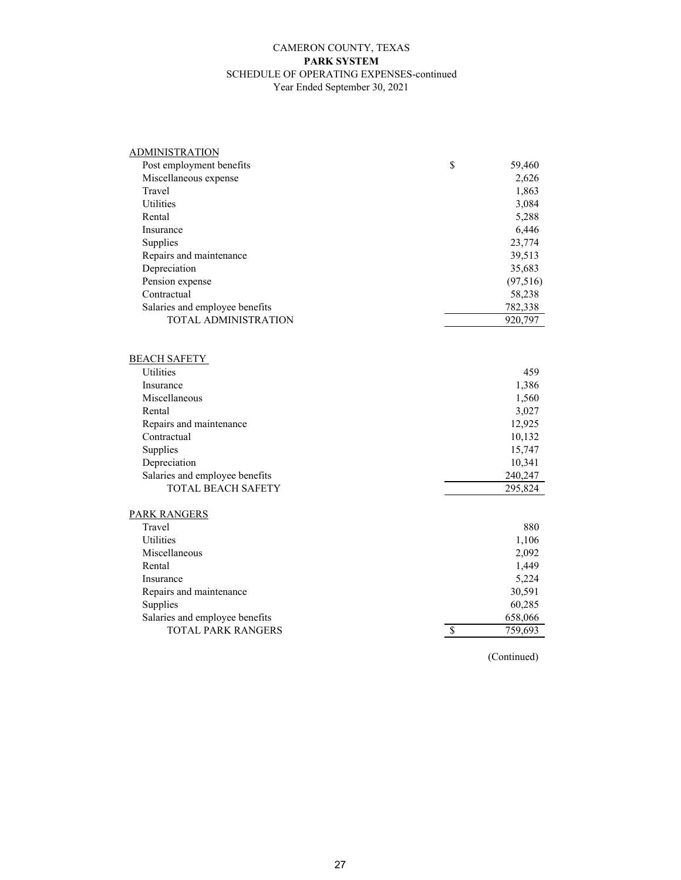CAMERON COUNTY, TEXAS
**PARK SYSTEM**
SCHEDULE OF OPERATING EXPENSES-continued
Year Ended September 30, 2021

| | |
|---|---|
| ADMINISTRATION | |
| Post employment benefits | $ 59,460 |
| Miscellaneous expense | 2,626 |
| Travel | 1,863 |
| Utilities | 3,084 |
| Rental | 5,288 |
| Insurance | 6,446 |
| Supplies | 23,774 |
| Repairs and maintenance | 39,513 |
| Depreciation | 35,683 |
| Pension expense | (97,516) |
| Contractual | 58,238 |
| Salaries and employee benefits | 782,338 |
| TOTAL ADMINISTRATION | 920,797 |
| | |
| BEACH SAFETY | |
| Utilities | 459 |
| Insurance | 1,386 |
| Miscellaneous | 1,560 |
| Rental | 3,027 |
| Repairs and maintenance | 12,925 |
| Contractual | 10,132 |
| Supplies | 15,747 |
| Depreciation | 10,341 |
| Salaries and employee benefits | 240,247 |
| TOTAL BEACH SAFETY | 295,824 |
| | |
| PARK RANGERS | |
| Travel | 880 |
| Utilities | 1,106 |
| Miscellaneous | 2,092 |
| Rental | 1,449 |
| Insurance | 5,224 |
| Repairs and maintenance | 30,591 |
| Supplies | 60,285 |
| Salaries and employee benefits | 658,066 |
| TOTAL PARK RANGERS | $ 759,693 |

(Continued)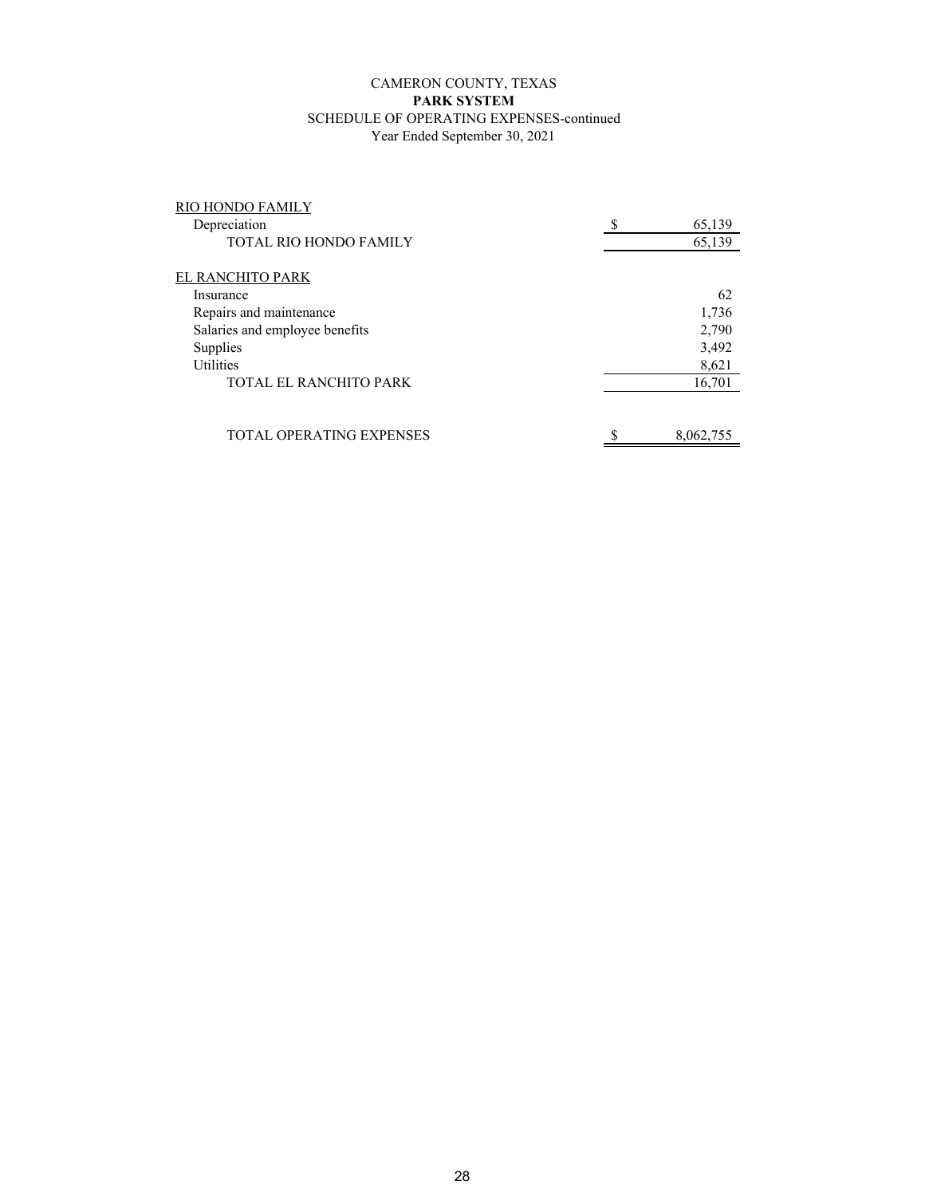CAMERON COUNTY, TEXAS

**PARK SYSTEM**

SCHEDULE OF OPERATING EXPENSES-continued

Year Ended September 30, 2021

| | |
|---|---|
| RIO HONDO FAMILY | |
| Depreciation | $ 65,139 |
| TOTAL RIO HONDO FAMILY | 65,139 |
| | |
| EL RANCHITO PARK | |
| Insurance | 62 |
| Repairs and maintenance | 1,736 |
| Salaries and employee benefits | 2,790 |
| Supplies | 3,492 |
| Utilities | 8,621 |
| TOTAL EL RANCHITO PARK | 16,701 |
| | |
| TOTAL OPERATING EXPENSES | $ 8,062,755 |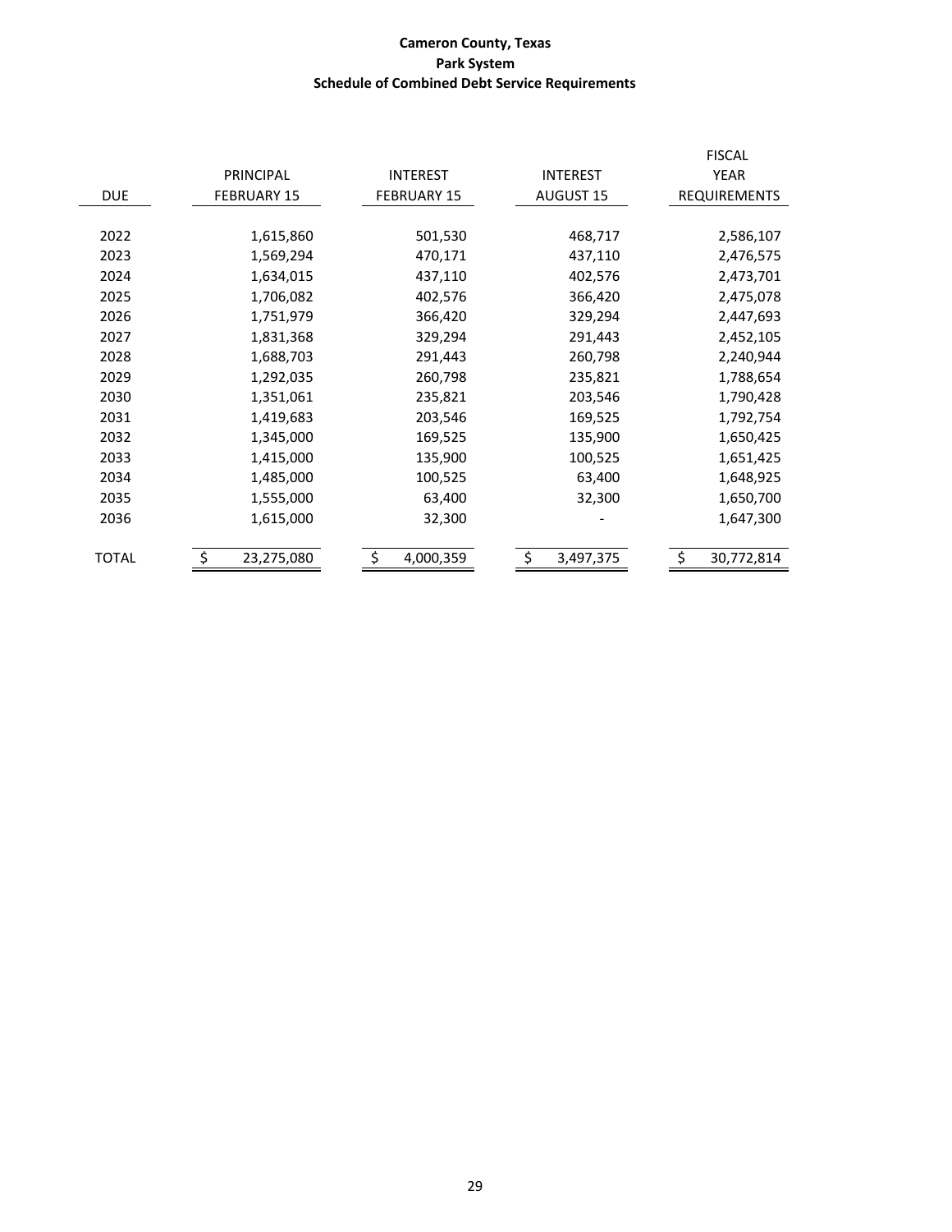**Cameron County, Texas**
**Park System**
**Schedule of Combined Debt Service Requirements**

| DUE | PRINCIPAL FEBRUARY 15 | INTEREST FEBRUARY 15 | INTEREST AUGUST 15 | FISCAL YEAR REQUIREMENTS |
|---|---|---|---|---|
| 2022 | 1,615,860 | 501,530 | 468,717 | 2,586,107 |
| 2023 | 1,569,294 | 470,171 | 437,110 | 2,476,575 |
| 2024 | 1,634,015 | 437,110 | 402,576 | 2,473,701 |
| 2025 | 1,706,082 | 402,576 | 366,420 | 2,475,078 |
| 2026 | 1,751,979 | 366,420 | 329,294 | 2,447,693 |
| 2027 | 1,831,368 | 329,294 | 291,443 | 2,452,105 |
| 2028 | 1,688,703 | 291,443 | 260,798 | 2,240,944 |
| 2029 | 1,292,035 | 260,798 | 235,821 | 1,788,654 |
| 2030 | 1,351,061 | 235,821 | 203,546 | 1,790,428 |
| 2031 | 1,419,683 | 203,546 | 169,525 | 1,792,754 |
| 2032 | 1,345,000 | 169,525 | 135,900 | 1,650,425 |
| 2033 | 1,415,000 | 135,900 | 100,525 | 1,651,425 |
| 2034 | 1,485,000 | 100,525 | 63,400 | 1,648,925 |
| 2035 | 1,555,000 | 63,400 | 32,300 | 1,650,700 |
| 2036 | 1,615,000 | 32,300 | - | 1,647,300 |
| TOTAL | $ 23,275,080 | $ 4,000,359 | $ 3,497,375 | $ 30,772,814 |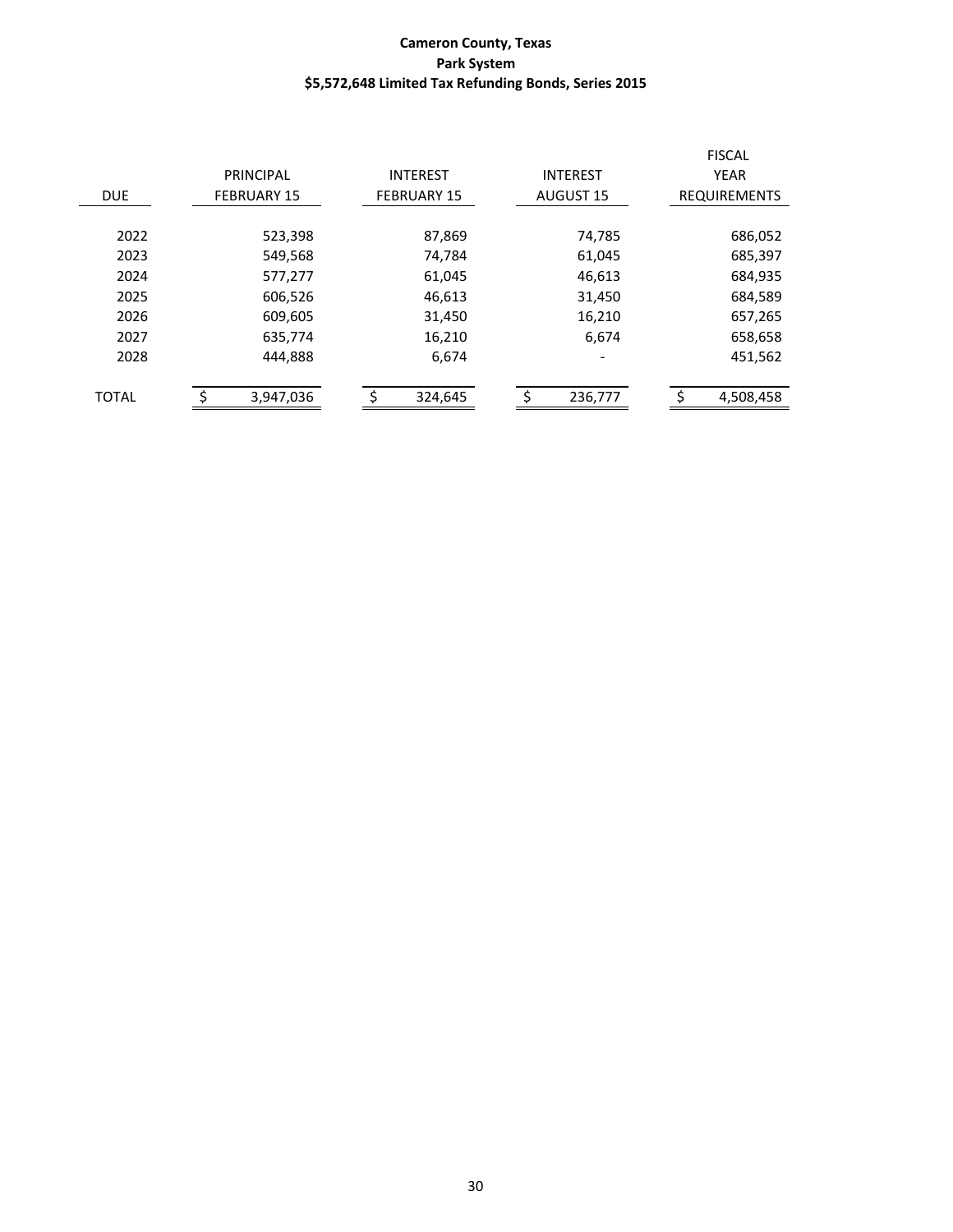**Cameron County, Texas**
**Park System**
**$5,572,648 Limited Tax Refunding Bonds, Series 2015**

| DUE | PRINCIPAL FEBRUARY 15 | INTEREST FEBRUARY 15 | INTEREST AUGUST 15 | FISCAL YEAR REQUIREMENTS |
|---|---|---|---|---|
| 2022 | 523,398 | 87,869 | 74,785 | 686,052 |
| 2023 | 549,568 | 74,784 | 61,045 | 685,397 |
| 2024 | 577,277 | 61,045 | 46,613 | 684,935 |
| 2025 | 606,526 | 46,613 | 31,450 | 684,589 |
| 2026 | 609,605 | 31,450 | 16,210 | 657,265 |
| 2027 | 635,774 | 16,210 | 6,674 | 658,658 |
| 2028 | 444,888 | 6,674 | - | 451,562 |
| TOTAL | $ 3,947,036 | $ 324,645 | $ 236,777 | $ 4,508,458 |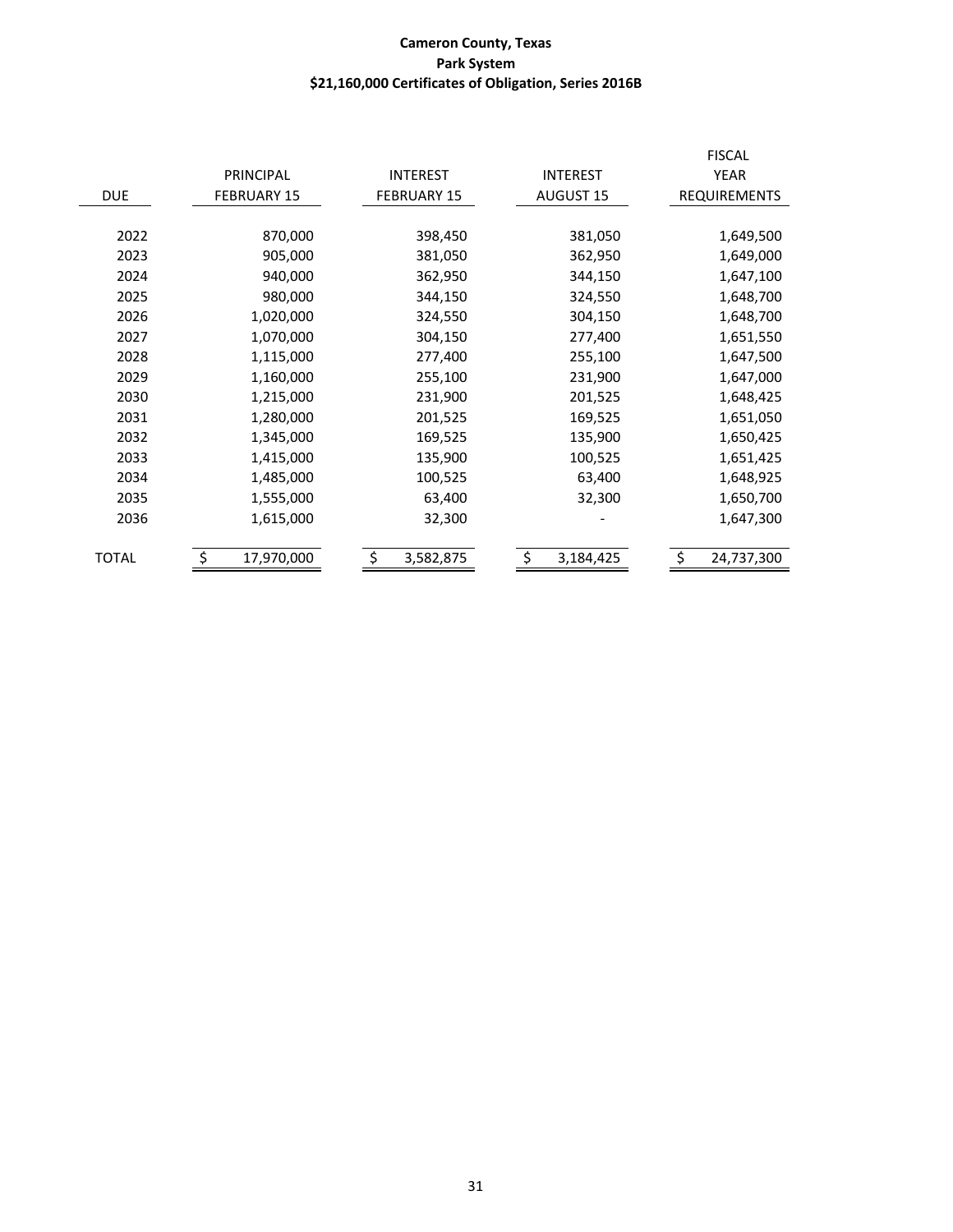**Cameron County, Texas**
**Park System**
**$21,160,000 Certificates of Obligation, Series 2016B**

| DUE | PRINCIPAL FEBRUARY 15 | INTEREST FEBRUARY 15 | INTEREST AUGUST 15 | FISCAL YEAR REQUIREMENTS |
|---|---|---|---|---|
| 2022 | 870,000 | 398,450 | 381,050 | 1,649,500 |
| 2023 | 905,000 | 381,050 | 362,950 | 1,649,000 |
| 2024 | 940,000 | 362,950 | 344,150 | 1,647,100 |
| 2025 | 980,000 | 344,150 | 324,550 | 1,648,700 |
| 2026 | 1,020,000 | 324,550 | 304,150 | 1,648,700 |
| 2027 | 1,070,000 | 304,150 | 277,400 | 1,651,550 |
| 2028 | 1,115,000 | 277,400 | 255,100 | 1,647,500 |
| 2029 | 1,160,000 | 255,100 | 231,900 | 1,647,000 |
| 2030 | 1,215,000 | 231,900 | 201,525 | 1,648,425 |
| 2031 | 1,280,000 | 201,525 | 169,525 | 1,651,050 |
| 2032 | 1,345,000 | 169,525 | 135,900 | 1,650,425 |
| 2033 | 1,415,000 | 135,900 | 100,525 | 1,651,425 |
| 2034 | 1,485,000 | 100,525 | 63,400 | 1,648,925 |
| 2035 | 1,555,000 | 63,400 | 32,300 | 1,650,700 |
| 2036 | 1,615,000 | 32,300 | - | 1,647,300 |
| TOTAL | $ 17,970,000 | $ 3,582,875 | $ 3,184,425 | $ 24,737,300 |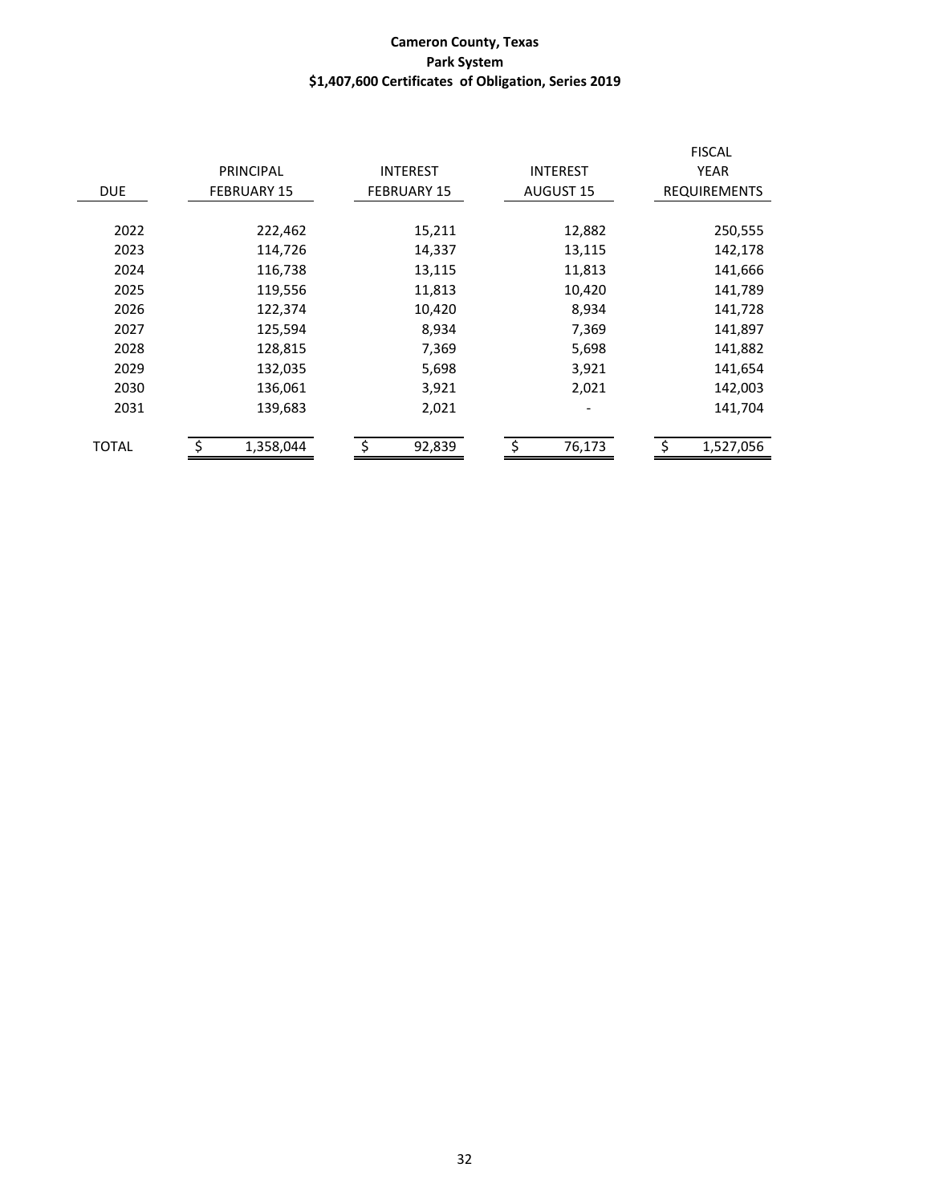**Cameron County, Texas**
**Park System**
**$1,407,600 Certificates of Obligation, Series 2019**

| DUE | PRINCIPAL FEBRUARY 15 | INTEREST FEBRUARY 15 | INTEREST AUGUST 15 | FISCAL YEAR REQUIREMENTS |
|---|---|---|---|---|
| 2022 | 222,462 | 15,211 | 12,882 | 250,555 |
| 2023 | 114,726 | 14,337 | 13,115 | 142,178 |
| 2024 | 116,738 | 13,115 | 11,813 | 141,666 |
| 2025 | 119,556 | 11,813 | 10,420 | 141,789 |
| 2026 | 122,374 | 10,420 | 8,934 | 141,728 |
| 2027 | 125,594 | 8,934 | 7,369 | 141,897 |
| 2028 | 128,815 | 7,369 | 5,698 | 141,882 |
| 2029 | 132,035 | 5,698 | 3,921 | 141,654 |
| 2030 | 136,061 | 3,921 | 2,021 | 142,003 |
| 2031 | 139,683 | 2,021 | - | 141,704 |
| TOTAL | $ 1,358,044 | $ 92,839 | $ 76,173 | $ 1,527,056 |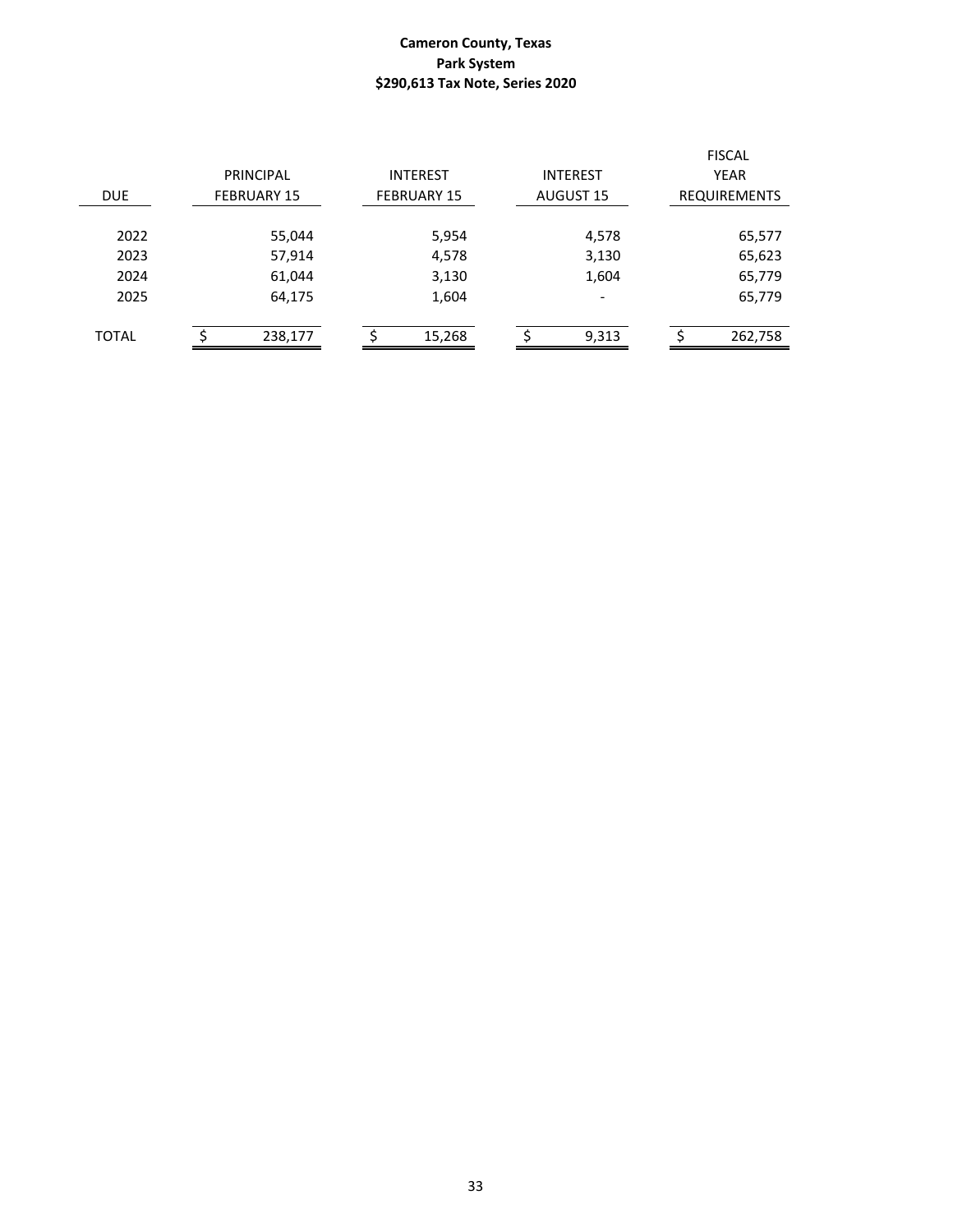**Cameron County, Texas**
**Park System**
**$290,613 Tax Note, Series 2020**

| DUE | PRINCIPAL FEBRUARY 15 | INTEREST FEBRUARY 15 | INTEREST AUGUST 15 | FISCAL YEAR REQUIREMENTS |
|---|---|---|---|---|
| 2022 | 55,044 | 5,954 | 4,578 | 65,577 |
| 2023 | 57,914 | 4,578 | 3,130 | 65,623 |
| 2024 | 61,044 | 3,130 | 1,604 | 65,779 |
| 2025 | 64,175 | 1,604 | - | 65,779 |
| TOTAL | $ 238,177 | $ 15,268 | $ 9,313 | $ 262,758 |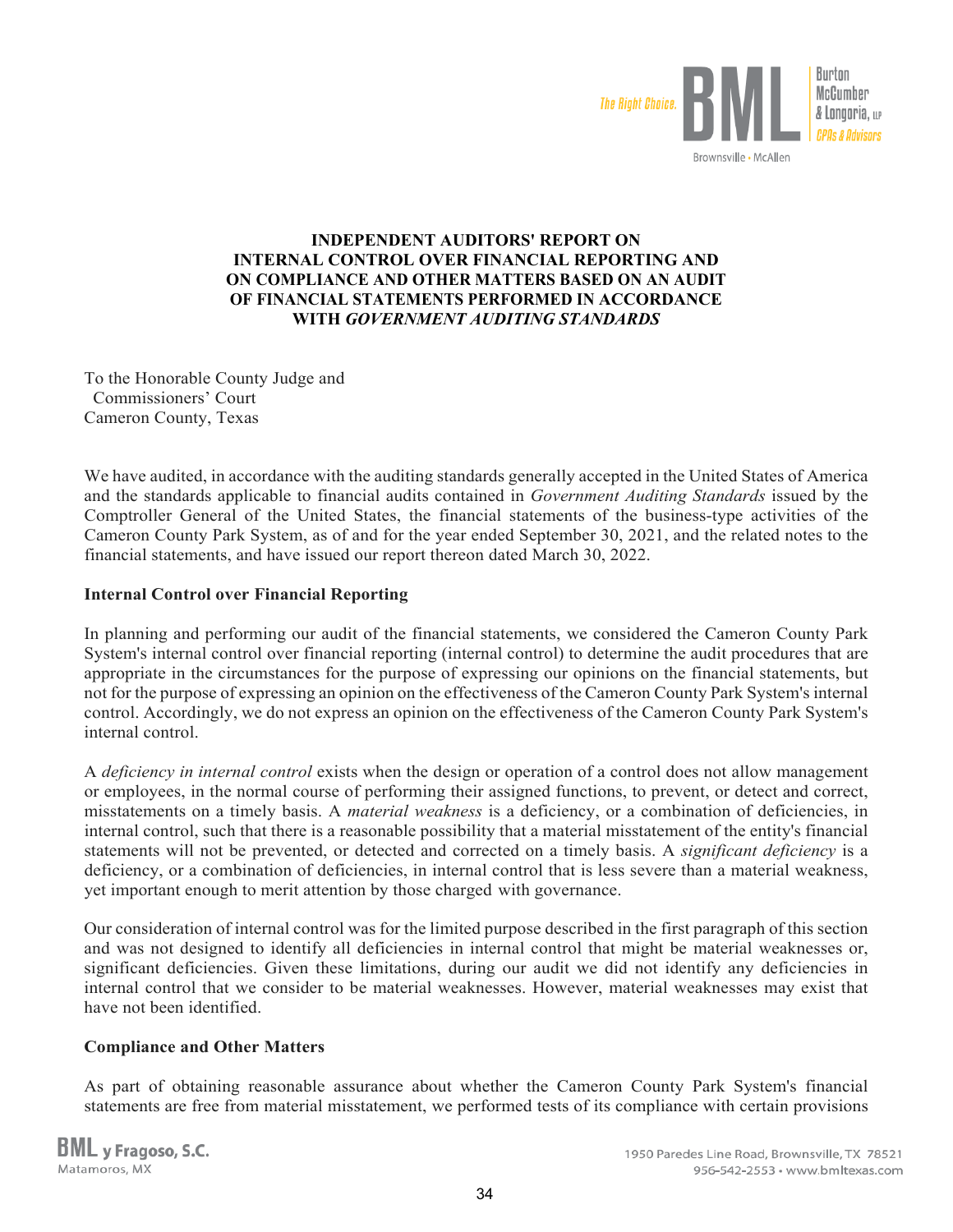# INDEPENDENT AUDITORS' REPORT ON INTERNAL CONTROL OVER FINANCIAL REPORTING AND ON COMPLIANCE AND OTHER MATTERS BASED ON AN AUDIT OF FINANCIAL STATEMENTS PERFORMED IN ACCORDANCE WITH *GOVERNMENT AUDITING STANDARDS*

To the Honorable County Judge and
Commissioners' Court
Cameron County, Texas

We have audited, in accordance with the auditing standards generally accepted in the United States of America and the standards applicable to financial audits contained in *Government Auditing Standards* issued by the Comptroller General of the United States, the financial statements of the business-type activities of the Cameron County Park System, as of and for the year ended September 30, 2021, and the related notes to the financial statements, and have issued our report thereon dated March 30, 2022.

**Internal Control over Financial Reporting**

In planning and performing our audit of the financial statements, we considered the Cameron County Park System's internal control over financial reporting (internal control) to determine the audit procedures that are appropriate in the circumstances for the purpose of expressing our opinions on the financial statements, but not for the purpose of expressing an opinion on the effectiveness of the Cameron County Park System's internal control. Accordingly, we do not express an opinion on the effectiveness of the Cameron County Park System's internal control.

A *deficiency in internal control* exists when the design or operation of a control does not allow management or employees, in the normal course of performing their assigned functions, to prevent, or detect and correct, misstatements on a timely basis. A *material weakness* is a deficiency, or a combination of deficiencies, in internal control, such that there is a reasonable possibility that a material misstatement of the entity's financial statements will not be prevented, or detected and corrected on a timely basis. A *significant deficiency* is a deficiency, or a combination of deficiencies, in internal control that is less severe than a material weakness, yet important enough to merit attention by those charged with governance.

Our consideration of internal control was for the limited purpose described in the first paragraph of this section and was not designed to identify all deficiencies in internal control that might be material weaknesses or, significant deficiencies. Given these limitations, during our audit we did not identify any deficiencies in internal control that we consider to be material weaknesses. However, material weaknesses may exist that have not been identified.

**Compliance and Other Matters**

As part of obtaining reasonable assurance about whether the Cameron County Park System's financial statements are free from material misstatement, we performed tests of its compliance with certain provisions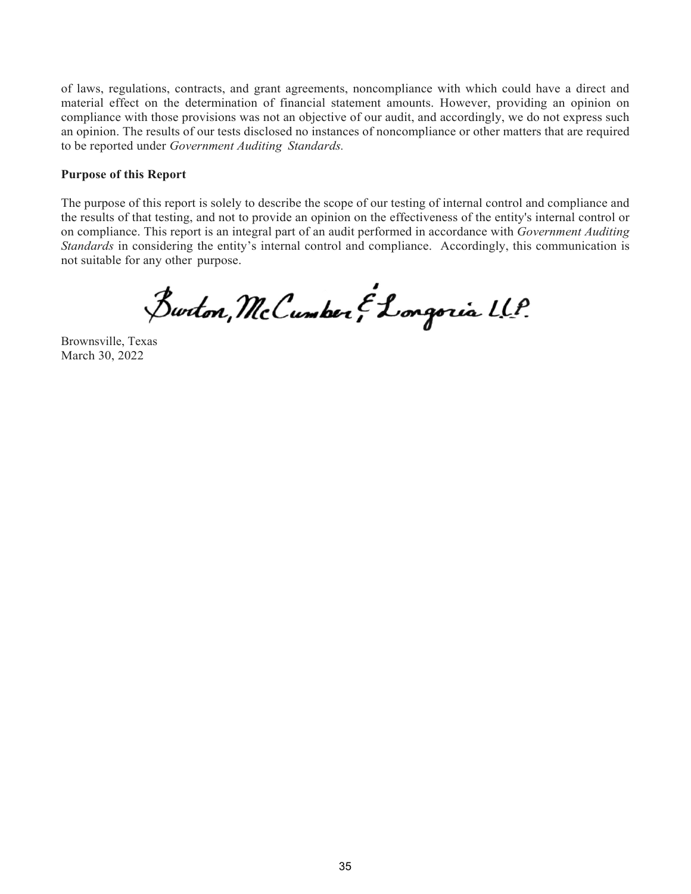of laws, regulations, contracts, and grant agreements, noncompliance with which could have a direct and material effect on the determination of financial statement amounts. However, providing an opinion on compliance with those provisions was not an objective of our audit, and accordingly, we do not express such an opinion. The results of our tests disclosed no instances of noncompliance or other matters that are required to be reported under *Government Auditing Standards.*

**Purpose of this Report**

The purpose of this report is solely to describe the scope of our testing of internal control and compliance and the results of that testing, and not to provide an opinion on the effectiveness of the entity's internal control or on compliance. This report is an integral part of an audit performed in accordance with *Government Auditing Standards* in considering the entity's internal control and compliance. Accordingly, this communication is not suitable for any other purpose.

Burton, McCumber & Longoria L.L.P.

Brownsville, Texas
March 30, 2022